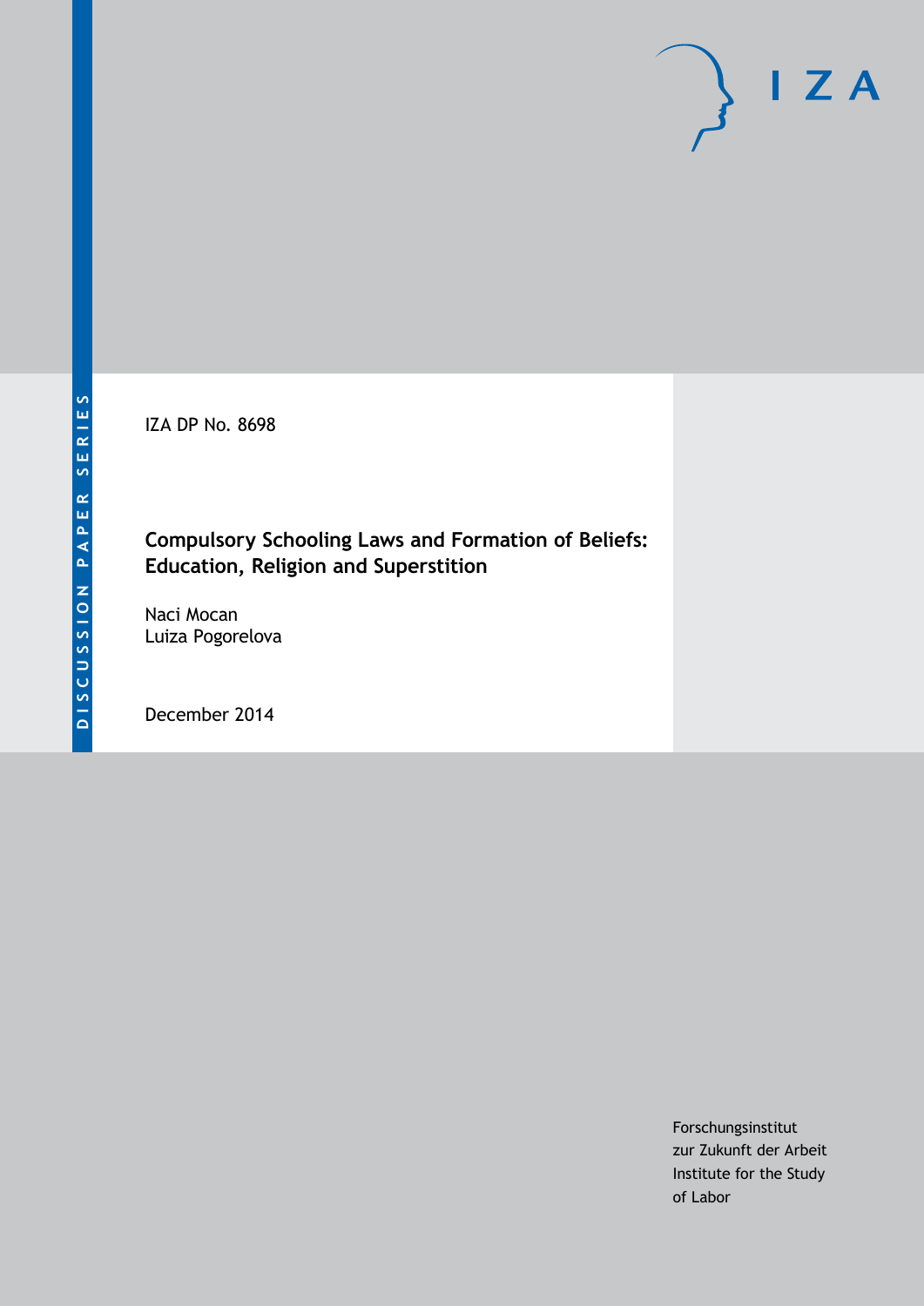DISCUSSION PAPER SERIES

IZA DP No. 8698

# Compulsory Schooling Laws and Formation of Beliefs: Education, Religion and Superstition

Naci Mocan
Luiza Pogorelova

December 2014

Forschungsinstitut
zur Zukunft der Arbeit
Institute for the Study
of Labor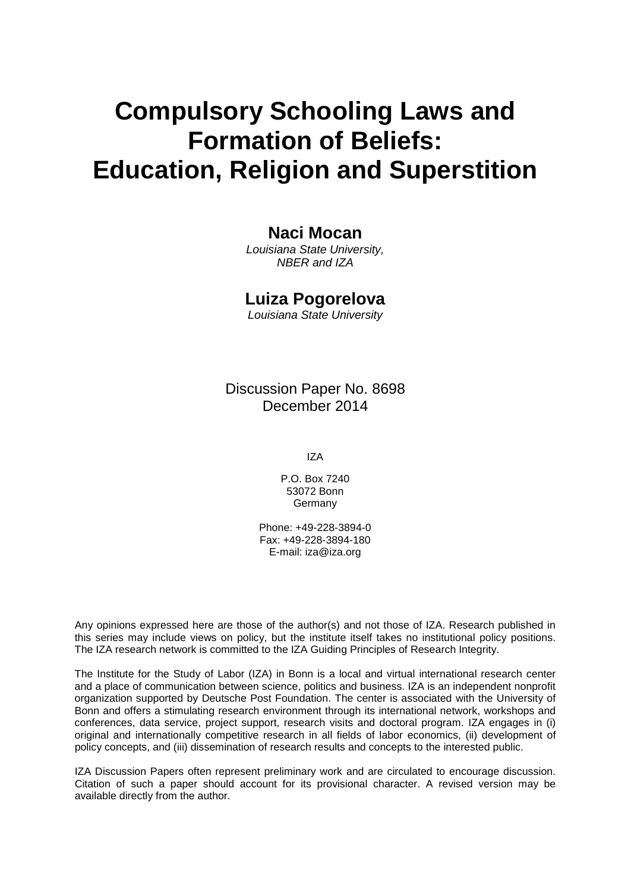# Compulsory Schooling Laws and Formation of Beliefs: Education, Religion and Superstition

**Naci Mocan**
*Louisiana State University, NBER and IZA*

**Luiza Pogorelova**
*Louisiana State University*

Discussion Paper No. 8698
December 2014

IZA

P.O. Box 7240
53072 Bonn
Germany

Phone: +49-228-3894-0
Fax: +49-228-3894-180
E-mail: iza@iza.org

Any opinions expressed here are those of the author(s) and not those of IZA. Research published in this series may include views on policy, but the institute itself takes no institutional policy positions. The IZA research network is committed to the IZA Guiding Principles of Research Integrity.

The Institute for the Study of Labor (IZA) in Bonn is a local and virtual international research center and a place of communication between science, politics and business. IZA is an independent nonprofit organization supported by Deutsche Post Foundation. The center is associated with the University of Bonn and offers a stimulating research environment through its international network, workshops and conferences, data service, project support, research visits and doctoral program. IZA engages in (i) original and internationally competitive research in all fields of labor economics, (ii) development of policy concepts, and (iii) dissemination of research results and concepts to the interested public.

IZA Discussion Papers often represent preliminary work and are circulated to encourage discussion. Citation of such a paper should account for its provisional character. A revised version may be available directly from the author.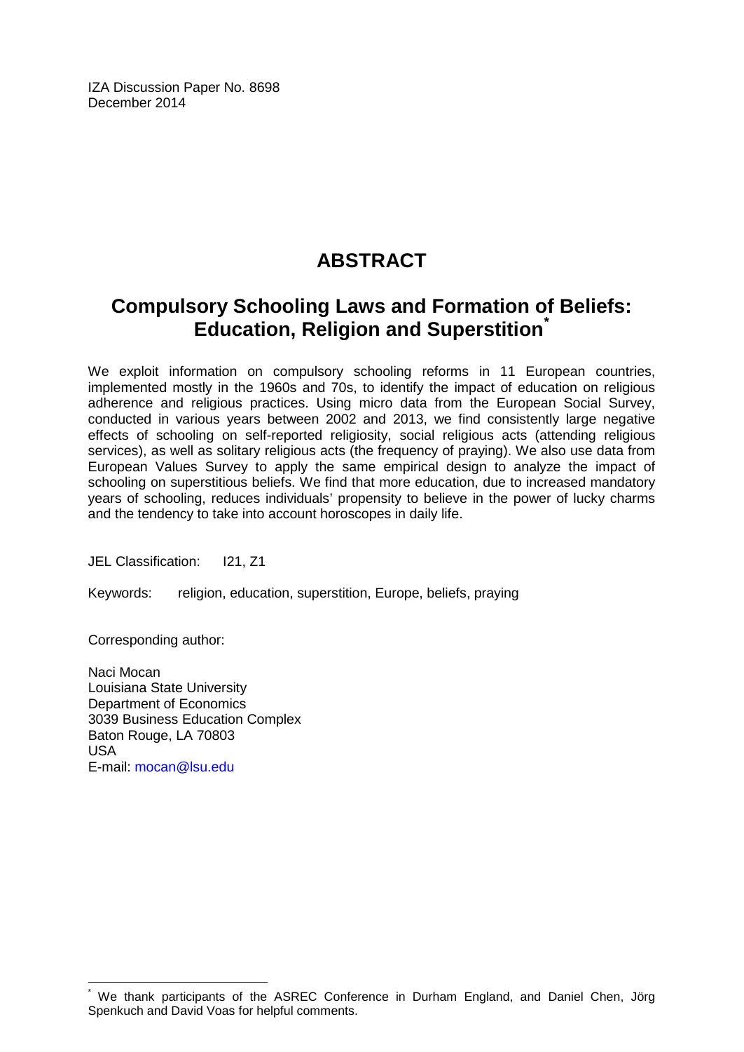IZA Discussion Paper No. 8698
December 2014

# ABSTRACT

## Compulsory Schooling Laws and Formation of Beliefs: Education, Religion and Superstition[*]

We exploit information on compulsory schooling reforms in 11 European countries, implemented mostly in the 1960s and 70s, to identify the impact of education on religious adherence and religious practices. Using micro data from the European Social Survey, conducted in various years between 2002 and 2013, we find consistently large negative effects of schooling on self-reported religiosity, social religious acts (attending religious services), as well as solitary religious acts (the frequency of praying). We also use data from European Values Survey to apply the same empirical design to analyze the impact of schooling on superstitious beliefs. We find that more education, due to increased mandatory years of schooling, reduces individuals' propensity to believe in the power of lucky charms and the tendency to take into account horoscopes in daily life.

JEL Classification: I21, Z1

Keywords: religion, education, superstition, Europe, beliefs, praying

Corresponding author:

Naci Mocan
Louisiana State University
Department of Economics
3039 Business Education Complex
Baton Rouge, LA 70803
USA
E-mail: mocan@lsu.edu

[*] We thank participants of the ASREC Conference in Durham England, and Daniel Chen, Jörg Spenkuch and David Voas for helpful comments.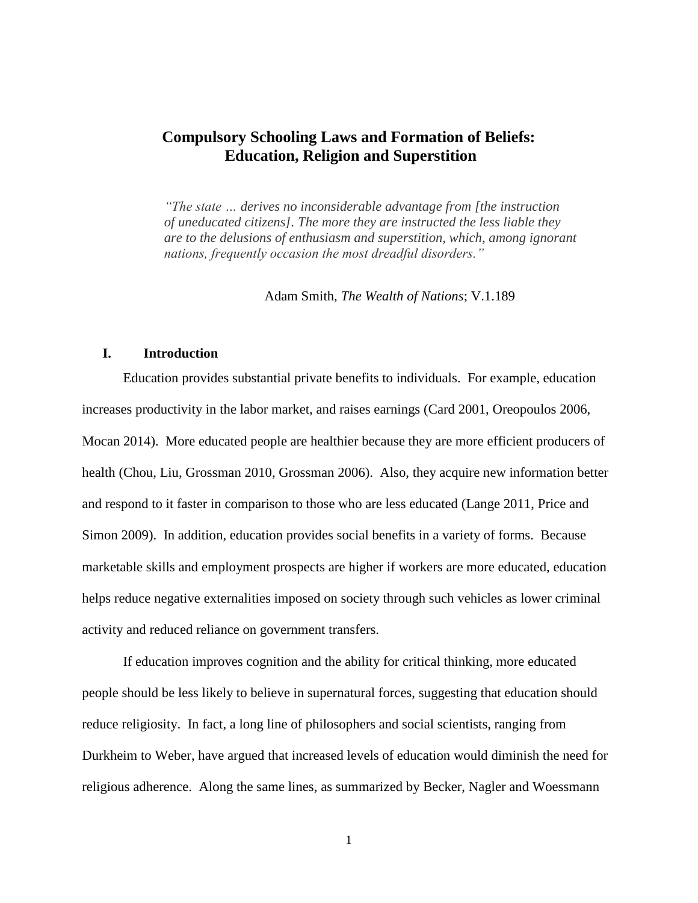# Compulsory Schooling Laws and Formation of Beliefs: Education, Religion and Superstition

> *"The state … derives no inconsiderable advantage from [the instruction of uneducated citizens]. The more they are instructed the less liable they are to the delusions of enthusiasm and superstition, which, among ignorant nations, frequently occasion the most dreadful disorders."*
>
> Adam Smith, *The Wealth of Nations*; V.1.189

## I. Introduction

Education provides substantial private benefits to individuals. For example, education increases productivity in the labor market, and raises earnings (Card 2001, Oreopoulos 2006, Mocan 2014). More educated people are healthier because they are more efficient producers of health (Chou, Liu, Grossman 2010, Grossman 2006). Also, they acquire new information better and respond to it faster in comparison to those who are less educated (Lange 2011, Price and Simon 2009). In addition, education provides social benefits in a variety of forms. Because marketable skills and employment prospects are higher if workers are more educated, education helps reduce negative externalities imposed on society through such vehicles as lower criminal activity and reduced reliance on government transfers.

If education improves cognition and the ability for critical thinking, more educated people should be less likely to believe in supernatural forces, suggesting that education should reduce religiosity. In fact, a long line of philosophers and social scientists, ranging from Durkheim to Weber, have argued that increased levels of education would diminish the need for religious adherence. Along the same lines, as summarized by Becker, Nagler and Woessmann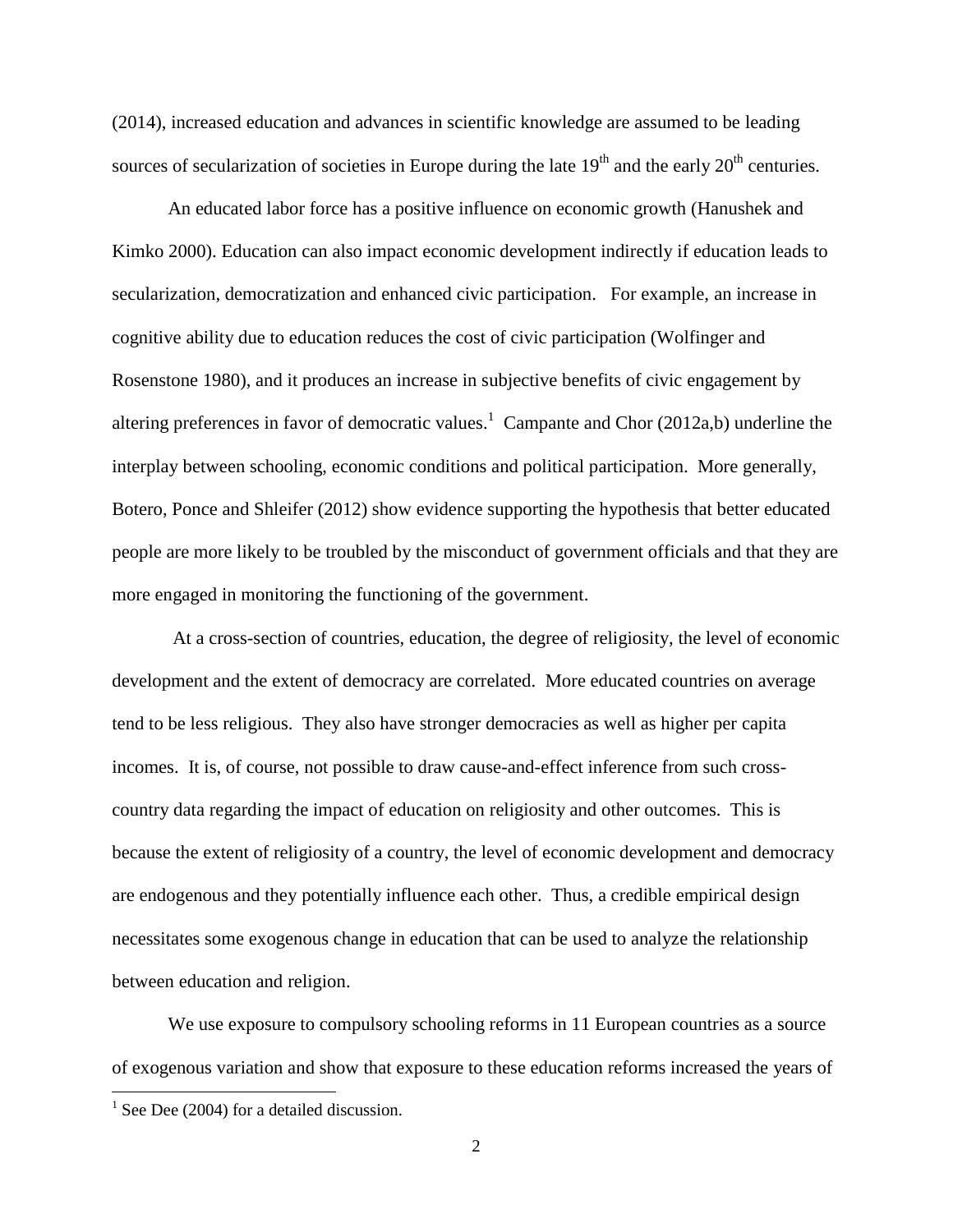(2014), increased education and advances in scientific knowledge are assumed to be leading sources of secularization of societies in Europe during the late $19^{th}$ and the early $20^{th}$ centuries.

An educated labor force has a positive influence on economic growth (Hanushek and Kimko 2000). Education can also impact economic development indirectly if education leads to secularization, democratization and enhanced civic participation. For example, an increase in cognitive ability due to education reduces the cost of civic participation (Wolfinger and Rosenstone 1980), and it produces an increase in subjective benefits of civic engagement by altering preferences in favor of democratic values.[1] Campante and Chor (2012a,b) underline the interplay between schooling, economic conditions and political participation. More generally, Botero, Ponce and Shleifer (2012) show evidence supporting the hypothesis that better educated people are more likely to be troubled by the misconduct of government officials and that they are more engaged in monitoring the functioning of the government.

At a cross-section of countries, education, the degree of religiosity, the level of economic development and the extent of democracy are correlated. More educated countries on average tend to be less religious. They also have stronger democracies as well as higher per capita incomes. It is, of course, not possible to draw cause-and-effect inference from such cross-country data regarding the impact of education on religiosity and other outcomes. This is because the extent of religiosity of a country, the level of economic development and democracy are endogenous and they potentially influence each other. Thus, a credible empirical design necessitates some exogenous change in education that can be used to analyze the relationship between education and religion.

We use exposure to compulsory schooling reforms in 11 European countries as a source of exogenous variation and show that exposure to these education reforms increased the years of

[1] See Dee (2004) for a detailed discussion.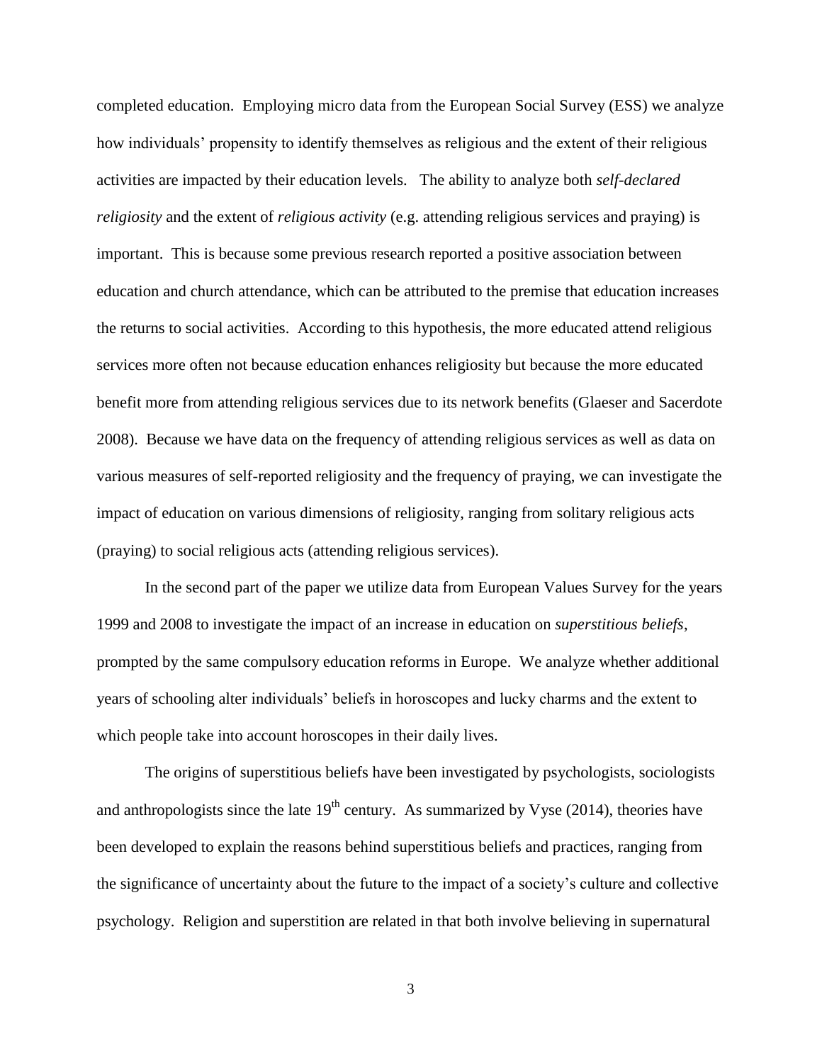completed education. Employing micro data from the European Social Survey (ESS) we analyze how individuals' propensity to identify themselves as religious and the extent of their religious activities are impacted by their education levels. The ability to analyze both *self-declared religiosity* and the extent of *religious activity* (e.g. attending religious services and praying) is important. This is because some previous research reported a positive association between education and church attendance, which can be attributed to the premise that education increases the returns to social activities. According to this hypothesis, the more educated attend religious services more often not because education enhances religiosity but because the more educated benefit more from attending religious services due to its network benefits (Glaeser and Sacerdote 2008). Because we have data on the frequency of attending religious services as well as data on various measures of self-reported religiosity and the frequency of praying, we can investigate the impact of education on various dimensions of religiosity, ranging from solitary religious acts (praying) to social religious acts (attending religious services).

In the second part of the paper we utilize data from European Values Survey for the years 1999 and 2008 to investigate the impact of an increase in education on *superstitious beliefs*, prompted by the same compulsory education reforms in Europe. We analyze whether additional years of schooling alter individuals' beliefs in horoscopes and lucky charms and the extent to which people take into account horoscopes in their daily lives.

The origins of superstitious beliefs have been investigated by psychologists, sociologists and anthropologists since the late 19th century. As summarized by Vyse (2014), theories have been developed to explain the reasons behind superstitious beliefs and practices, ranging from the significance of uncertainty about the future to the impact of a society's culture and collective psychology. Religion and superstition are related in that both involve believing in supernatural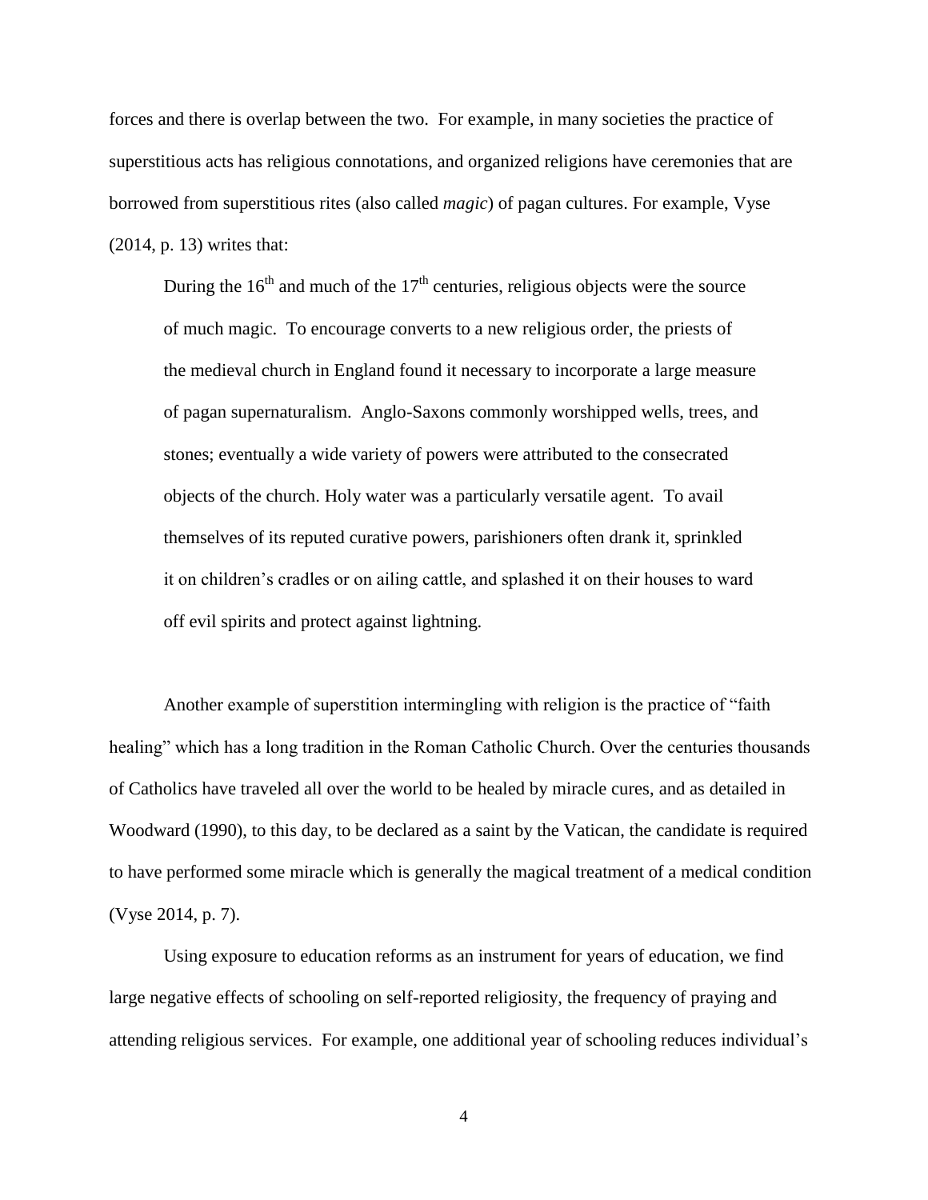forces and there is overlap between the two. For example, in many societies the practice of superstitious acts has religious connotations, and organized religions have ceremonies that are borrowed from superstitious rites (also called *magic*) of pagan cultures. For example, Vyse (2014, p. 13) writes that:

> During the 16th and much of the 17th centuries, religious objects were the source of much magic. To encourage converts to a new religious order, the priests of the medieval church in England found it necessary to incorporate a large measure of pagan supernaturalism. Anglo-Saxons commonly worshipped wells, trees, and stones; eventually a wide variety of powers were attributed to the consecrated objects of the church. Holy water was a particularly versatile agent. To avail themselves of its reputed curative powers, parishioners often drank it, sprinkled it on children's cradles or on ailing cattle, and splashed it on their houses to ward off evil spirits and protect against lightning.

Another example of superstition intermingling with religion is the practice of "faith healing" which has a long tradition in the Roman Catholic Church. Over the centuries thousands of Catholics have traveled all over the world to be healed by miracle cures, and as detailed in Woodward (1990), to this day, to be declared as a saint by the Vatican, the candidate is required to have performed some miracle which is generally the magical treatment of a medical condition (Vyse 2014, p. 7).

Using exposure to education reforms as an instrument for years of education, we find large negative effects of schooling on self-reported religiosity, the frequency of praying and attending religious services. For example, one additional year of schooling reduces individual's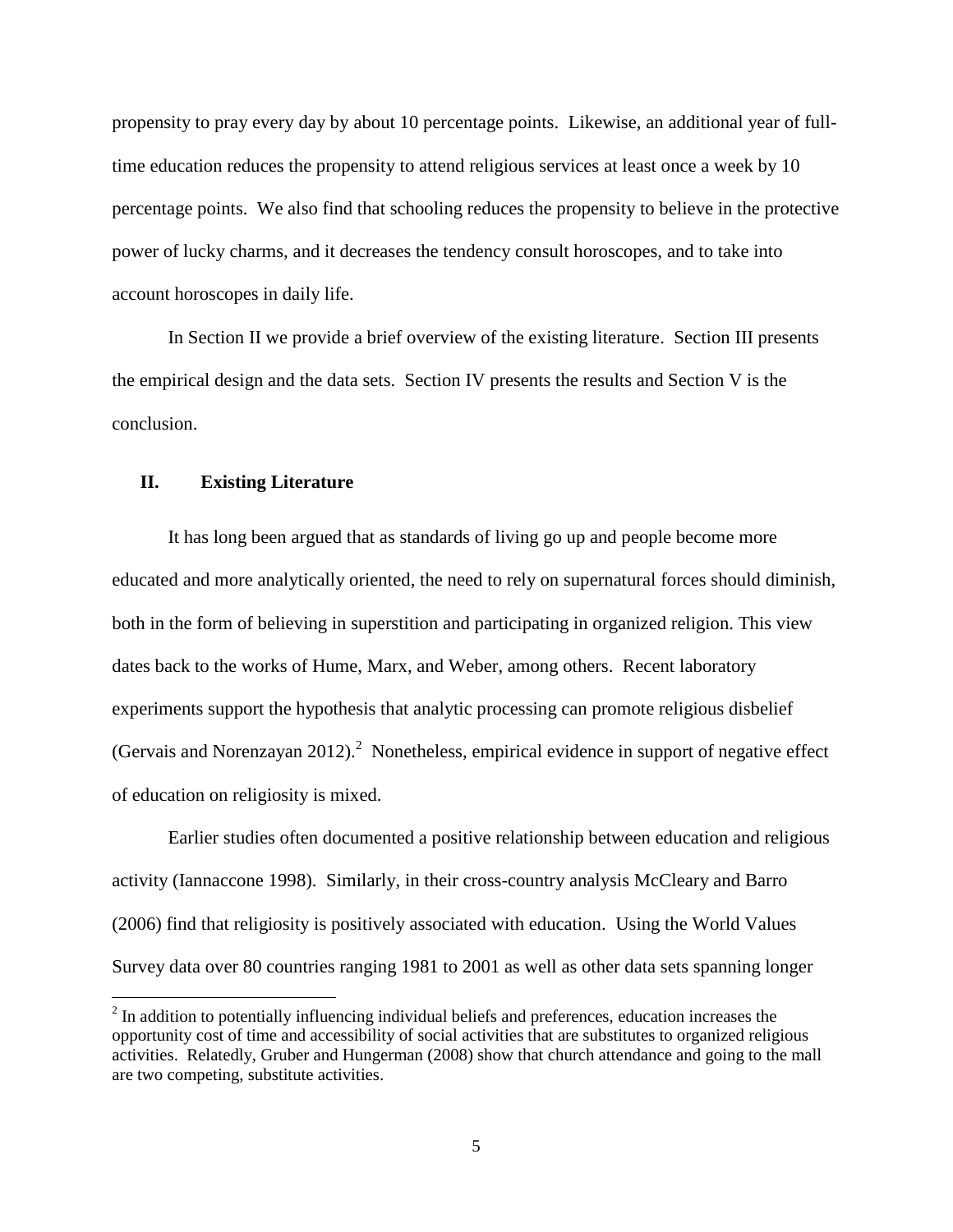propensity to pray every day by about 10 percentage points. Likewise, an additional year of full-time education reduces the propensity to attend religious services at least once a week by 10 percentage points. We also find that schooling reduces the propensity to believe in the protective power of lucky charms, and it decreases the tendency consult horoscopes, and to take into account horoscopes in daily life.

In Section II we provide a brief overview of the existing literature. Section III presents the empirical design and the data sets. Section IV presents the results and Section V is the conclusion.

## II. Existing Literature

It has long been argued that as standards of living go up and people become more educated and more analytically oriented, the need to rely on supernatural forces should diminish, both in the form of believing in superstition and participating in organized religion. This view dates back to the works of Hume, Marx, and Weber, among others. Recent laboratory experiments support the hypothesis that analytic processing can promote religious disbelief (Gervais and Norenzayan 2012).[2] Nonetheless, empirical evidence in support of negative effect of education on religiosity is mixed.

Earlier studies often documented a positive relationship between education and religious activity (Iannaccone 1998). Similarly, in their cross-country analysis McCleary and Barro (2006) find that religiosity is positively associated with education. Using the World Values Survey data over 80 countries ranging 1981 to 2001 as well as other data sets spanning longer

[2] In addition to potentially influencing individual beliefs and preferences, education increases the opportunity cost of time and accessibility of social activities that are substitutes to organized religious activities. Relatedly, Gruber and Hungerman (2008) show that church attendance and going to the mall are two competing, substitute activities.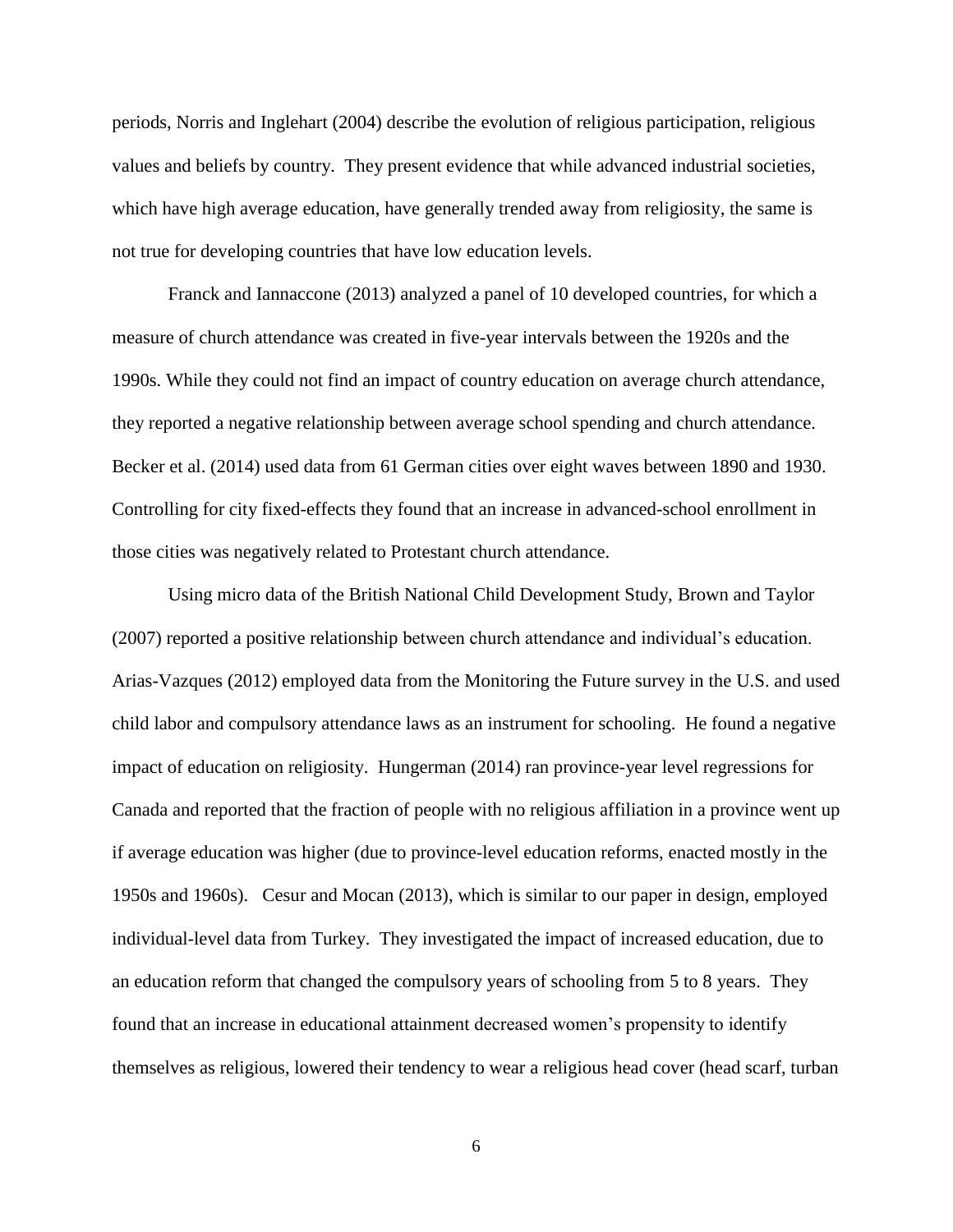periods, Norris and Inglehart (2004) describe the evolution of religious participation, religious values and beliefs by country. They present evidence that while advanced industrial societies, which have high average education, have generally trended away from religiosity, the same is not true for developing countries that have low education levels.

Franck and Iannaccone (2013) analyzed a panel of 10 developed countries, for which a measure of church attendance was created in five-year intervals between the 1920s and the 1990s. While they could not find an impact of country education on average church attendance, they reported a negative relationship between average school spending and church attendance. Becker et al. (2014) used data from 61 German cities over eight waves between 1890 and 1930. Controlling for city fixed-effects they found that an increase in advanced-school enrollment in those cities was negatively related to Protestant church attendance.

Using micro data of the British National Child Development Study, Brown and Taylor (2007) reported a positive relationship between church attendance and individual's education. Arias-Vazques (2012) employed data from the Monitoring the Future survey in the U.S. and used child labor and compulsory attendance laws as an instrument for schooling. He found a negative impact of education on religiosity. Hungerman (2014) ran province-year level regressions for Canada and reported that the fraction of people with no religious affiliation in a province went up if average education was higher (due to province-level education reforms, enacted mostly in the 1950s and 1960s). Cesur and Mocan (2013), which is similar to our paper in design, employed individual-level data from Turkey. They investigated the impact of increased education, due to an education reform that changed the compulsory years of schooling from 5 to 8 years. They found that an increase in educational attainment decreased women's propensity to identify themselves as religious, lowered their tendency to wear a religious head cover (head scarf, turban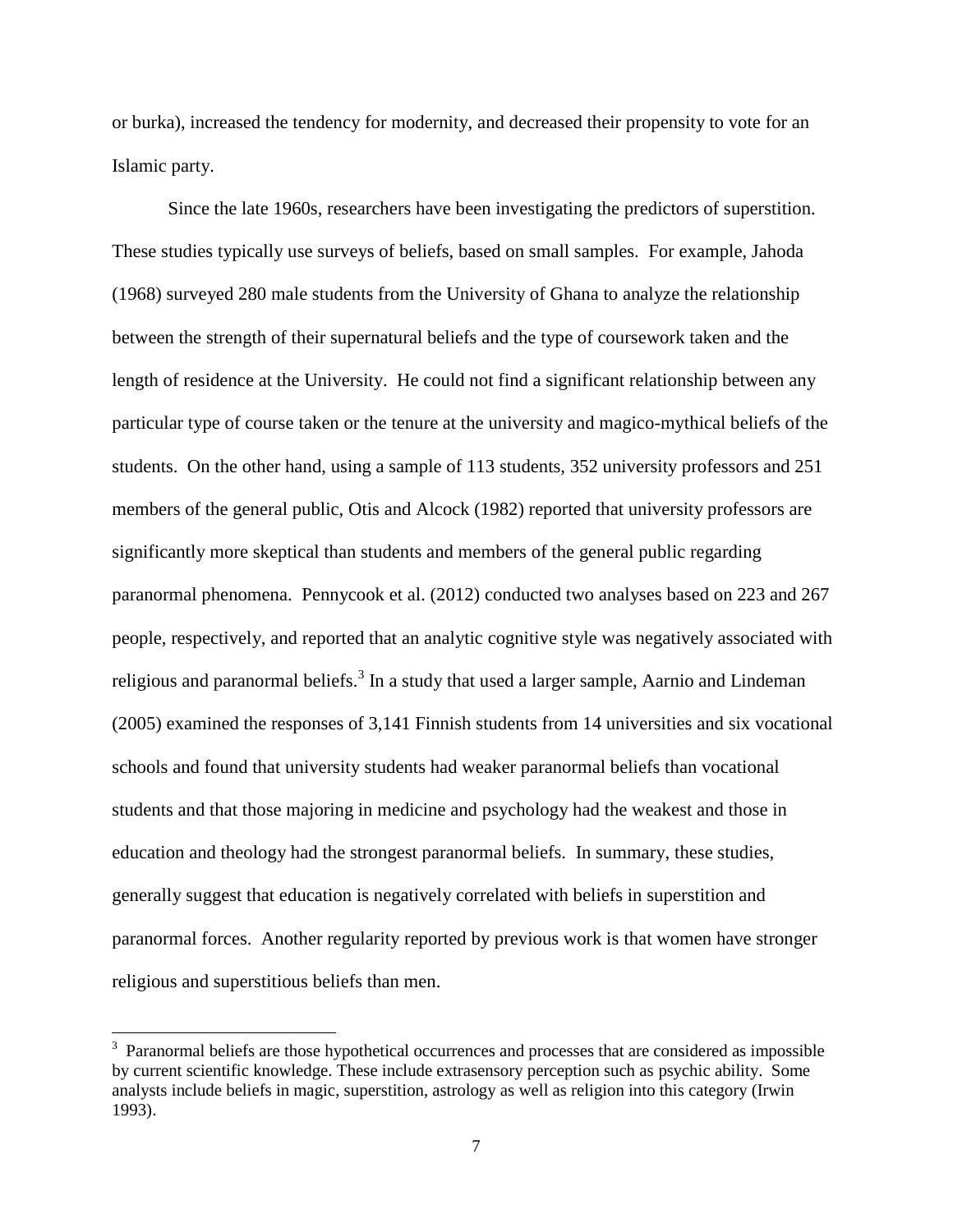or burka), increased the tendency for modernity, and decreased their propensity to vote for an Islamic party.

Since the late 1960s, researchers have been investigating the predictors of superstition. These studies typically use surveys of beliefs, based on small samples. For example, Jahoda (1968) surveyed 280 male students from the University of Ghana to analyze the relationship between the strength of their supernatural beliefs and the type of coursework taken and the length of residence at the University. He could not find a significant relationship between any particular type of course taken or the tenure at the university and magico-mythical beliefs of the students. On the other hand, using a sample of 113 students, 352 university professors and 251 members of the general public, Otis and Alcock (1982) reported that university professors are significantly more skeptical than students and members of the general public regarding paranormal phenomena. Pennycook et al. (2012) conducted two analyses based on 223 and 267 people, respectively, and reported that an analytic cognitive style was negatively associated with religious and paranormal beliefs.[3] In a study that used a larger sample, Aarnio and Lindeman (2005) examined the responses of 3,141 Finnish students from 14 universities and six vocational schools and found that university students had weaker paranormal beliefs than vocational students and that those majoring in medicine and psychology had the weakest and those in education and theology had the strongest paranormal beliefs. In summary, these studies, generally suggest that education is negatively correlated with beliefs in superstition and paranormal forces. Another regularity reported by previous work is that women have stronger religious and superstitious beliefs than men.

---

[3] Paranormal beliefs are those hypothetical occurrences and processes that are considered as impossible by current scientific knowledge. These include extrasensory perception such as psychic ability. Some analysts include beliefs in magic, superstition, astrology as well as religion into this category (Irwin 1993).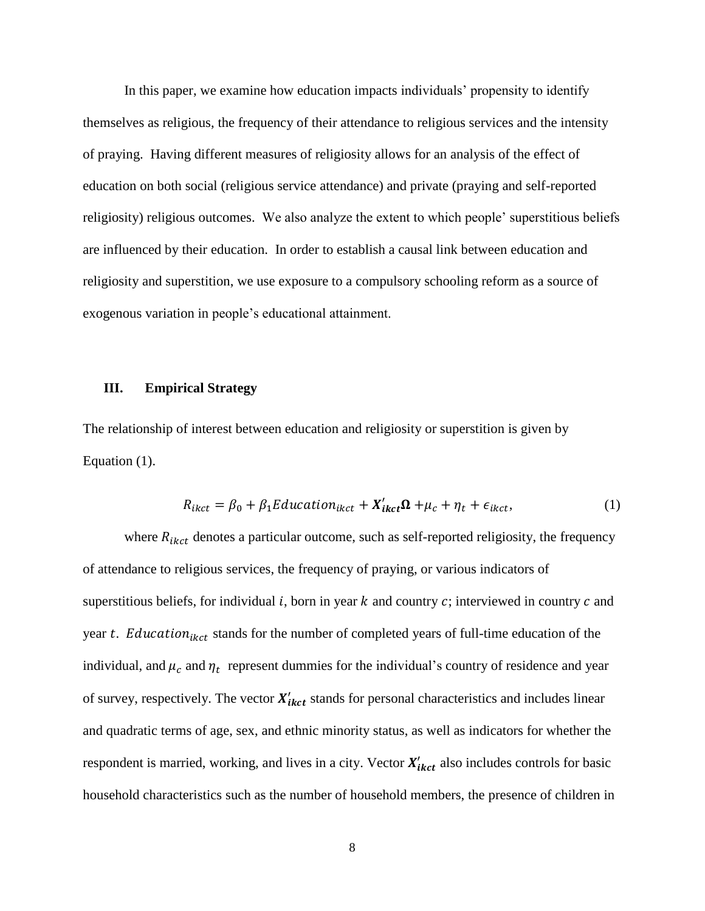In this paper, we examine how education impacts individuals' propensity to identify themselves as religious, the frequency of their attendance to religious services and the intensity of praying. Having different measures of religiosity allows for an analysis of the effect of education on both social (religious service attendance) and private (praying and self-reported religiosity) religious outcomes. We also analyze the extent to which people' superstitious beliefs are influenced by their education. In order to establish a causal link between education and religiosity and superstition, we use exposure to a compulsory schooling reform as a source of exogenous variation in people's educational attainment.

## III. Empirical Strategy

The relationship of interest between education and religiosity or superstition is given by Equation (1).

$$R_{ikct} = \beta_0 + \beta_1 Education_{ikct} + \boldsymbol{X'_{ikct}}\boldsymbol{\Omega} + \mu_c + \eta_t + \epsilon_{ikct}, \quad (1)$$

where $R_{ikct}$ denotes a particular outcome, such as self-reported religiosity, the frequency of attendance to religious services, the frequency of praying, or various indicators of superstitious beliefs, for individual $i$, born in year $k$ and country $c$; interviewed in country $c$ and year $t$. $Education_{ikct}$ stands for the number of completed years of full-time education of the individual, and $\mu_c$ and $\eta_t$ represent dummies for the individual's country of residence and year of survey, respectively. The vector $\boldsymbol{X'_{ikct}}$ stands for personal characteristics and includes linear and quadratic terms of age, sex, and ethnic minority status, as well as indicators for whether the respondent is married, working, and lives in a city. Vector $\boldsymbol{X'_{ikct}}$ also includes controls for basic household characteristics such as the number of household members, the presence of children in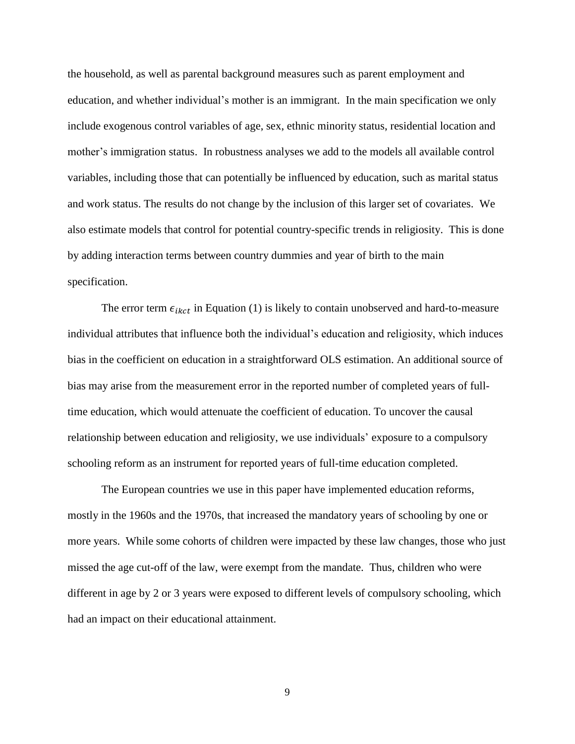the household, as well as parental background measures such as parent employment and education, and whether individual's mother is an immigrant. In the main specification we only include exogenous control variables of age, sex, ethnic minority status, residential location and mother's immigration status. In robustness analyses we add to the models all available control variables, including those that can potentially be influenced by education, such as marital status and work status. The results do not change by the inclusion of this larger set of covariates. We also estimate models that control for potential country-specific trends in religiosity. This is done by adding interaction terms between country dummies and year of birth to the main specification.

The error term $\epsilon_{ikct}$ in Equation (1) is likely to contain unobserved and hard-to-measure individual attributes that influence both the individual's education and religiosity, which induces bias in the coefficient on education in a straightforward OLS estimation. An additional source of bias may arise from the measurement error in the reported number of completed years of full-time education, which would attenuate the coefficient of education. To uncover the causal relationship between education and religiosity, we use individuals' exposure to a compulsory schooling reform as an instrument for reported years of full-time education completed.

The European countries we use in this paper have implemented education reforms, mostly in the 1960s and the 1970s, that increased the mandatory years of schooling by one or more years. While some cohorts of children were impacted by these law changes, those who just missed the age cut-off of the law, were exempt from the mandate. Thus, children who were different in age by 2 or 3 years were exposed to different levels of compulsory schooling, which had an impact on their educational attainment.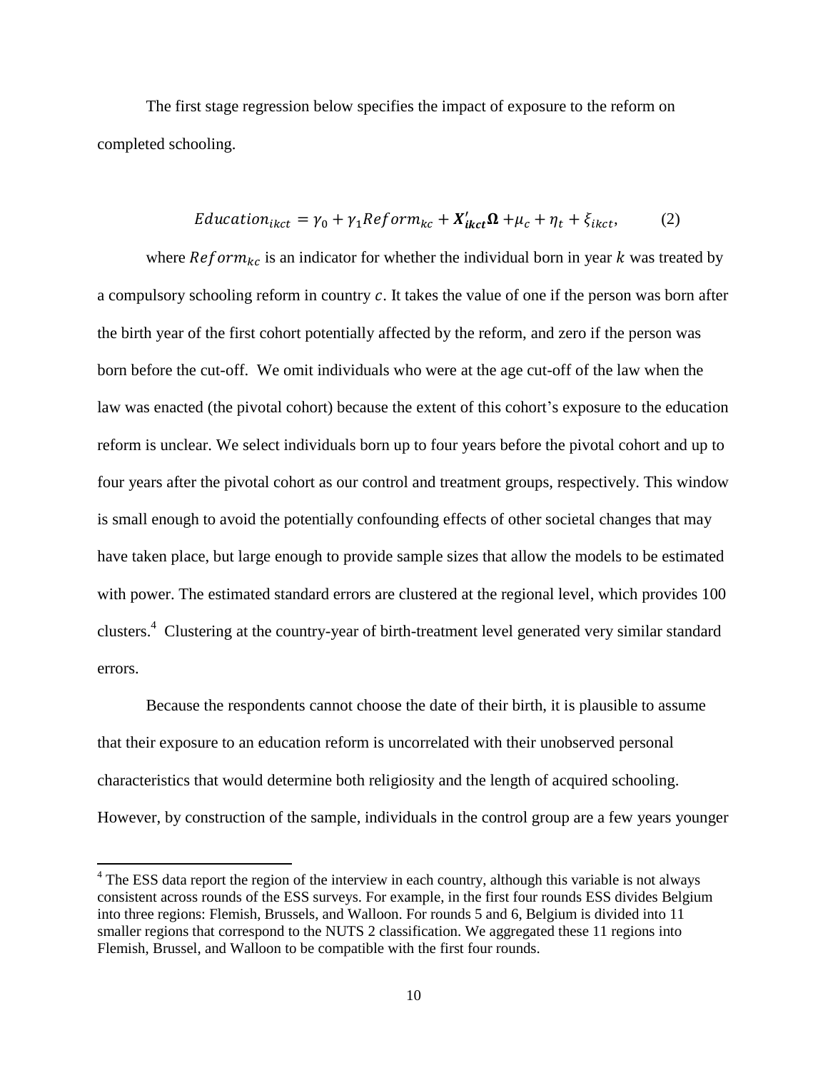The first stage regression below specifies the impact of exposure to the reform on completed schooling.

$$Education_{ikct} = \gamma_0 + \gamma_1 Reform_{kc} + \boldsymbol{X'_{ikct}}\boldsymbol{\Omega} + \mu_c + \eta_t + \xi_{ikct}, \qquad (2)$$

where $Reform_{kc}$ is an indicator for whether the individual born in year $k$ was treated by a compulsory schooling reform in country $c$. It takes the value of one if the person was born after the birth year of the first cohort potentially affected by the reform, and zero if the person was born before the cut-off. We omit individuals who were at the age cut-off of the law when the law was enacted (the pivotal cohort) because the extent of this cohort's exposure to the education reform is unclear. We select individuals born up to four years before the pivotal cohort and up to four years after the pivotal cohort as our control and treatment groups, respectively. This window is small enough to avoid the potentially confounding effects of other societal changes that may have taken place, but large enough to provide sample sizes that allow the models to be estimated with power. The estimated standard errors are clustered at the regional level, which provides 100 clusters.[4] Clustering at the country-year of birth-treatment level generated very similar standard errors.

Because the respondents cannot choose the date of their birth, it is plausible to assume that their exposure to an education reform is uncorrelated with their unobserved personal characteristics that would determine both religiosity and the length of acquired schooling. However, by construction of the sample, individuals in the control group are a few years younger

[4] The ESS data report the region of the interview in each country, although this variable is not always consistent across rounds of the ESS surveys. For example, in the first four rounds ESS divides Belgium into three regions: Flemish, Brussels, and Walloon. For rounds 5 and 6, Belgium is divided into 11 smaller regions that correspond to the NUTS 2 classification. We aggregated these 11 regions into Flemish, Brussel, and Walloon to be compatible with the first four rounds.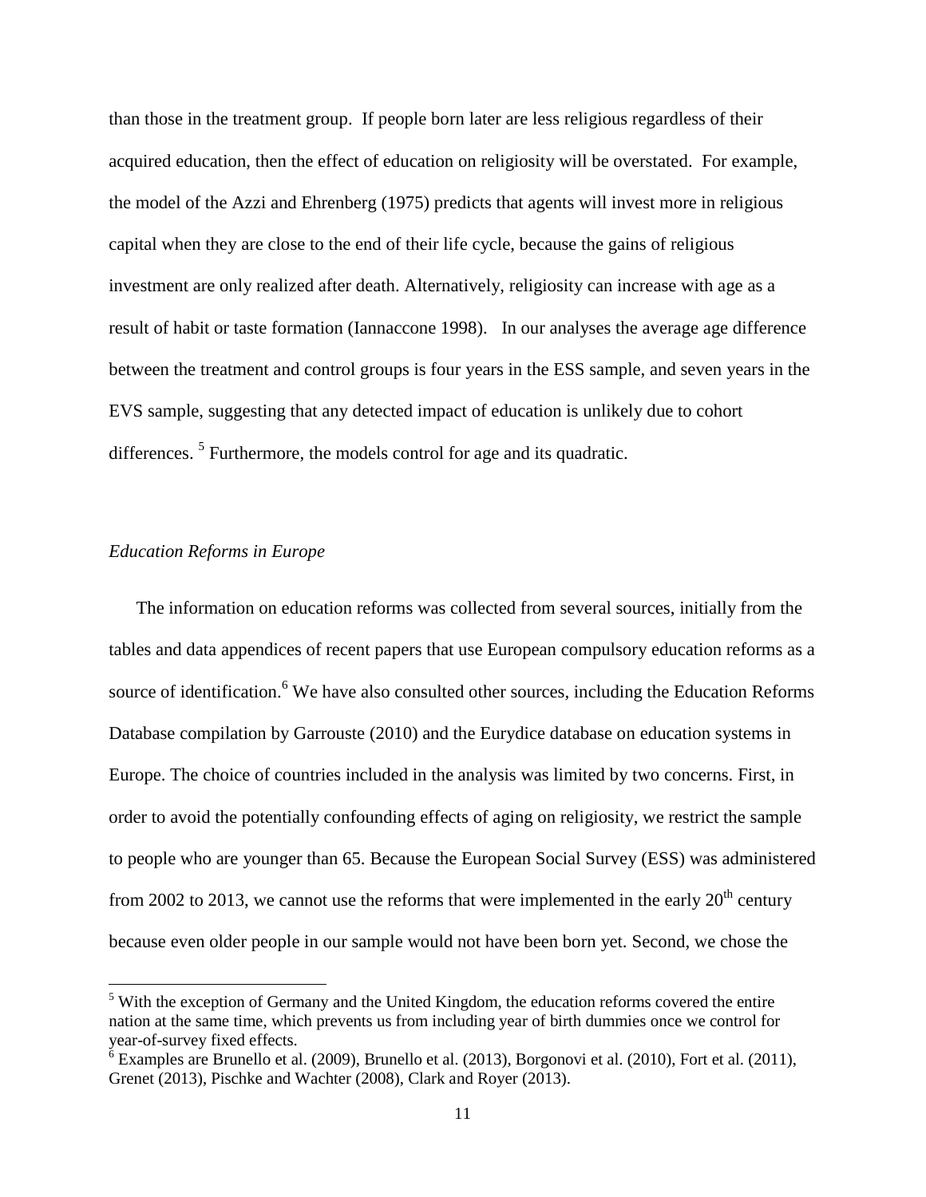than those in the treatment group. If people born later are less religious regardless of their acquired education, then the effect of education on religiosity will be overstated. For example, the model of the Azzi and Ehrenberg (1975) predicts that agents will invest more in religious capital when they are close to the end of their life cycle, because the gains of religious investment are only realized after death. Alternatively, religiosity can increase with age as a result of habit or taste formation (Iannaccone 1998). In our analyses the average age difference between the treatment and control groups is four years in the ESS sample, and seven years in the EVS sample, suggesting that any detected impact of education is unlikely due to cohort differences. [5] Furthermore, the models control for age and its quadratic.

*Education Reforms in Europe*

The information on education reforms was collected from several sources, initially from the tables and data appendices of recent papers that use European compulsory education reforms as a source of identification.[6] We have also consulted other sources, including the Education Reforms Database compilation by Garrouste (2010) and the Eurydice database on education systems in Europe. The choice of countries included in the analysis was limited by two concerns. First, in order to avoid the potentially confounding effects of aging on religiosity, we restrict the sample to people who are younger than 65. Because the European Social Survey (ESS) was administered from 2002 to 2013, we cannot use the reforms that were implemented in the early 20th century because even older people in our sample would not have been born yet. Second, we chose the

[5] With the exception of Germany and the United Kingdom, the education reforms covered the entire nation at the same time, which prevents us from including year of birth dummies once we control for year-of-survey fixed effects.

[6] Examples are Brunello et al. (2009), Brunello et al. (2013), Borgonovi et al. (2010), Fort et al. (2011), Grenet (2013), Pischke and Wachter (2008), Clark and Royer (2013).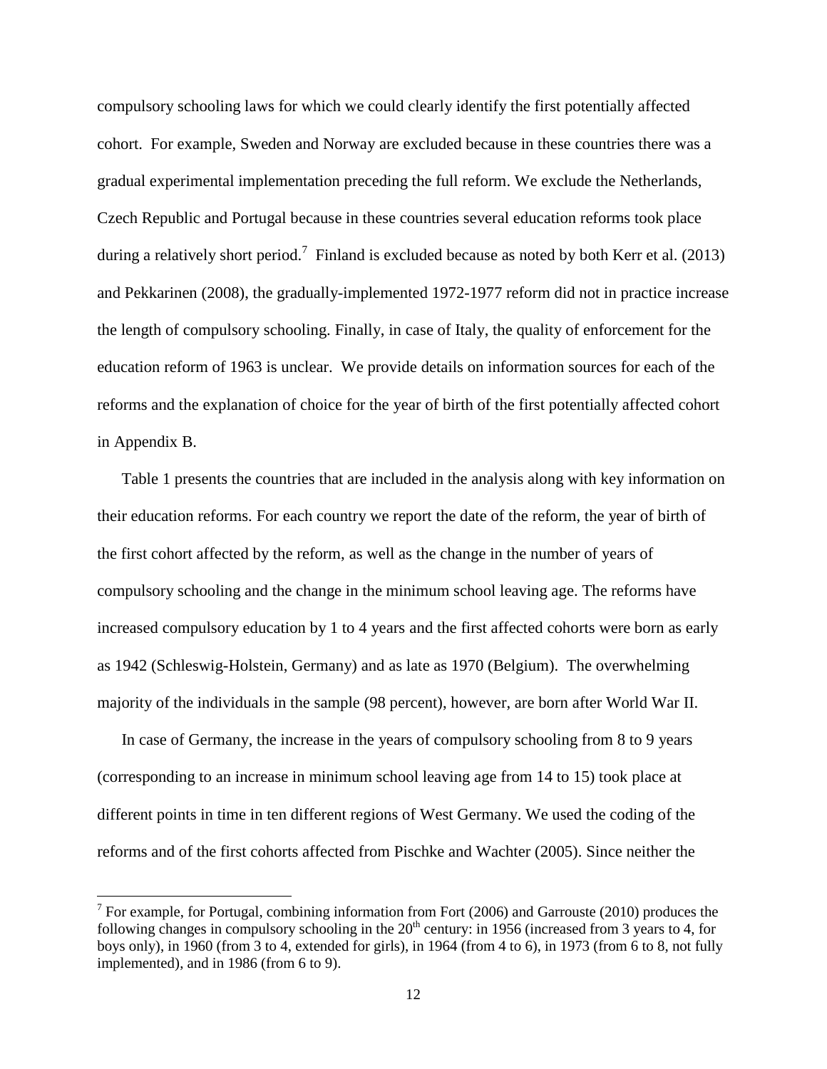compulsory schooling laws for which we could clearly identify the first potentially affected cohort. For example, Sweden and Norway are excluded because in these countries there was a gradual experimental implementation preceding the full reform. We exclude the Netherlands, Czech Republic and Portugal because in these countries several education reforms took place during a relatively short period.[7] Finland is excluded because as noted by both Kerr et al. (2013) and Pekkarinen (2008), the gradually-implemented 1972-1977 reform did not in practice increase the length of compulsory schooling. Finally, in case of Italy, the quality of enforcement for the education reform of 1963 is unclear. We provide details on information sources for each of the reforms and the explanation of choice for the year of birth of the first potentially affected cohort in Appendix B.

Table 1 presents the countries that are included in the analysis along with key information on their education reforms. For each country we report the date of the reform, the year of birth of the first cohort affected by the reform, as well as the change in the number of years of compulsory schooling and the change in the minimum school leaving age. The reforms have increased compulsory education by 1 to 4 years and the first affected cohorts were born as early as 1942 (Schleswig-Holstein, Germany) and as late as 1970 (Belgium). The overwhelming majority of the individuals in the sample (98 percent), however, are born after World War II.

In case of Germany, the increase in the years of compulsory schooling from 8 to 9 years (corresponding to an increase in minimum school leaving age from 14 to 15) took place at different points in time in ten different regions of West Germany. We used the coding of the reforms and of the first cohorts affected from Pischke and Wachter (2005). Since neither the

[7] For example, for Portugal, combining information from Fort (2006) and Garrouste (2010) produces the following changes in compulsory schooling in the 20th century: in 1956 (increased from 3 years to 4, for boys only), in 1960 (from 3 to 4, extended for girls), in 1964 (from 4 to 6), in 1973 (from 6 to 8, not fully implemented), and in 1986 (from 6 to 9).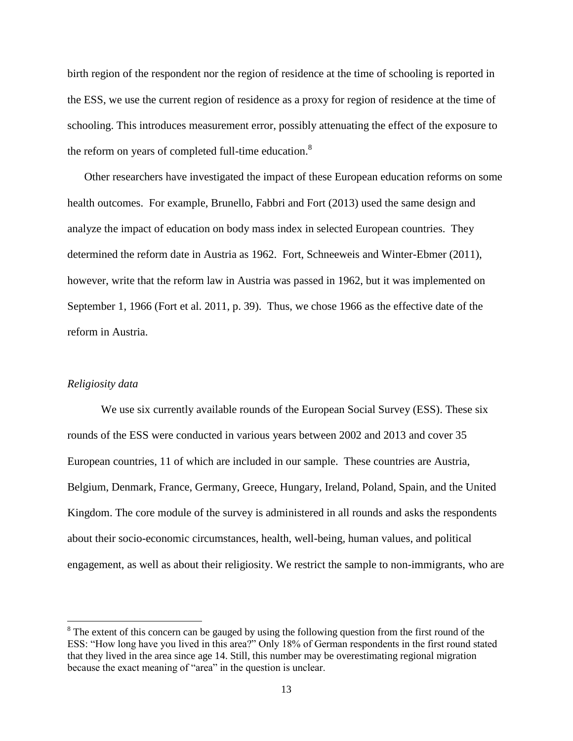birth region of the respondent nor the region of residence at the time of schooling is reported in the ESS, we use the current region of residence as a proxy for region of residence at the time of schooling. This introduces measurement error, possibly attenuating the effect of the exposure to the reform on years of completed full-time education.[8]

Other researchers have investigated the impact of these European education reforms on some health outcomes. For example, Brunello, Fabbri and Fort (2013) used the same design and analyze the impact of education on body mass index in selected European countries. They determined the reform date in Austria as 1962. Fort, Schneeweis and Winter-Ebmer (2011), however, write that the reform law in Austria was passed in 1962, but it was implemented on September 1, 1966 (Fort et al. 2011, p. 39). Thus, we chose 1966 as the effective date of the reform in Austria.

*Religiosity data*

We use six currently available rounds of the European Social Survey (ESS). These six rounds of the ESS were conducted in various years between 2002 and 2013 and cover 35 European countries, 11 of which are included in our sample. These countries are Austria, Belgium, Denmark, France, Germany, Greece, Hungary, Ireland, Poland, Spain, and the United Kingdom. The core module of the survey is administered in all rounds and asks the respondents about their socio-economic circumstances, health, well-being, human values, and political engagement, as well as about their religiosity. We restrict the sample to non-immigrants, who are

---

[8] The extent of this concern can be gauged by using the following question from the first round of the ESS: "How long have you lived in this area?" Only 18% of German respondents in the first round stated that they lived in the area since age 14. Still, this number may be overestimating regional migration because the exact meaning of "area" in the question is unclear.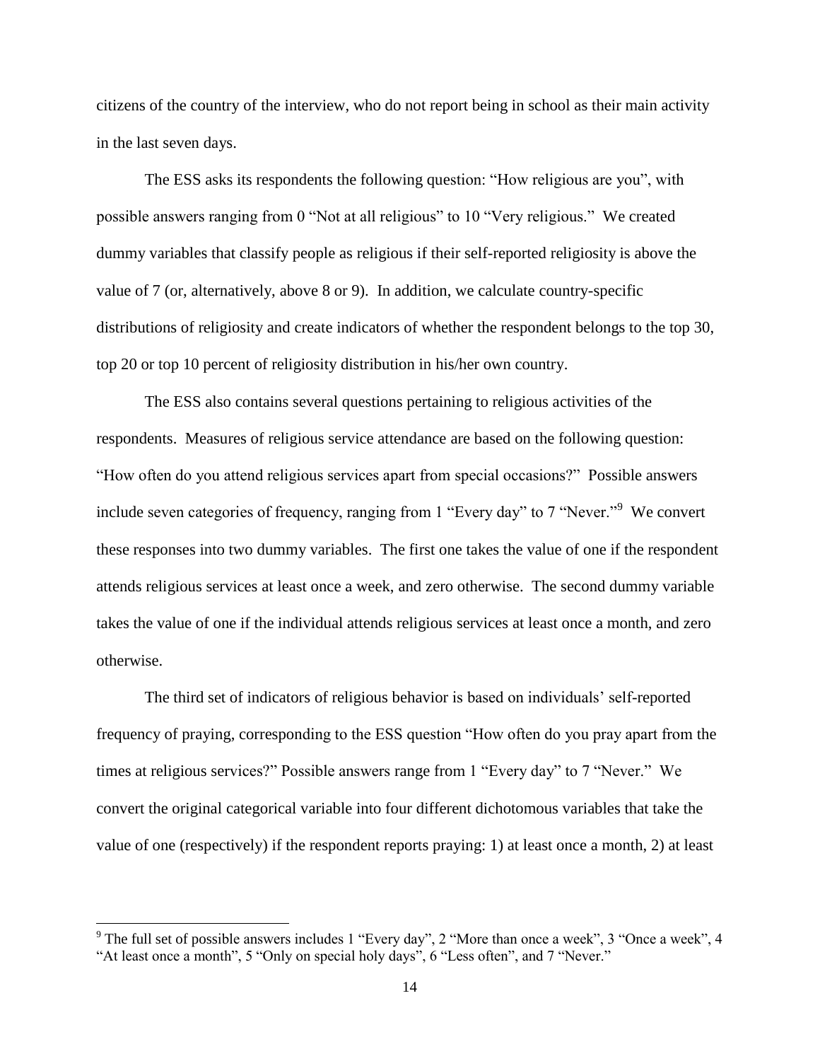citizens of the country of the interview, who do not report being in school as their main activity in the last seven days.

The ESS asks its respondents the following question: "How religious are you", with possible answers ranging from 0 "Not at all religious" to 10 "Very religious." We created dummy variables that classify people as religious if their self-reported religiosity is above the value of 7 (or, alternatively, above 8 or 9). In addition, we calculate country-specific distributions of religiosity and create indicators of whether the respondent belongs to the top 30, top 20 or top 10 percent of religiosity distribution in his/her own country.

The ESS also contains several questions pertaining to religious activities of the respondents. Measures of religious service attendance are based on the following question: "How often do you attend religious services apart from special occasions?" Possible answers include seven categories of frequency, ranging from 1 "Every day" to 7 "Never."[9] We convert these responses into two dummy variables. The first one takes the value of one if the respondent attends religious services at least once a week, and zero otherwise. The second dummy variable takes the value of one if the individual attends religious services at least once a month, and zero otherwise.

The third set of indicators of religious behavior is based on individuals' self-reported frequency of praying, corresponding to the ESS question "How often do you pray apart from the times at religious services?" Possible answers range from 1 "Every day" to 7 "Never." We convert the original categorical variable into four different dichotomous variables that take the value of one (respectively) if the respondent reports praying: 1) at least once a month, 2) at least

[9] The full set of possible answers includes 1 "Every day", 2 "More than once a week", 3 "Once a week", 4 "At least once a month", 5 "Only on special holy days", 6 "Less often", and 7 "Never."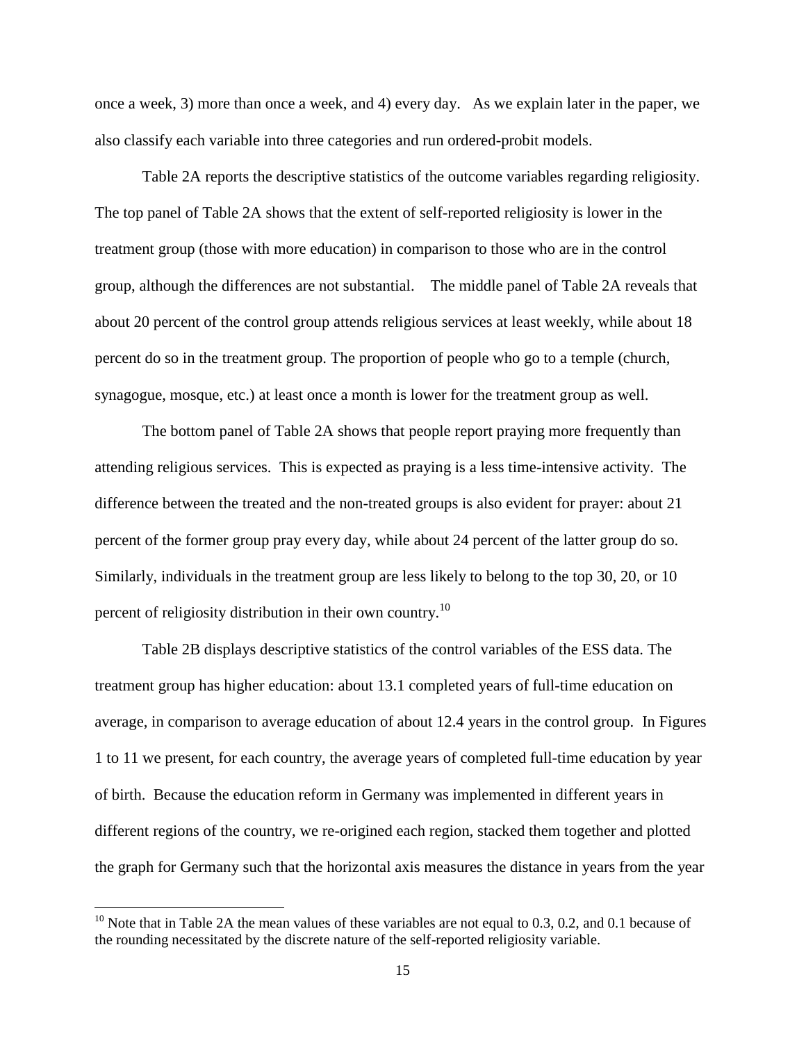once a week, 3) more than once a week, and 4) every day. As we explain later in the paper, we also classify each variable into three categories and run ordered-probit models.

Table 2A reports the descriptive statistics of the outcome variables regarding religiosity. The top panel of Table 2A shows that the extent of self-reported religiosity is lower in the treatment group (those with more education) in comparison to those who are in the control group, although the differences are not substantial. The middle panel of Table 2A reveals that about 20 percent of the control group attends religious services at least weekly, while about 18 percent do so in the treatment group. The proportion of people who go to a temple (church, synagogue, mosque, etc.) at least once a month is lower for the treatment group as well.

The bottom panel of Table 2A shows that people report praying more frequently than attending religious services. This is expected as praying is a less time-intensive activity. The difference between the treated and the non-treated groups is also evident for prayer: about 21 percent of the former group pray every day, while about 24 percent of the latter group do so. Similarly, individuals in the treatment group are less likely to belong to the top 30, 20, or 10 percent of religiosity distribution in their own country.[10]

Table 2B displays descriptive statistics of the control variables of the ESS data. The treatment group has higher education: about 13.1 completed years of full-time education on average, in comparison to average education of about 12.4 years in the control group. In Figures 1 to 11 we present, for each country, the average years of completed full-time education by year of birth. Because the education reform in Germany was implemented in different years in different regions of the country, we re-origined each region, stacked them together and plotted the graph for Germany such that the horizontal axis measures the distance in years from the year

[10] Note that in Table 2A the mean values of these variables are not equal to 0.3, 0.2, and 0.1 because of the rounding necessitated by the discrete nature of the self-reported religiosity variable.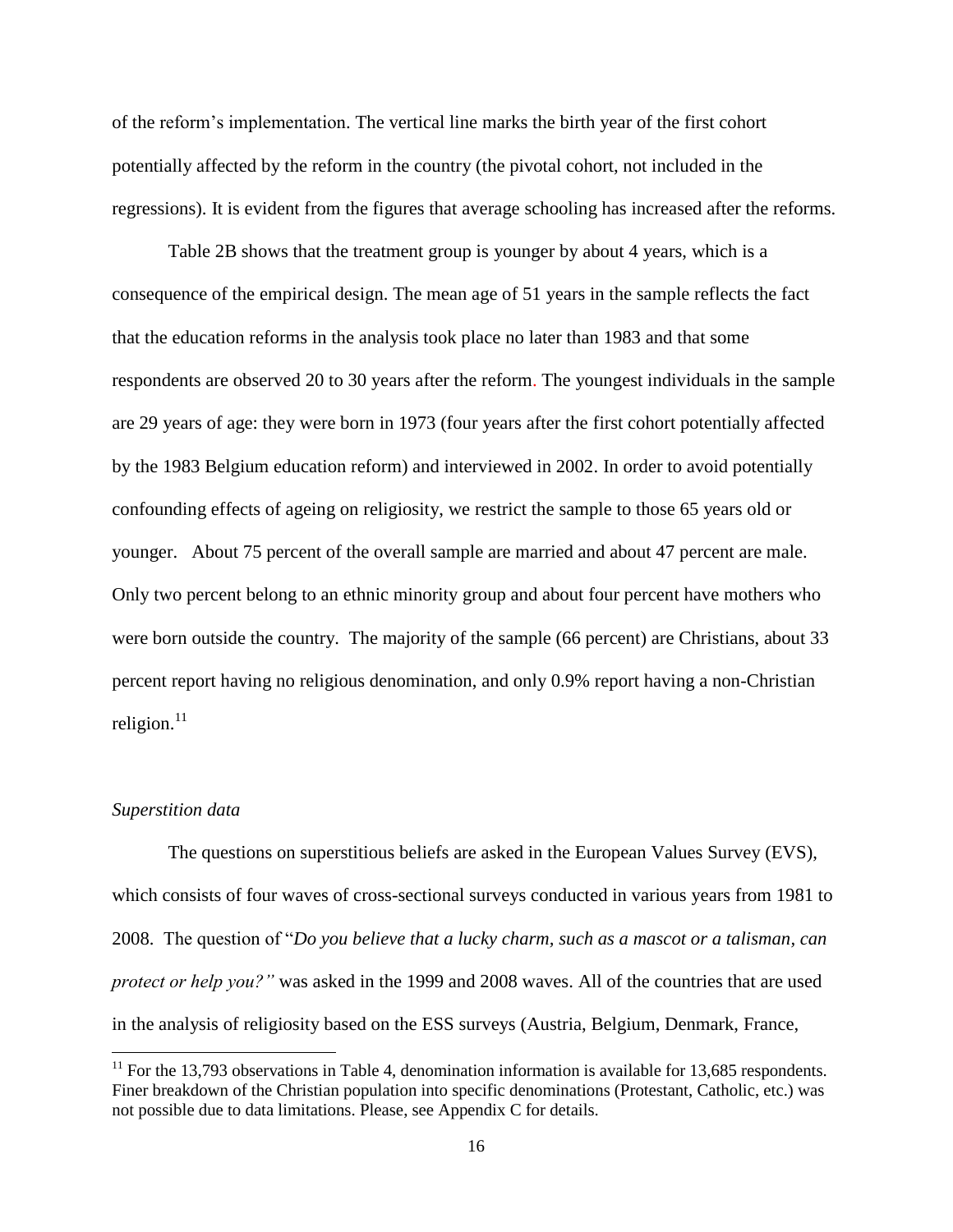of the reform's implementation. The vertical line marks the birth year of the first cohort potentially affected by the reform in the country (the pivotal cohort, not included in the regressions). It is evident from the figures that average schooling has increased after the reforms.

Table 2B shows that the treatment group is younger by about 4 years, which is a consequence of the empirical design. The mean age of 51 years in the sample reflects the fact that the education reforms in the analysis took place no later than 1983 and that some respondents are observed 20 to 30 years after the reform. The youngest individuals in the sample are 29 years of age: they were born in 1973 (four years after the first cohort potentially affected by the 1983 Belgium education reform) and interviewed in 2002. In order to avoid potentially confounding effects of ageing on religiosity, we restrict the sample to those 65 years old or younger. About 75 percent of the overall sample are married and about 47 percent are male. Only two percent belong to an ethnic minority group and about four percent have mothers who were born outside the country. The majority of the sample (66 percent) are Christians, about 33 percent report having no religious denomination, and only 0.9% report having a non-Christian religion.[11]

*Superstition data*

The questions on superstitious beliefs are asked in the European Values Survey (EVS), which consists of four waves of cross-sectional surveys conducted in various years from 1981 to 2008. The question of "*Do you believe that a lucky charm, such as a mascot or a talisman, can protect or help you?"* was asked in the 1999 and 2008 waves. All of the countries that are used in the analysis of religiosity based on the ESS surveys (Austria, Belgium, Denmark, France,

[11] For the 13,793 observations in Table 4, denomination information is available for 13,685 respondents. Finer breakdown of the Christian population into specific denominations (Protestant, Catholic, etc.) was not possible due to data limitations. Please, see Appendix C for details.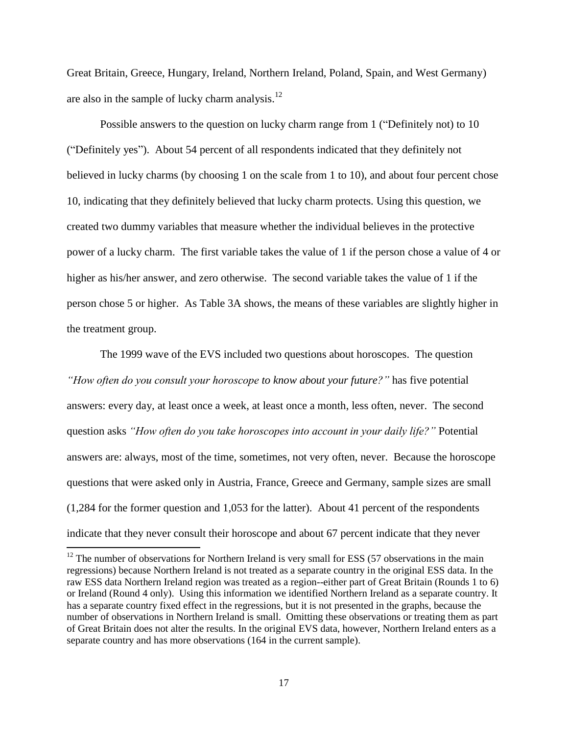Great Britain, Greece, Hungary, Ireland, Northern Ireland, Poland, Spain, and West Germany) are also in the sample of lucky charm analysis.[12]

Possible answers to the question on lucky charm range from 1 ("Definitely not) to 10 ("Definitely yes"). About 54 percent of all respondents indicated that they definitely not believed in lucky charms (by choosing 1 on the scale from 1 to 10), and about four percent chose 10, indicating that they definitely believed that lucky charm protects. Using this question, we created two dummy variables that measure whether the individual believes in the protective power of a lucky charm. The first variable takes the value of 1 if the person chose a value of 4 or higher as his/her answer, and zero otherwise. The second variable takes the value of 1 if the person chose 5 or higher. As Table 3A shows, the means of these variables are slightly higher in the treatment group.

The 1999 wave of the EVS included two questions about horoscopes. The question *"How often do you consult your horoscope to know about your future?"* has five potential answers: every day, at least once a week, at least once a month, less often, never. The second question asks *"How often do you take horoscopes into account in your daily life?"* Potential answers are: always, most of the time, sometimes, not very often, never. Because the horoscope questions that were asked only in Austria, France, Greece and Germany, sample sizes are small (1,284 for the former question and 1,053 for the latter). About 41 percent of the respondents indicate that they never consult their horoscope and about 67 percent indicate that they never

[12] The number of observations for Northern Ireland is very small for ESS (57 observations in the main regressions) because Northern Ireland is not treated as a separate country in the original ESS data. In the raw ESS data Northern Ireland region was treated as a region--either part of Great Britain (Rounds 1 to 6) or Ireland (Round 4 only). Using this information we identified Northern Ireland as a separate country. It has a separate country fixed effect in the regressions, but it is not presented in the graphs, because the number of observations in Northern Ireland is small. Omitting these observations or treating them as part of Great Britain does not alter the results. In the original EVS data, however, Northern Ireland enters as a separate country and has more observations (164 in the current sample).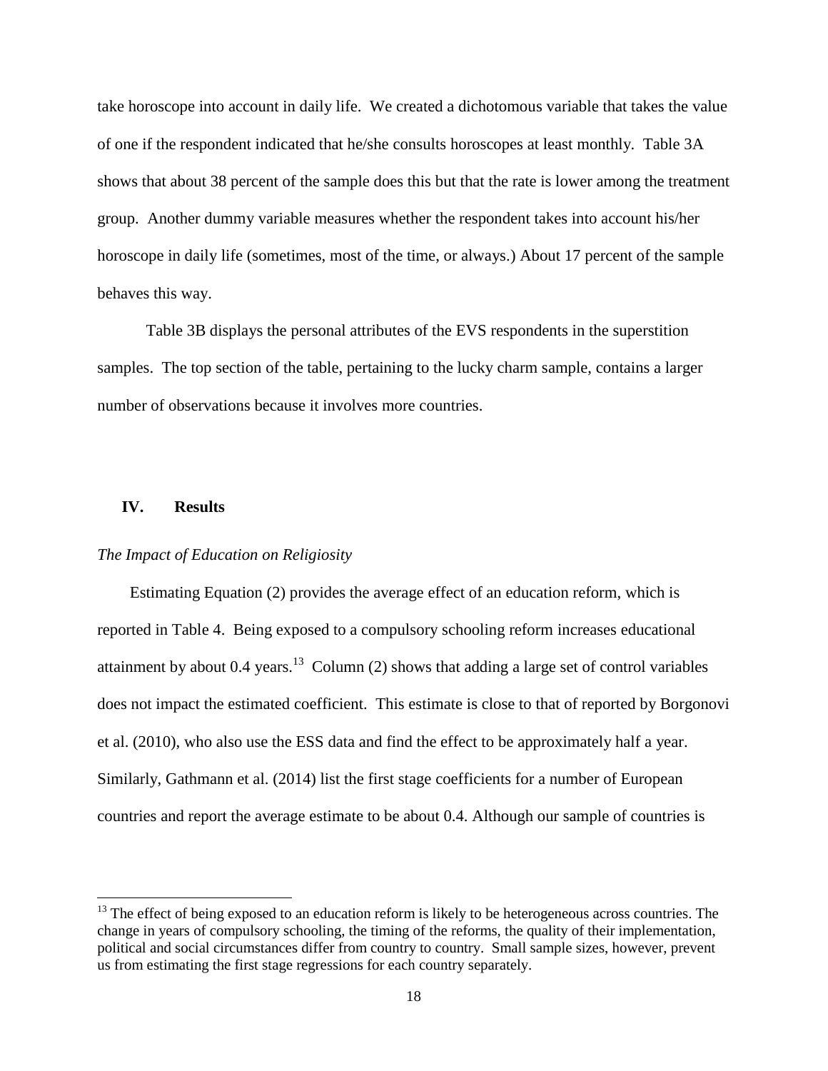take horoscope into account in daily life. We created a dichotomous variable that takes the value of one if the respondent indicated that he/she consults horoscopes at least monthly. Table 3A shows that about 38 percent of the sample does this but that the rate is lower among the treatment group. Another dummy variable measures whether the respondent takes into account his/her horoscope in daily life (sometimes, most of the time, or always.) About 17 percent of the sample behaves this way.

Table 3B displays the personal attributes of the EVS respondents in the superstition samples. The top section of the table, pertaining to the lucky charm sample, contains a larger number of observations because it involves more countries.

## IV. Results

### *The Impact of Education on Religiosity*

Estimating Equation (2) provides the average effect of an education reform, which is reported in Table 4. Being exposed to a compulsory schooling reform increases educational attainment by about 0.4 years.[13] Column (2) shows that adding a large set of control variables does not impact the estimated coefficient. This estimate is close to that of reported by Borgonovi et al. (2010), who also use the ESS data and find the effect to be approximately half a year. Similarly, Gathmann et al. (2014) list the first stage coefficients for a number of European countries and report the average estimate to be about 0.4. Although our sample of countries is

---

[13] The effect of being exposed to an education reform is likely to be heterogeneous across countries. The change in years of compulsory schooling, the timing of the reforms, the quality of their implementation, political and social circumstances differ from country to country. Small sample sizes, however, prevent us from estimating the first stage regressions for each country separately.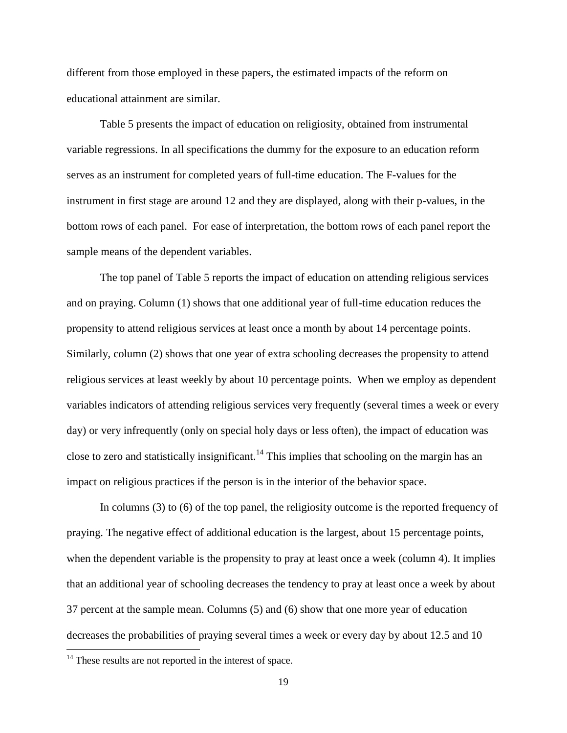different from those employed in these papers, the estimated impacts of the reform on educational attainment are similar.

Table 5 presents the impact of education on religiosity, obtained from instrumental variable regressions. In all specifications the dummy for the exposure to an education reform serves as an instrument for completed years of full-time education. The F-values for the instrument in first stage are around 12 and they are displayed, along with their p-values, in the bottom rows of each panel. For ease of interpretation, the bottom rows of each panel report the sample means of the dependent variables.

The top panel of Table 5 reports the impact of education on attending religious services and on praying. Column (1) shows that one additional year of full-time education reduces the propensity to attend religious services at least once a month by about 14 percentage points. Similarly, column (2) shows that one year of extra schooling decreases the propensity to attend religious services at least weekly by about 10 percentage points. When we employ as dependent variables indicators of attending religious services very frequently (several times a week or every day) or very infrequently (only on special holy days or less often), the impact of education was close to zero and statistically insignificant.[14] This implies that schooling on the margin has an impact on religious practices if the person is in the interior of the behavior space.

In columns (3) to (6) of the top panel, the religiosity outcome is the reported frequency of praying. The negative effect of additional education is the largest, about 15 percentage points, when the dependent variable is the propensity to pray at least once a week (column 4). It implies that an additional year of schooling decreases the tendency to pray at least once a week by about 37 percent at the sample mean. Columns (5) and (6) show that one more year of education decreases the probabilities of praying several times a week or every day by about 12.5 and 10

[14] These results are not reported in the interest of space.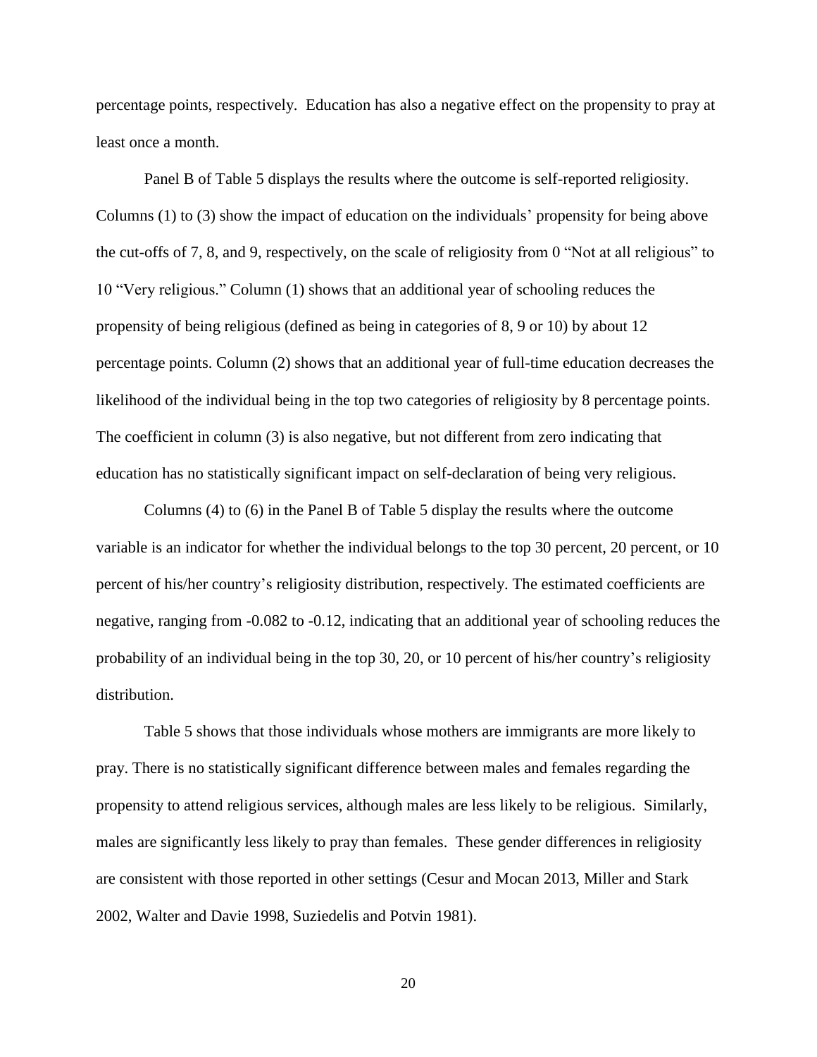percentage points, respectively. Education has also a negative effect on the propensity to pray at least once a month.

Panel B of Table 5 displays the results where the outcome is self-reported religiosity. Columns (1) to (3) show the impact of education on the individuals' propensity for being above the cut-offs of 7, 8, and 9, respectively, on the scale of religiosity from 0 "Not at all religious" to 10 "Very religious." Column (1) shows that an additional year of schooling reduces the propensity of being religious (defined as being in categories of 8, 9 or 10) by about 12 percentage points. Column (2) shows that an additional year of full-time education decreases the likelihood of the individual being in the top two categories of religiosity by 8 percentage points. The coefficient in column (3) is also negative, but not different from zero indicating that education has no statistically significant impact on self-declaration of being very religious.

Columns (4) to (6) in the Panel B of Table 5 display the results where the outcome variable is an indicator for whether the individual belongs to the top 30 percent, 20 percent, or 10 percent of his/her country's religiosity distribution, respectively. The estimated coefficients are negative, ranging from -0.082 to -0.12, indicating that an additional year of schooling reduces the probability of an individual being in the top 30, 20, or 10 percent of his/her country's religiosity distribution.

Table 5 shows that those individuals whose mothers are immigrants are more likely to pray. There is no statistically significant difference between males and females regarding the propensity to attend religious services, although males are less likely to be religious. Similarly, males are significantly less likely to pray than females. These gender differences in religiosity are consistent with those reported in other settings (Cesur and Mocan 2013, Miller and Stark 2002, Walter and Davie 1998, Suziedelis and Potvin 1981).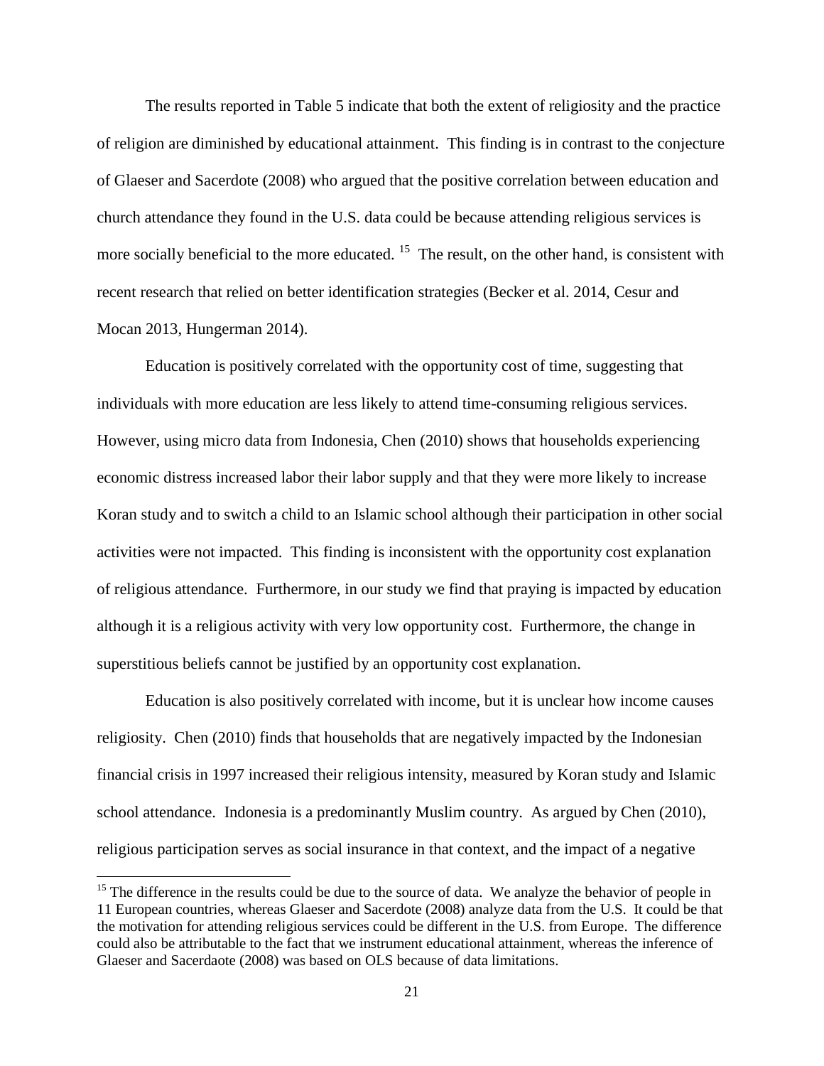The results reported in Table 5 indicate that both the extent of religiosity and the practice of religion are diminished by educational attainment. This finding is in contrast to the conjecture of Glaeser and Sacerdote (2008) who argued that the positive correlation between education and church attendance they found in the U.S. data could be because attending religious services is more socially beneficial to the more educated. [15] The result, on the other hand, is consistent with recent research that relied on better identification strategies (Becker et al. 2014, Cesur and Mocan 2013, Hungerman 2014).

Education is positively correlated with the opportunity cost of time, suggesting that individuals with more education are less likely to attend time-consuming religious services. However, using micro data from Indonesia, Chen (2010) shows that households experiencing economic distress increased labor their labor supply and that they were more likely to increase Koran study and to switch a child to an Islamic school although their participation in other social activities were not impacted. This finding is inconsistent with the opportunity cost explanation of religious attendance. Furthermore, in our study we find that praying is impacted by education although it is a religious activity with very low opportunity cost. Furthermore, the change in superstitious beliefs cannot be justified by an opportunity cost explanation.

Education is also positively correlated with income, but it is unclear how income causes religiosity. Chen (2010) finds that households that are negatively impacted by the Indonesian financial crisis in 1997 increased their religious intensity, measured by Koran study and Islamic school attendance. Indonesia is a predominantly Muslim country. As argued by Chen (2010), religious participation serves as social insurance in that context, and the impact of a negative

[15] The difference in the results could be due to the source of data. We analyze the behavior of people in 11 European countries, whereas Glaeser and Sacerdote (2008) analyze data from the U.S. It could be that the motivation for attending religious services could be different in the U.S. from Europe. The difference could also be attributable to the fact that we instrument educational attainment, whereas the inference of Glaeser and Sacerdaote (2008) was based on OLS because of data limitations.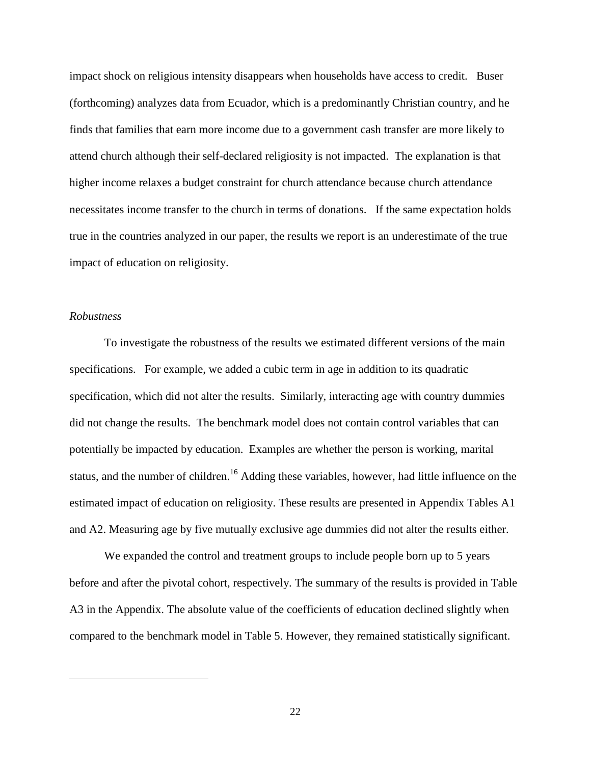impact shock on religious intensity disappears when households have access to credit. Buser (forthcoming) analyzes data from Ecuador, which is a predominantly Christian country, and he finds that families that earn more income due to a government cash transfer are more likely to attend church although their self-declared religiosity is not impacted. The explanation is that higher income relaxes a budget constraint for church attendance because church attendance necessitates income transfer to the church in terms of donations. If the same expectation holds true in the countries analyzed in our paper, the results we report is an underestimate of the true impact of education on religiosity.

*Robustness*

To investigate the robustness of the results we estimated different versions of the main specifications. For example, we added a cubic term in age in addition to its quadratic specification, which did not alter the results. Similarly, interacting age with country dummies did not change the results. The benchmark model does not contain control variables that can potentially be impacted by education. Examples are whether the person is working, marital status, and the number of children.[16] Adding these variables, however, had little influence on the estimated impact of education on religiosity. These results are presented in Appendix Tables A1 and A2. Measuring age by five mutually exclusive age dummies did not alter the results either.

We expanded the control and treatment groups to include people born up to 5 years before and after the pivotal cohort, respectively. The summary of the results is provided in Table A3 in the Appendix. The absolute value of the coefficients of education declined slightly when compared to the benchmark model in Table 5. However, they remained statistically significant.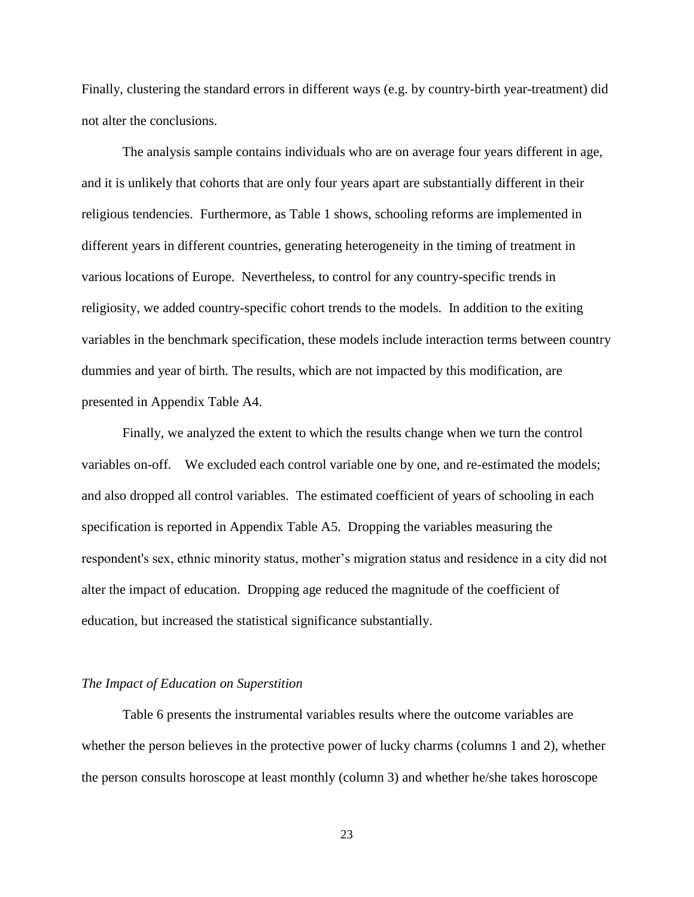Finally, clustering the standard errors in different ways (e.g. by country-birth year-treatment) did not alter the conclusions.

The analysis sample contains individuals who are on average four years different in age, and it is unlikely that cohorts that are only four years apart are substantially different in their religious tendencies. Furthermore, as Table 1 shows, schooling reforms are implemented in different years in different countries, generating heterogeneity in the timing of treatment in various locations of Europe. Nevertheless, to control for any country-specific trends in religiosity, we added country-specific cohort trends to the models. In addition to the exiting variables in the benchmark specification, these models include interaction terms between country dummies and year of birth. The results, which are not impacted by this modification, are presented in Appendix Table A4.

Finally, we analyzed the extent to which the results change when we turn the control variables on-off. We excluded each control variable one by one, and re-estimated the models; and also dropped all control variables. The estimated coefficient of years of schooling in each specification is reported in Appendix Table A5. Dropping the variables measuring the respondent's sex, ethnic minority status, mother's migration status and residence in a city did not alter the impact of education. Dropping age reduced the magnitude of the coefficient of education, but increased the statistical significance substantially.

### *The Impact of Education on Superstition*

Table 6 presents the instrumental variables results where the outcome variables are whether the person believes in the protective power of lucky charms (columns 1 and 2), whether the person consults horoscope at least monthly (column 3) and whether he/she takes horoscope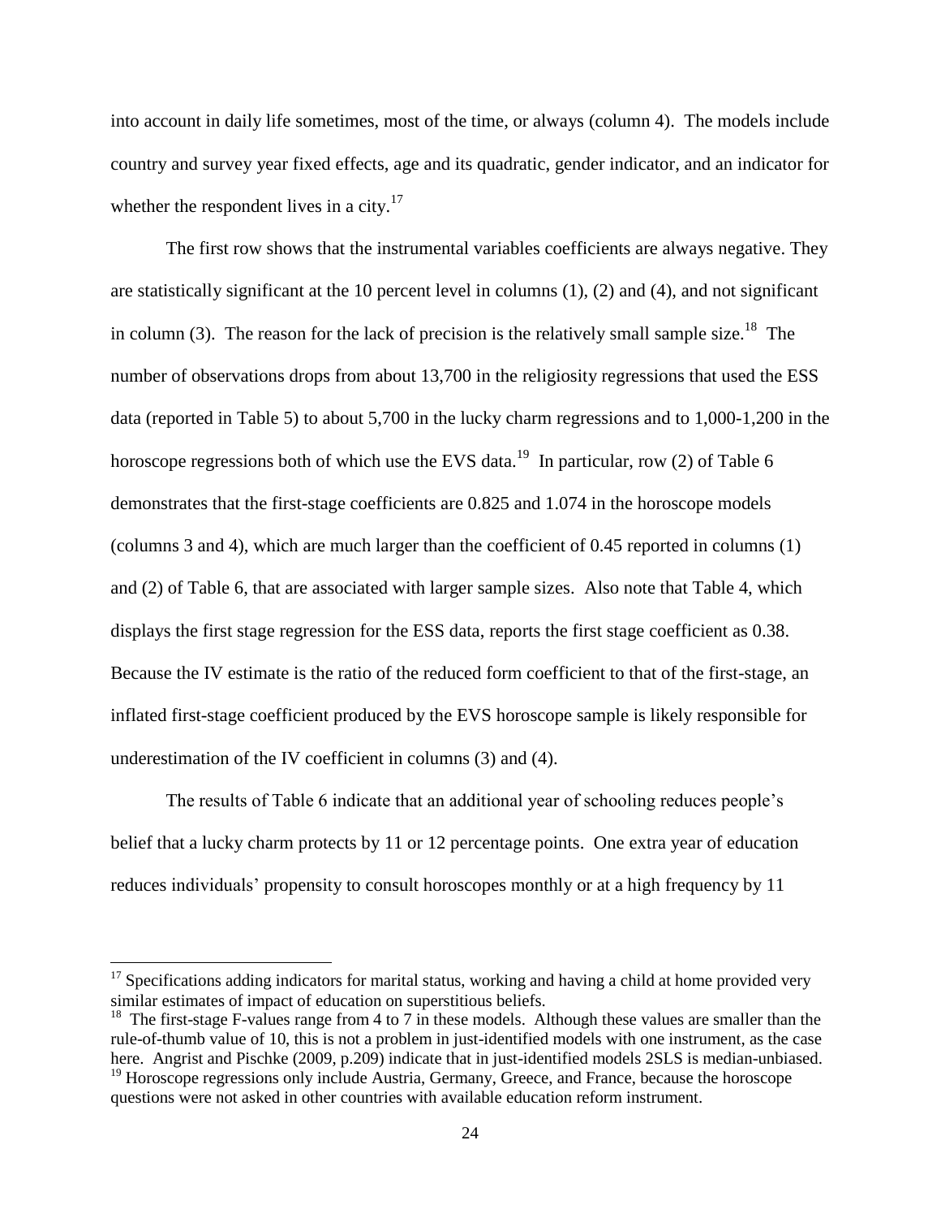into account in daily life sometimes, most of the time, or always (column 4). The models include country and survey year fixed effects, age and its quadratic, gender indicator, and an indicator for whether the respondent lives in a city.[17]

The first row shows that the instrumental variables coefficients are always negative. They are statistically significant at the 10 percent level in columns (1), (2) and (4), and not significant in column (3). The reason for the lack of precision is the relatively small sample size.[18] The number of observations drops from about 13,700 in the religiosity regressions that used the ESS data (reported in Table 5) to about 5,700 in the lucky charm regressions and to 1,000-1,200 in the horoscope regressions both of which use the EVS data.[19] In particular, row (2) of Table 6 demonstrates that the first-stage coefficients are 0.825 and 1.074 in the horoscope models (columns 3 and 4), which are much larger than the coefficient of 0.45 reported in columns (1) and (2) of Table 6, that are associated with larger sample sizes. Also note that Table 4, which displays the first stage regression for the ESS data, reports the first stage coefficient as 0.38. Because the IV estimate is the ratio of the reduced form coefficient to that of the first-stage, an inflated first-stage coefficient produced by the EVS horoscope sample is likely responsible for underestimation of the IV coefficient in columns (3) and (4).

The results of Table 6 indicate that an additional year of schooling reduces people's belief that a lucky charm protects by 11 or 12 percentage points. One extra year of education reduces individuals' propensity to consult horoscopes monthly or at a high frequency by 11

---

[17] Specifications adding indicators for marital status, working and having a child at home provided very similar estimates of impact of education on superstitious beliefs.

[18] The first-stage F-values range from 4 to 7 in these models. Although these values are smaller than the rule-of-thumb value of 10, this is not a problem in just-identified models with one instrument, as the case here. Angrist and Pischke (2009, p.209) indicate that in just-identified models 2SLS is median-unbiased.

[19] Horoscope regressions only include Austria, Germany, Greece, and France, because the horoscope questions were not asked in other countries with available education reform instrument.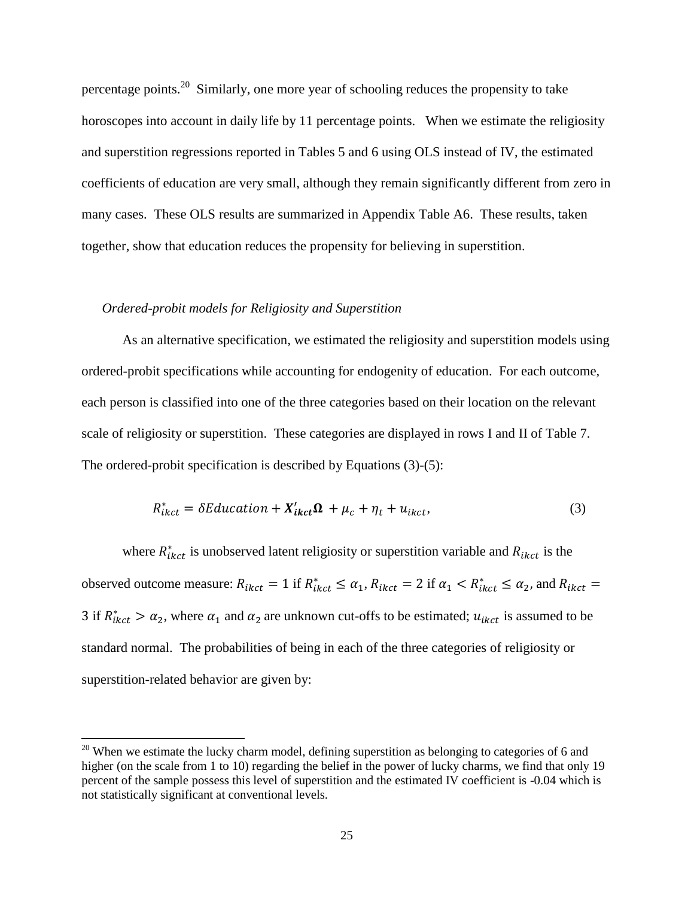percentage points.[20] Similarly, one more year of schooling reduces the propensity to take horoscopes into account in daily life by 11 percentage points. When we estimate the religiosity and superstition regressions reported in Tables 5 and 6 using OLS instead of IV, the estimated coefficients of education are very small, although they remain significantly different from zero in many cases. These OLS results are summarized in Appendix Table A6. These results, taken together, show that education reduces the propensity for believing in superstition.

*Ordered-probit models for Religiosity and Superstition*

As an alternative specification, we estimated the religiosity and superstition models using ordered-probit specifications while accounting for endogenity of education. For each outcome, each person is classified into one of the three categories based on their location on the relevant scale of religiosity or superstition. These categories are displayed in rows I and II of Table 7. The ordered-probit specification is described by Equations (3)-(5):

$$R^*_{ikct} = \delta Education + \boldsymbol{X'_{ikct}\Omega} + \mu_c + \eta_t + u_{ikct}, \tag{3}$$

where $R^*_{ikct}$ is unobserved latent religiosity or superstition variable and $R_{ikct}$ is the observed outcome measure: $R_{ikct} = 1$ if $R^*_{ikct} \leq \alpha_1$, $R_{ikct} = 2$ if $\alpha_1 < R^*_{ikct} \leq \alpha_2$, and $R_{ikct} = 3$ if $R^*_{ikct} > \alpha_2$, where $\alpha_1$ and $\alpha_2$ are unknown cut-offs to be estimated; $u_{ikct}$ is assumed to be standard normal. The probabilities of being in each of the three categories of religiosity or superstition-related behavior are given by:

[20] When we estimate the lucky charm model, defining superstition as belonging to categories of 6 and higher (on the scale from 1 to 10) regarding the belief in the power of lucky charms, we find that only 19 percent of the sample possess this level of superstition and the estimated IV coefficient is -0.04 which is not statistically significant at conventional levels.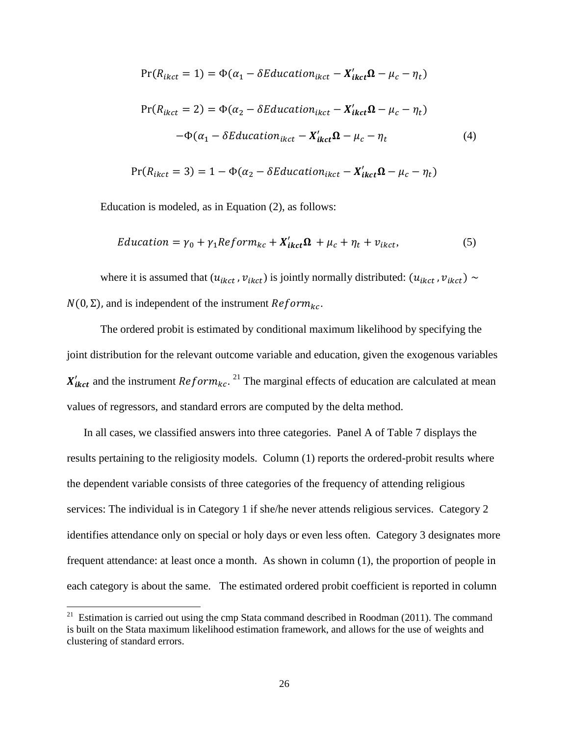$$\Pr(R_{ikct} = 1) = \Phi(\alpha_1 - \delta Education_{ikct} - \boldsymbol{X'_{ikct}}\boldsymbol{\Omega} - \mu_c - \eta_t)$$

$$\Pr(R_{ikct} = 2) = \Phi(\alpha_2 - \delta Education_{ikct} - \boldsymbol{X'_{ikct}}\boldsymbol{\Omega} - \mu_c - \eta_t)$$
$$-\Phi(\alpha_1 - \delta Education_{ikct} - \boldsymbol{X'_{ikct}}\boldsymbol{\Omega} - \mu_c - \eta_t \tag{4}$$

$$\Pr(R_{ikct} = 3) = 1 - \Phi(\alpha_2 - \delta Education_{ikct} - \boldsymbol{X'_{ikct}}\boldsymbol{\Omega} - \mu_c - \eta_t)$$

Education is modeled, as in Equation (2), as follows:

$$Education = \gamma_0 + \gamma_1 Reform_{kc} + \boldsymbol{X'_{ikct}}\boldsymbol{\Omega} + \mu_c + \eta_t + v_{ikct}, \tag{5}$$

where it is assumed that $(u_{ikct}, v_{ikct})$ is jointly normally distributed: $(u_{ikct}, v_{ikct}) \sim N(0, \Sigma)$, and is independent of the instrument $Reform_{kc}$.

The ordered probit is estimated by conditional maximum likelihood by specifying the joint distribution for the relevant outcome variable and education, given the exogenous variables $\boldsymbol{X'_{ikct}}$ and the instrument $Reform_{kc}$.[21] The marginal effects of education are calculated at mean values of regressors, and standard errors are computed by the delta method.

In all cases, we classified answers into three categories. Panel A of Table 7 displays the results pertaining to the religiosity models. Column (1) reports the ordered-probit results where the dependent variable consists of three categories of the frequency of attending religious services: The individual is in Category 1 if she/he never attends religious services. Category 2 identifies attendance only on special or holy days or even less often. Category 3 designates more frequent attendance: at least once a month. As shown in column (1), the proportion of people in each category is about the same. The estimated ordered probit coefficient is reported in column

[21] Estimation is carried out using the cmp Stata command described in Roodman (2011). The command is built on the Stata maximum likelihood estimation framework, and allows for the use of weights and clustering of standard errors.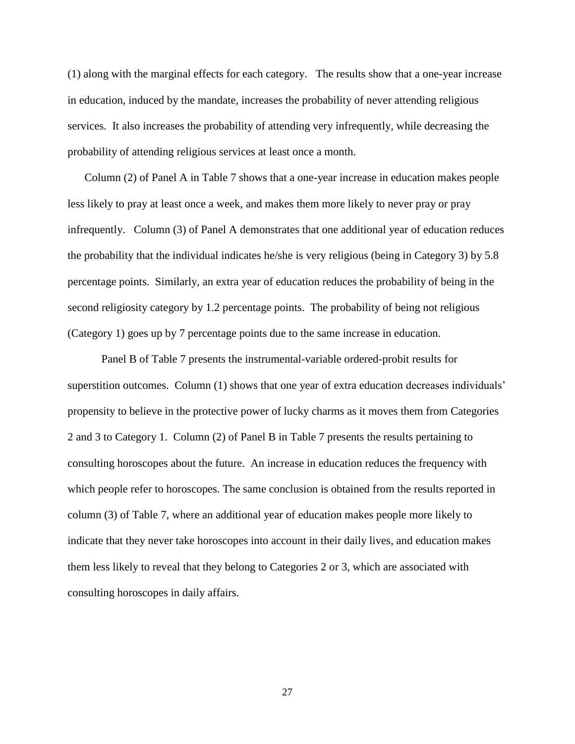(1) along with the marginal effects for each category. The results show that a one-year increase in education, induced by the mandate, increases the probability of never attending religious services. It also increases the probability of attending very infrequently, while decreasing the probability of attending religious services at least once a month.

Column (2) of Panel A in Table 7 shows that a one-year increase in education makes people less likely to pray at least once a week, and makes them more likely to never pray or pray infrequently. Column (3) of Panel A demonstrates that one additional year of education reduces the probability that the individual indicates he/she is very religious (being in Category 3) by 5.8 percentage points. Similarly, an extra year of education reduces the probability of being in the second religiosity category by 1.2 percentage points. The probability of being not religious (Category 1) goes up by 7 percentage points due to the same increase in education.

Panel B of Table 7 presents the instrumental-variable ordered-probit results for superstition outcomes. Column (1) shows that one year of extra education decreases individuals' propensity to believe in the protective power of lucky charms as it moves them from Categories 2 and 3 to Category 1. Column (2) of Panel B in Table 7 presents the results pertaining to consulting horoscopes about the future. An increase in education reduces the frequency with which people refer to horoscopes. The same conclusion is obtained from the results reported in column (3) of Table 7, where an additional year of education makes people more likely to indicate that they never take horoscopes into account in their daily lives, and education makes them less likely to reveal that they belong to Categories 2 or 3, which are associated with consulting horoscopes in daily affairs.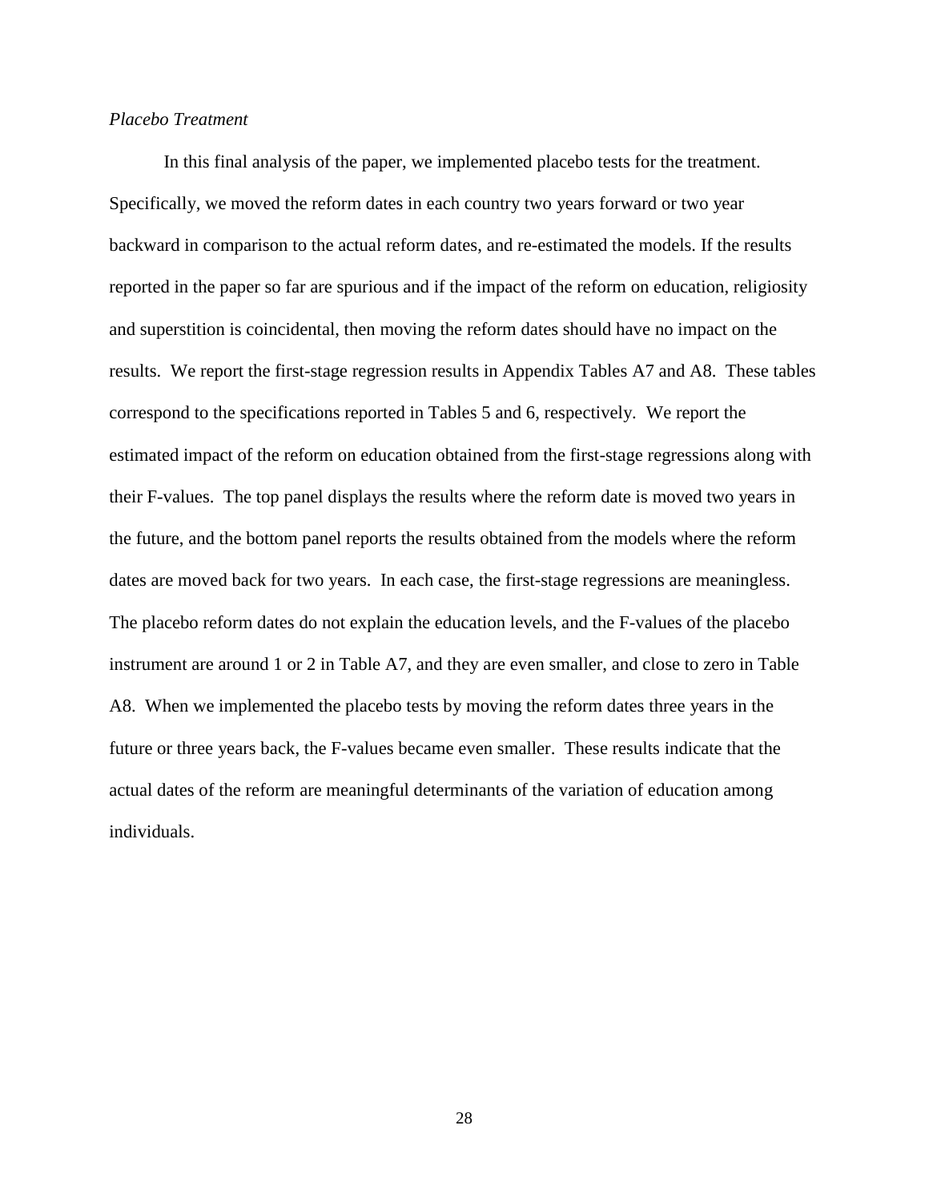*Placebo Treatment*

In this final analysis of the paper, we implemented placebo tests for the treatment. Specifically, we moved the reform dates in each country two years forward or two year backward in comparison to the actual reform dates, and re-estimated the models. If the results reported in the paper so far are spurious and if the impact of the reform on education, religiosity and superstition is coincidental, then moving the reform dates should have no impact on the results. We report the first-stage regression results in Appendix Tables A7 and A8. These tables correspond to the specifications reported in Tables 5 and 6, respectively. We report the estimated impact of the reform on education obtained from the first-stage regressions along with their F-values. The top panel displays the results where the reform date is moved two years in the future, and the bottom panel reports the results obtained from the models where the reform dates are moved back for two years. In each case, the first-stage regressions are meaningless. The placebo reform dates do not explain the education levels, and the F-values of the placebo instrument are around 1 or 2 in Table A7, and they are even smaller, and close to zero in Table A8. When we implemented the placebo tests by moving the reform dates three years in the future or three years back, the F-values became even smaller. These results indicate that the actual dates of the reform are meaningful determinants of the variation of education among individuals.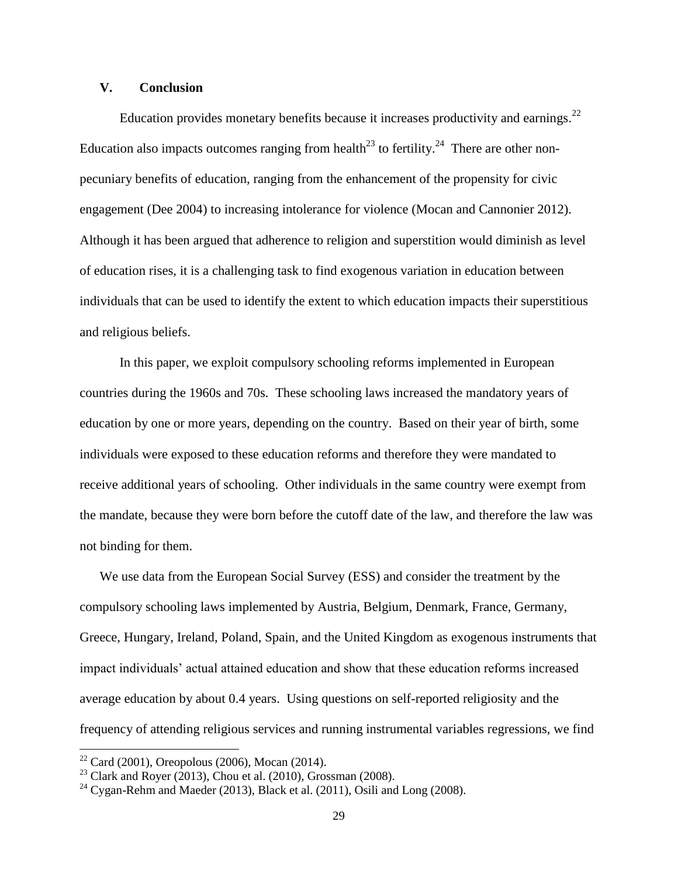## V. Conclusion

Education provides monetary benefits because it increases productivity and earnings.[22] Education also impacts outcomes ranging from health[23] to fertility.[24] There are other non-pecuniary benefits of education, ranging from the enhancement of the propensity for civic engagement (Dee 2004) to increasing intolerance for violence (Mocan and Cannonier 2012). Although it has been argued that adherence to religion and superstition would diminish as level of education rises, it is a challenging task to find exogenous variation in education between individuals that can be used to identify the extent to which education impacts their superstitious and religious beliefs.

In this paper, we exploit compulsory schooling reforms implemented in European countries during the 1960s and 70s. These schooling laws increased the mandatory years of education by one or more years, depending on the country. Based on their year of birth, some individuals were exposed to these education reforms and therefore they were mandated to receive additional years of schooling. Other individuals in the same country were exempt from the mandate, because they were born before the cutoff date of the law, and therefore the law was not binding for them.

We use data from the European Social Survey (ESS) and consider the treatment by the compulsory schooling laws implemented by Austria, Belgium, Denmark, France, Germany, Greece, Hungary, Ireland, Poland, Spain, and the United Kingdom as exogenous instruments that impact individuals' actual attained education and show that these education reforms increased average education by about 0.4 years. Using questions on self-reported religiosity and the frequency of attending religious services and running instrumental variables regressions, we find

---

[22] Card (2001), Oreopolous (2006), Mocan (2014).

[23] Clark and Royer (2013), Chou et al. (2010), Grossman (2008).

[24] Cygan-Rehm and Maeder (2013), Black et al. (2011), Osili and Long (2008).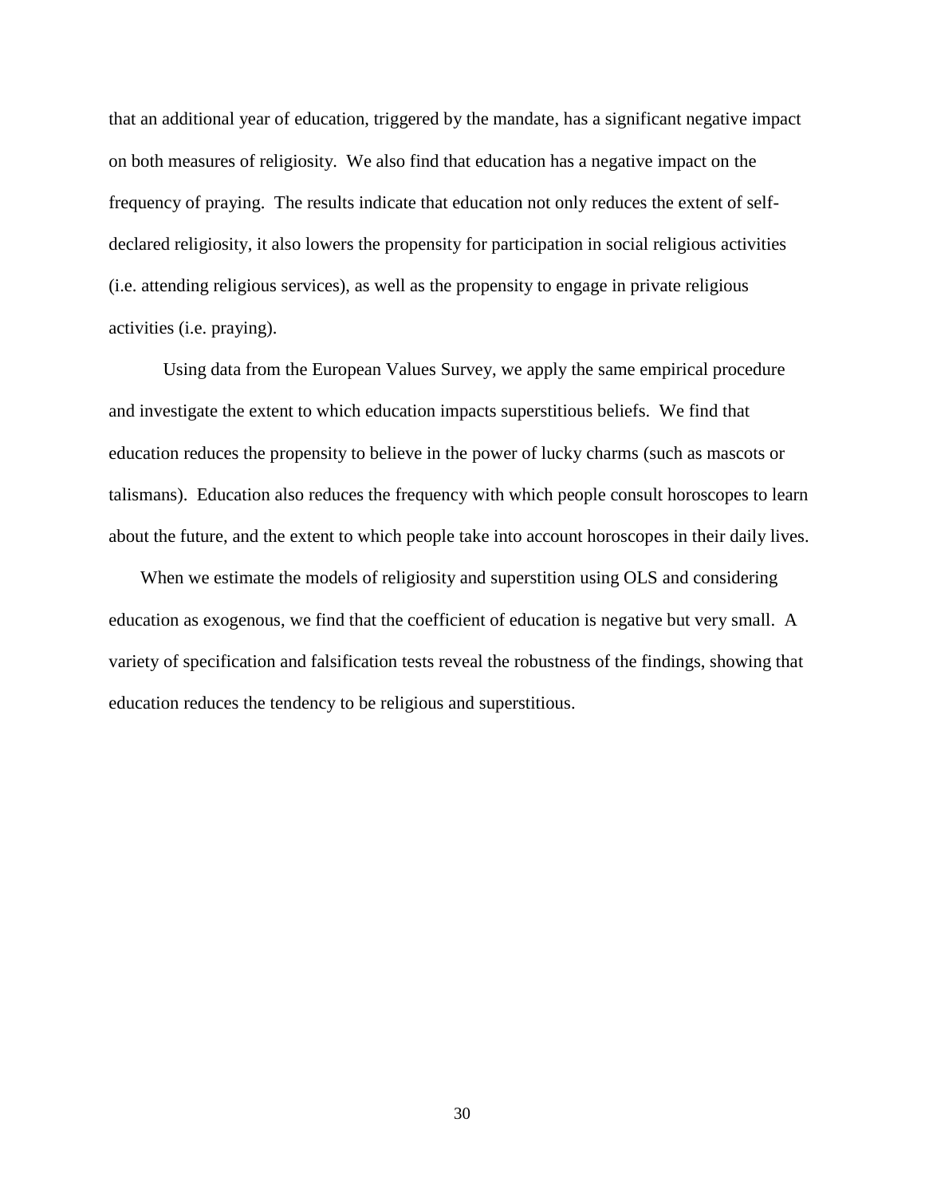that an additional year of education, triggered by the mandate, has a significant negative impact on both measures of religiosity. We also find that education has a negative impact on the frequency of praying. The results indicate that education not only reduces the extent of self-declared religiosity, it also lowers the propensity for participation in social religious activities (i.e. attending religious services), as well as the propensity to engage in private religious activities (i.e. praying).

Using data from the European Values Survey, we apply the same empirical procedure and investigate the extent to which education impacts superstitious beliefs. We find that education reduces the propensity to believe in the power of lucky charms (such as mascots or talismans). Education also reduces the frequency with which people consult horoscopes to learn about the future, and the extent to which people take into account horoscopes in their daily lives.

When we estimate the models of religiosity and superstition using OLS and considering education as exogenous, we find that the coefficient of education is negative but very small. A variety of specification and falsification tests reveal the robustness of the findings, showing that education reduces the tendency to be religious and superstitious.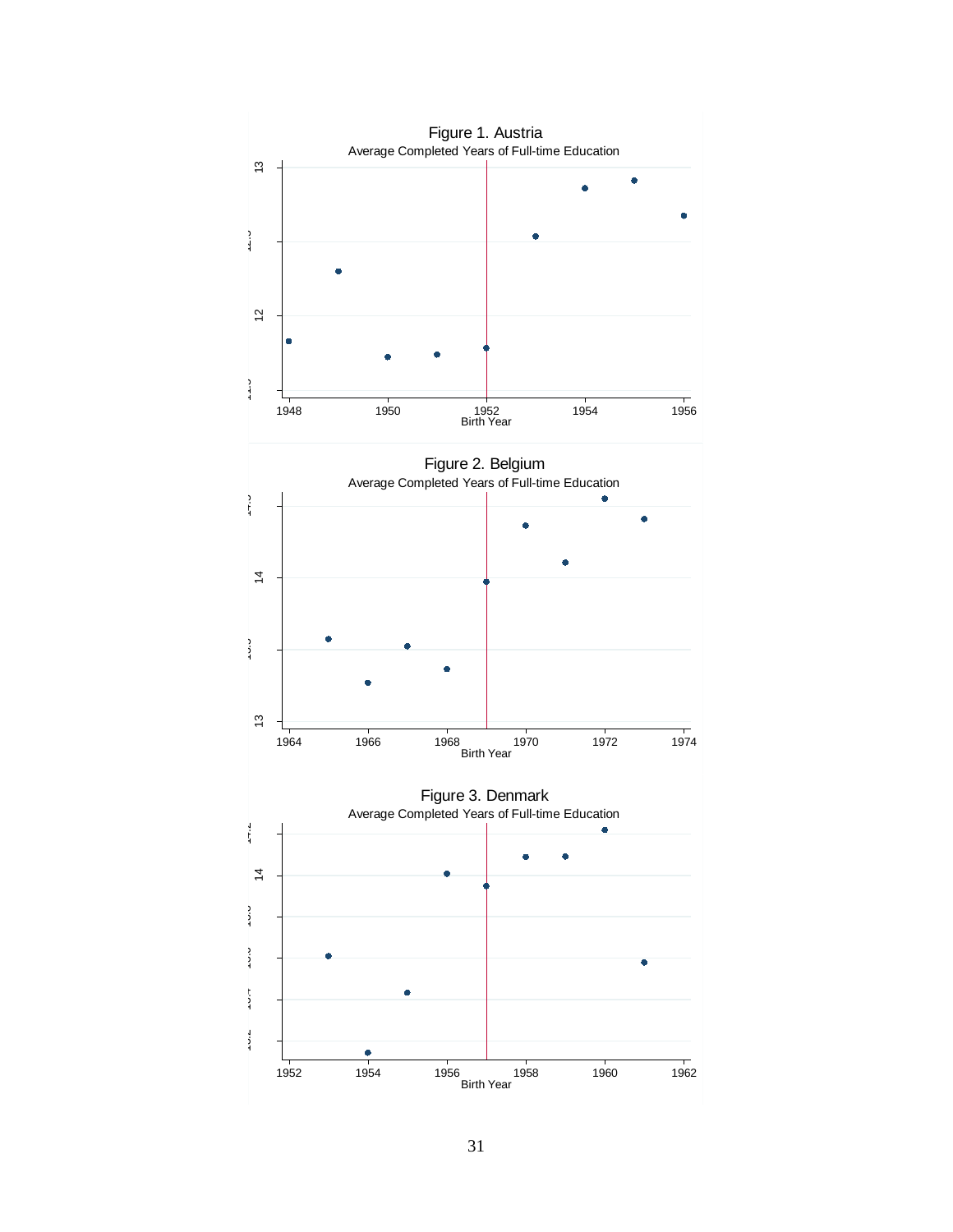Figure 1. Austria

Average Completed Years of Full-time Education

Figure 2. Belgium

Average Completed Years of Full-time Education

Figure 3. Denmark

Average Completed Years of Full-time Education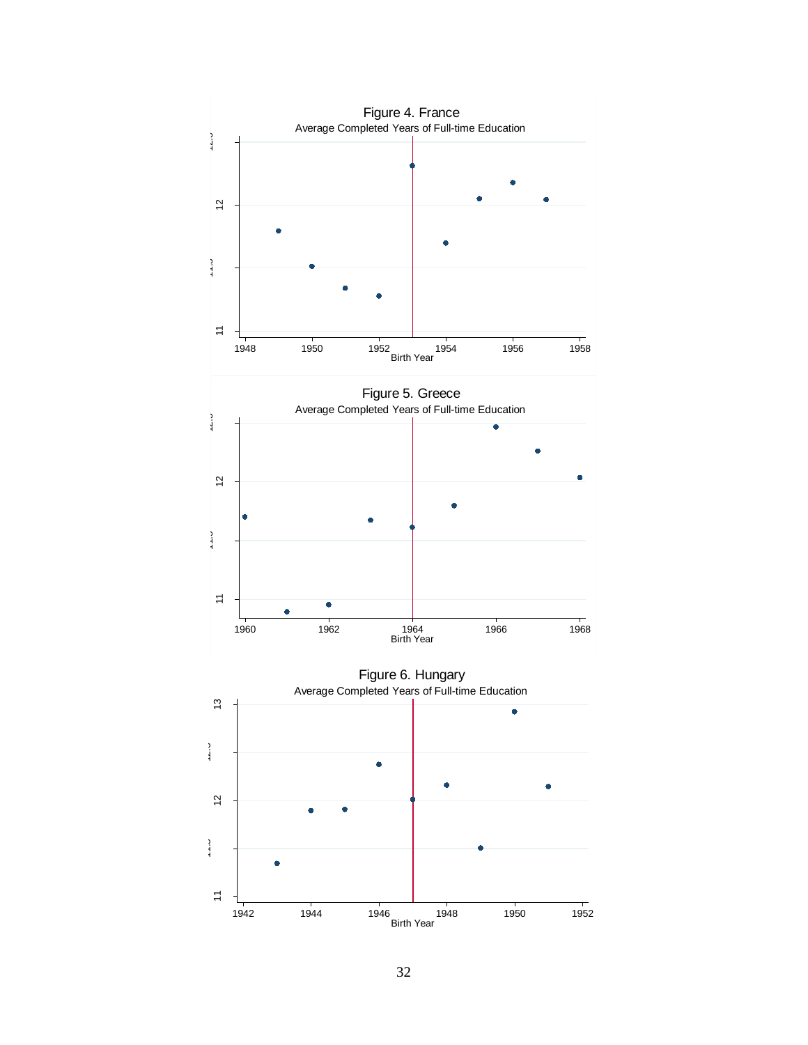Figure 4. France

Average Completed Years of Full-time Education

Figure 5. Greece

Average Completed Years of Full-time Education

Figure 6. Hungary

Average Completed Years of Full-time Education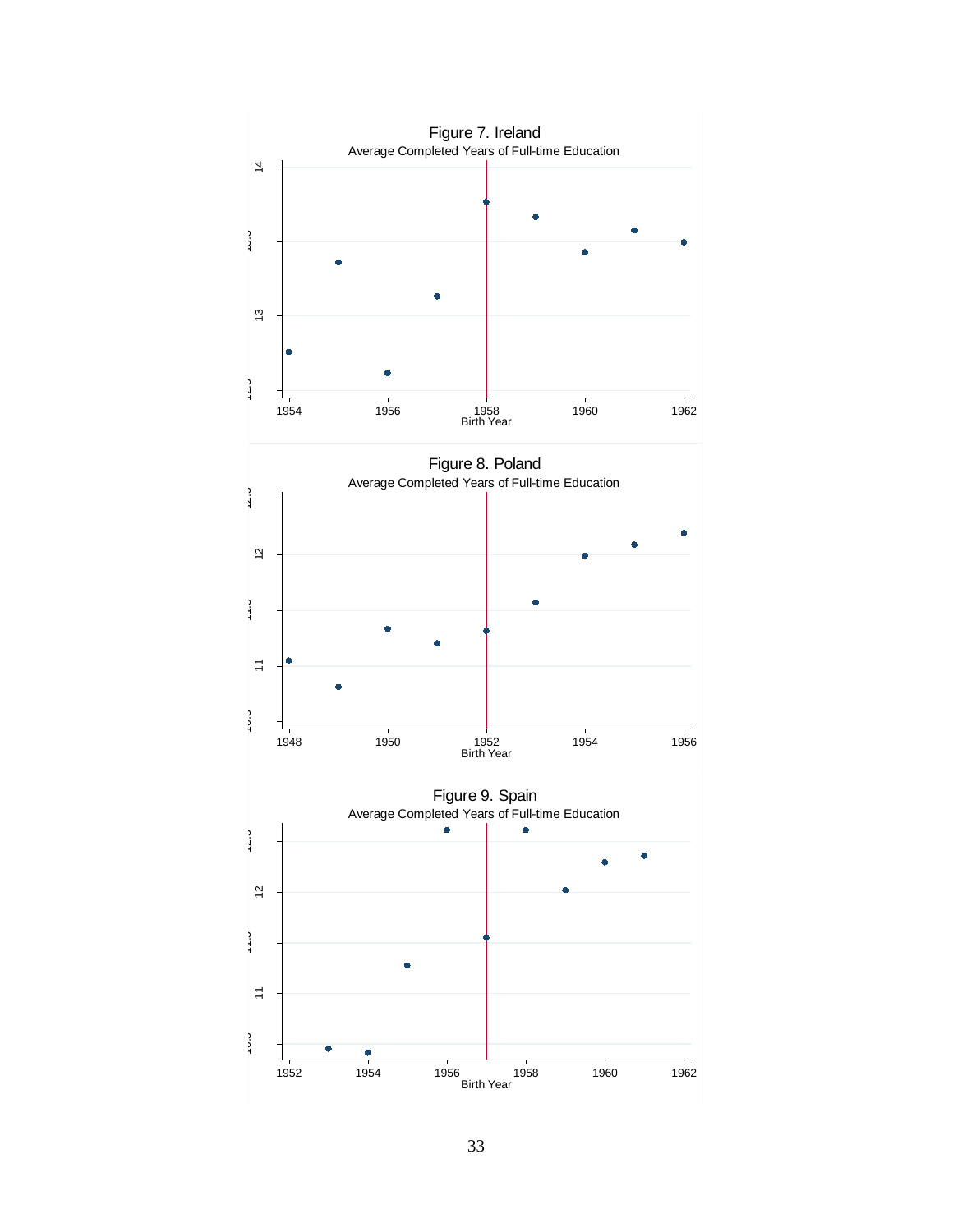Figure 7. Ireland

Average Completed Years of Full-time Education

Figure 8. Poland

Average Completed Years of Full-time Education

Figure 9. Spain

Average Completed Years of Full-time Education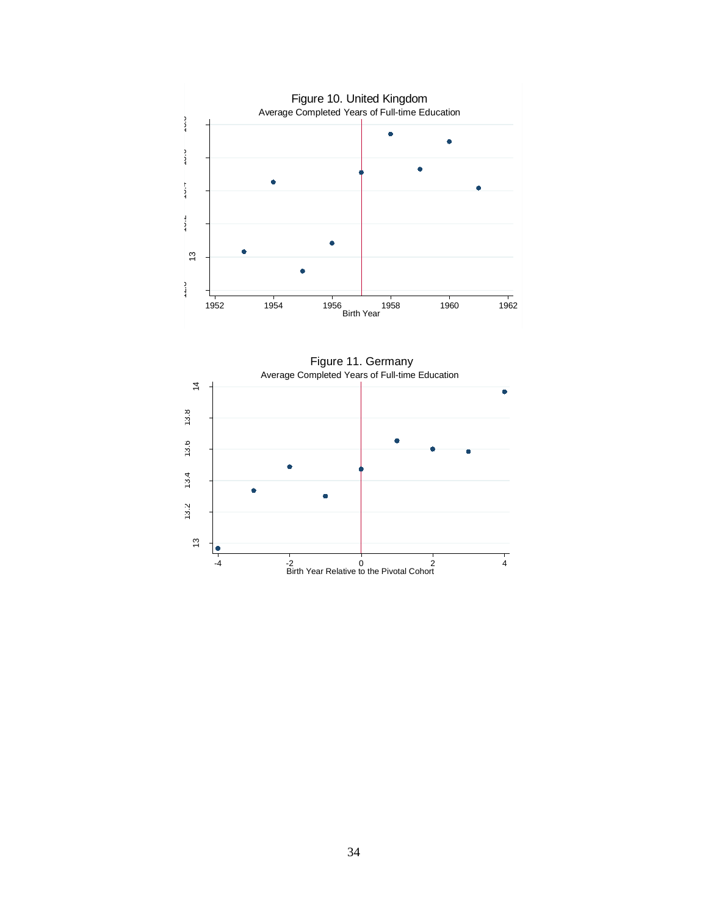Figure 10. United Kingdom

Average Completed Years of Full-time Education

Figure 11. Germany

Average Completed Years of Full-time Education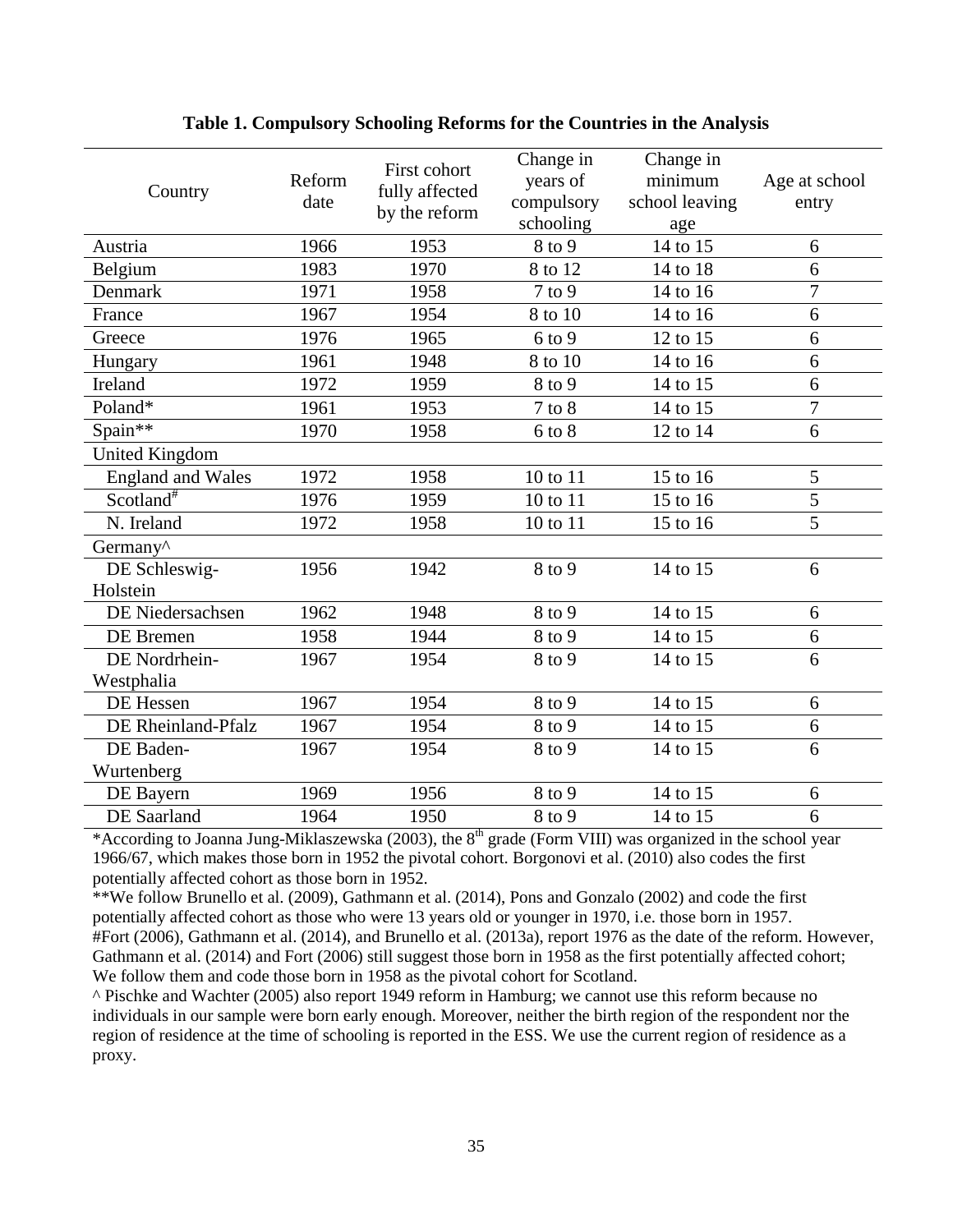**Table 1. Compulsory Schooling Reforms for the Countries in the Analysis**

| Country | Reform date | First cohort fully affected by the reform | Change in years of compulsory schooling | Change in minimum school leaving age | Age at school entry |
|---|---|---|---|---|---|
| Austria | 1966 | 1953 | 8 to 9 | 14 to 15 | 6 |
| Belgium | 1983 | 1970 | 8 to 12 | 14 to 18 | 6 |
| Denmark | 1971 | 1958 | 7 to 9 | 14 to 16 | 7 |
| France | 1967 | 1954 | 8 to 10 | 14 to 16 | 6 |
| Greece | 1976 | 1965 | 6 to 9 | 12 to 15 | 6 |
| Hungary | 1961 | 1948 | 8 to 10 | 14 to 16 | 6 |
| Ireland | 1972 | 1959 | 8 to 9 | 14 to 15 | 6 |
| Poland* | 1961 | 1953 | 7 to 8 | 14 to 15 | 7 |
| Spain** | 1970 | 1958 | 6 to 8 | 12 to 14 | 6 |
| United Kingdom | | | | | |
| England and Wales | 1972 | 1958 | 10 to 11 | 15 to 16 | 5 |
| Scotland# | 1976 | 1959 | 10 to 11 | 15 to 16 | 5 |
| N. Ireland | 1972 | 1958 | 10 to 11 | 15 to 16 | 5 |
| Germany^ | | | | | |
| DE Schleswig-Holstein | 1956 | 1942 | 8 to 9 | 14 to 15 | 6 |
| DE Niedersachsen | 1962 | 1948 | 8 to 9 | 14 to 15 | 6 |
| DE Bremen | 1958 | 1944 | 8 to 9 | 14 to 15 | 6 |
| DE Nordrhein-Westphalia | 1967 | 1954 | 8 to 9 | 14 to 15 | 6 |
| DE Hessen | 1967 | 1954 | 8 to 9 | 14 to 15 | 6 |
| DE Rheinland-Pfalz | 1967 | 1954 | 8 to 9 | 14 to 15 | 6 |
| DE Baden-Wurtenberg | 1967 | 1954 | 8 to 9 | 14 to 15 | 6 |
| DE Bayern | 1969 | 1956 | 8 to 9 | 14 to 15 | 6 |
| DE Saarland | 1964 | 1950 | 8 to 9 | 14 to 15 | 6 |

*According to Joanna Jung-Miklaszewska (2003), the 8th grade (Form VIII) was organized in the school year 1966/67, which makes those born in 1952 the pivotal cohort. Borgonovi et al. (2010) also codes the first potentially affected cohort as those born in 1952.

**We follow Brunello et al. (2009), Gathmann et al. (2014), Pons and Gonzalo (2002) and code the first potentially affected cohort as those who were 13 years old or younger in 1970, i.e. those born in 1957.

#Fort (2006), Gathmann et al. (2014), and Brunello et al. (2013a), report 1976 as the date of the reform. However, Gathmann et al. (2014) and Fort (2006) still suggest those born in 1958 as the first potentially affected cohort; We follow them and code those born in 1958 as the pivotal cohort for Scotland.

^ Pischke and Wachter (2005) also report 1949 reform in Hamburg; we cannot use this reform because no individuals in our sample were born early enough. Moreover, neither the birth region of the respondent nor the region of residence at the time of schooling is reported in the ESS. We use the current region of residence as a proxy.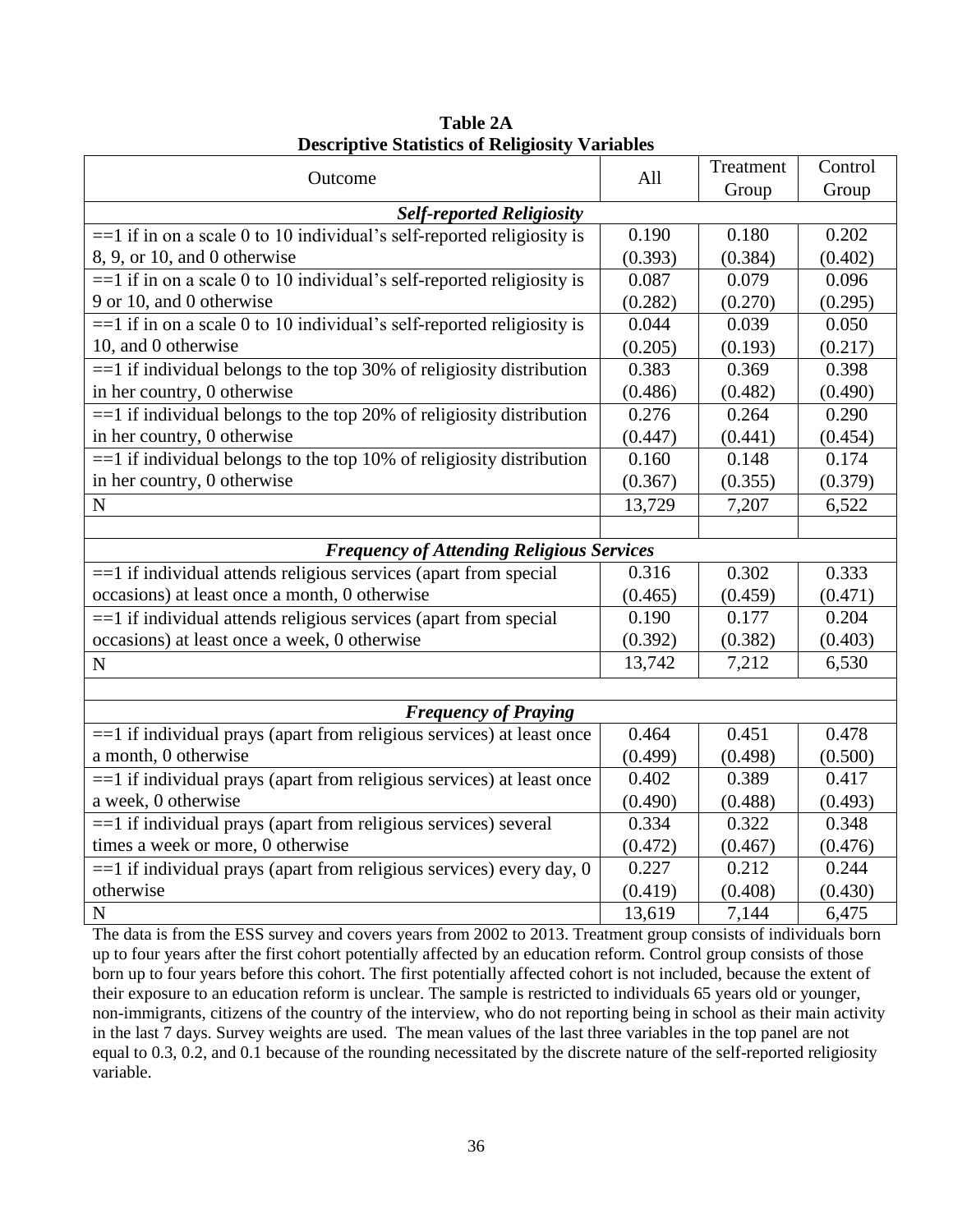**Table 2A**
**Descriptive Statistics of Religiosity Variables**

| Outcome | All | Treatment Group | Control Group |
|---|---|---|---|
| ***Self-reported Religiosity*** | | | |
| ==1 if in on a scale 0 to 10 individual's self-reported religiosity is 8, 9, or 10, and 0 otherwise | 0.190<br>(0.393) | 0.180<br>(0.384) | 0.202<br>(0.402) |
| ==1 if in on a scale 0 to 10 individual's self-reported religiosity is 9 or 10, and 0 otherwise | 0.087<br>(0.282) | 0.079<br>(0.270) | 0.096<br>(0.295) |
| ==1 if in on a scale 0 to 10 individual's self-reported religiosity is 10, and 0 otherwise | 0.044<br>(0.205) | 0.039<br>(0.193) | 0.050<br>(0.217) |
| ==1 if individual belongs to the top 30% of religiosity distribution in her country, 0 otherwise | 0.383<br>(0.486) | 0.369<br>(0.482) | 0.398<br>(0.490) |
| ==1 if individual belongs to the top 20% of religiosity distribution in her country, 0 otherwise | 0.276<br>(0.447) | 0.264<br>(0.441) | 0.290<br>(0.454) |
| ==1 if individual belongs to the top 10% of religiosity distribution in her country, 0 otherwise | 0.160<br>(0.367) | 0.148<br>(0.355) | 0.174<br>(0.379) |
| N | 13,729 | 7,207 | 6,522 |
| | | | |
| ***Frequency of Attending Religious Services*** | | | |
| ==1 if individual attends religious services (apart from special occasions) at least once a month, 0 otherwise | 0.316<br>(0.465) | 0.302<br>(0.459) | 0.333<br>(0.471) |
| ==1 if individual attends religious services (apart from special occasions) at least once a week, 0 otherwise | 0.190<br>(0.392) | 0.177<br>(0.382) | 0.204<br>(0.403) |
| N | 13,742 | 7,212 | 6,530 |
| | | | |
| ***Frequency of Praying*** | | | |
| ==1 if individual prays (apart from religious services) at least once a month, 0 otherwise | 0.464<br>(0.499) | 0.451<br>(0.498) | 0.478<br>(0.500) |
| ==1 if individual prays (apart from religious services) at least once a week, 0 otherwise | 0.402<br>(0.490) | 0.389<br>(0.488) | 0.417<br>(0.493) |
| ==1 if individual prays (apart from religious services) several times a week or more, 0 otherwise | 0.334<br>(0.472) | 0.322<br>(0.467) | 0.348<br>(0.476) |
| ==1 if individual prays (apart from religious services) every day, 0 otherwise | 0.227<br>(0.419) | 0.212<br>(0.408) | 0.244<br>(0.430) |
| N | 13,619 | 7,144 | 6,475 |

The data is from the ESS survey and covers years from 2002 to 2013. Treatment group consists of individuals born up to four years after the first cohort potentially affected by an education reform. Control group consists of those born up to four years before this cohort. The first potentially affected cohort is not included, because the extent of their exposure to an education reform is unclear. The sample is restricted to individuals 65 years old or younger, non-immigrants, citizens of the country of the interview, who do not reporting being in school as their main activity in the last 7 days. Survey weights are used. The mean values of the last three variables in the top panel are not equal to 0.3, 0.2, and 0.1 because of the rounding necessitated by the discrete nature of the self-reported religiosity variable.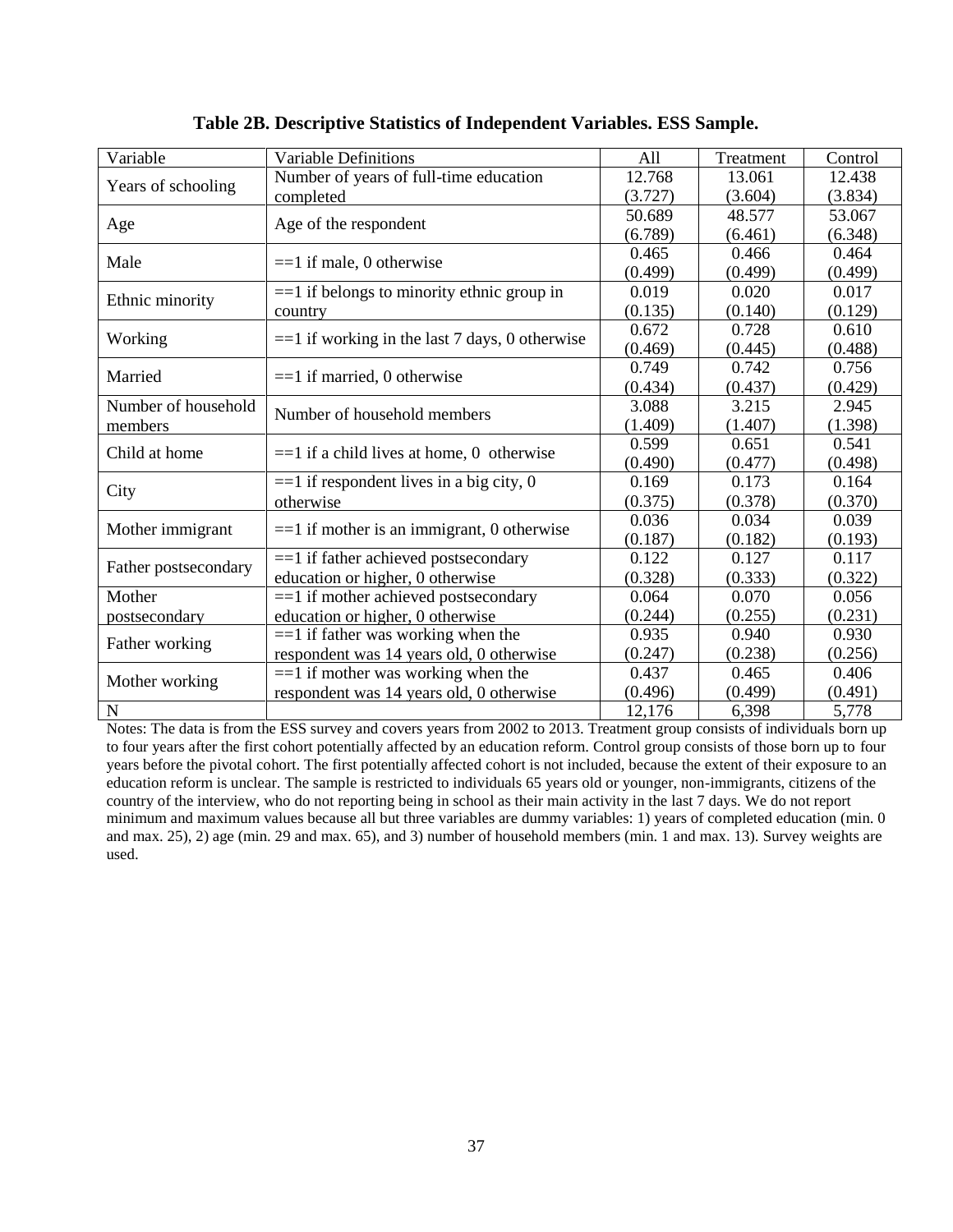**Table 2B. Descriptive Statistics of Independent Variables. ESS Sample.**

| Variable | Variable Definitions | All | Treatment | Control |
|---|---|---|---|---|
| Years of schooling | Number of years of full-time education completed | 12.768<br>(3.727) | 13.061<br>(3.604) | 12.438<br>(3.834) |
| Age | Age of the respondent | 50.689<br>(6.789) | 48.577<br>(6.461) | 53.067<br>(6.348) |
| Male | ==1 if male, 0 otherwise | 0.465<br>(0.499) | 0.466<br>(0.499) | 0.464<br>(0.499) |
| Ethnic minority | ==1 if belongs to minority ethnic group in country | 0.019<br>(0.135) | 0.020<br>(0.140) | 0.017<br>(0.129) |
| Working | ==1 if working in the last 7 days, 0 otherwise | 0.672<br>(0.469) | 0.728<br>(0.445) | 0.610<br>(0.488) |
| Married | ==1 if married, 0 otherwise | 0.749<br>(0.434) | 0.742<br>(0.437) | 0.756<br>(0.429) |
| Number of household members | Number of household members | 3.088<br>(1.409) | 3.215<br>(1.407) | 2.945<br>(1.398) |
| Child at home | ==1 if a child lives at home, 0 otherwise | 0.599<br>(0.490) | 0.651<br>(0.477) | 0.541<br>(0.498) |
| City | ==1 if respondent lives in a big city, 0 otherwise | 0.169<br>(0.375) | 0.173<br>(0.378) | 0.164<br>(0.370) |
| Mother immigrant | ==1 if mother is an immigrant, 0 otherwise | 0.036<br>(0.187) | 0.034<br>(0.182) | 0.039<br>(0.193) |
| Father postsecondary | ==1 if father achieved postsecondary education or higher, 0 otherwise | 0.122<br>(0.328) | 0.127<br>(0.333) | 0.117<br>(0.322) |
| Mother postsecondary | ==1 if mother achieved postsecondary education or higher, 0 otherwise | 0.064<br>(0.244) | 0.070<br>(0.255) | 0.056<br>(0.231) |
| Father working | ==1 if father was working when the respondent was 14 years old, 0 otherwise | 0.935<br>(0.247) | 0.940<br>(0.238) | 0.930<br>(0.256) |
| Mother working | ==1 if mother was working when the respondent was 14 years old, 0 otherwise | 0.437<br>(0.496) | 0.465<br>(0.499) | 0.406<br>(0.491) |
| N | | 12,176 | 6,398 | 5,778 |

Notes: The data is from the ESS survey and covers years from 2002 to 2013. Treatment group consists of individuals born up to four years after the first cohort potentially affected by an education reform. Control group consists of those born up to four years before the pivotal cohort. The first potentially affected cohort is not included, because the extent of their exposure to an education reform is unclear. The sample is restricted to individuals 65 years old or younger, non-immigrants, citizens of the country of the interview, who do not reporting being in school as their main activity in the last 7 days. We do not report minimum and maximum values because all but three variables are dummy variables: 1) years of completed education (min. 0 and max. 25), 2) age (min. 29 and max. 65), and 3) number of household members (min. 1 and max. 13). Survey weights are used.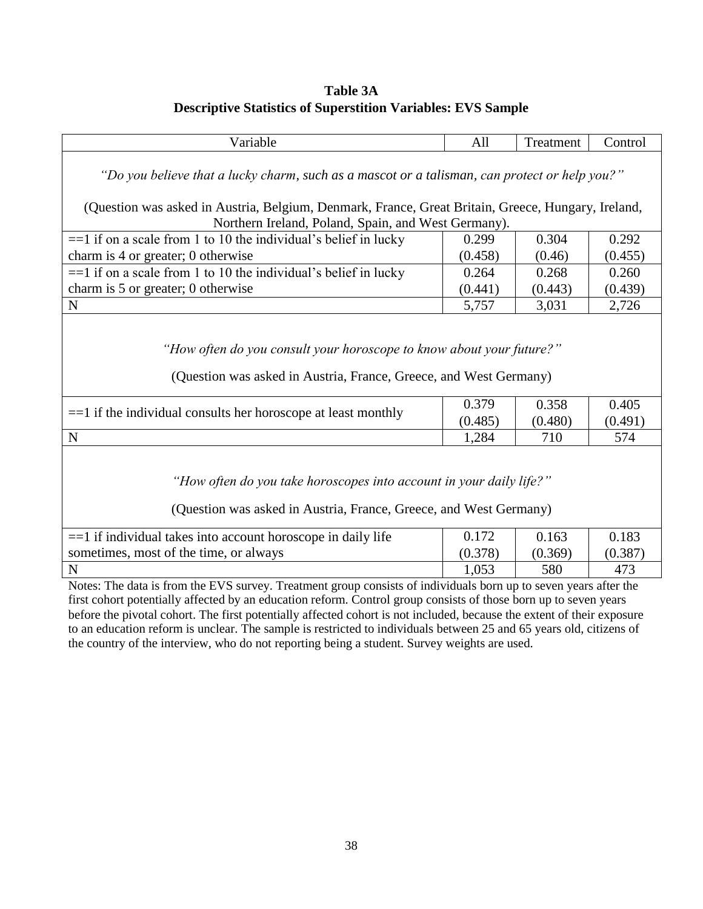**Table 3A**
**Descriptive Statistics of Superstition Variables: EVS Sample**

| Variable | All | Treatment | Control |
|---|---|---|---|
| *"Do you believe that a lucky charm, such as a mascot or a talisman, can protect or help you?"* (Question was asked in Austria, Belgium, Denmark, France, Great Britain, Greece, Hungary, Ireland, Northern Ireland, Poland, Spain, and West Germany). | | | |
| ==1 if on a scale from 1 to 10 the individual's belief in lucky charm is 4 or greater; 0 otherwise | 0.299<br>(0.458) | 0.304<br>(0.46) | 0.292<br>(0.455) |
| ==1 if on a scale from 1 to 10 the individual's belief in lucky charm is 5 or greater; 0 otherwise | 0.264<br>(0.441) | 0.268<br>(0.443) | 0.260<br>(0.439) |
| N | 5,757 | 3,031 | 2,726 |
| *"How often do you consult your horoscope to know about your future?"* (Question was asked in Austria, France, Greece, and West Germany) | | | |
| ==1 if the individual consults her horoscope at least monthly | 0.379<br>(0.485) | 0.358<br>(0.480) | 0.405<br>(0.491) |
| N | 1,284 | 710 | 574 |
| *"How often do you take horoscopes into account in your daily life?"* (Question was asked in Austria, France, Greece, and West Germany) | | | |
| ==1 if individual takes into account horoscope in daily life sometimes, most of the time, or always | 0.172<br>(0.378) | 0.163<br>(0.369) | 0.183<br>(0.387) |
| N | 1,053 | 580 | 473 |

Notes: The data is from the EVS survey. Treatment group consists of individuals born up to seven years after the first cohort potentially affected by an education reform. Control group consists of those born up to seven years before the pivotal cohort. The first potentially affected cohort is not included, because the extent of their exposure to an education reform is unclear. The sample is restricted to individuals between 25 and 65 years old, citizens of the country of the interview, who do not reporting being a student. Survey weights are used.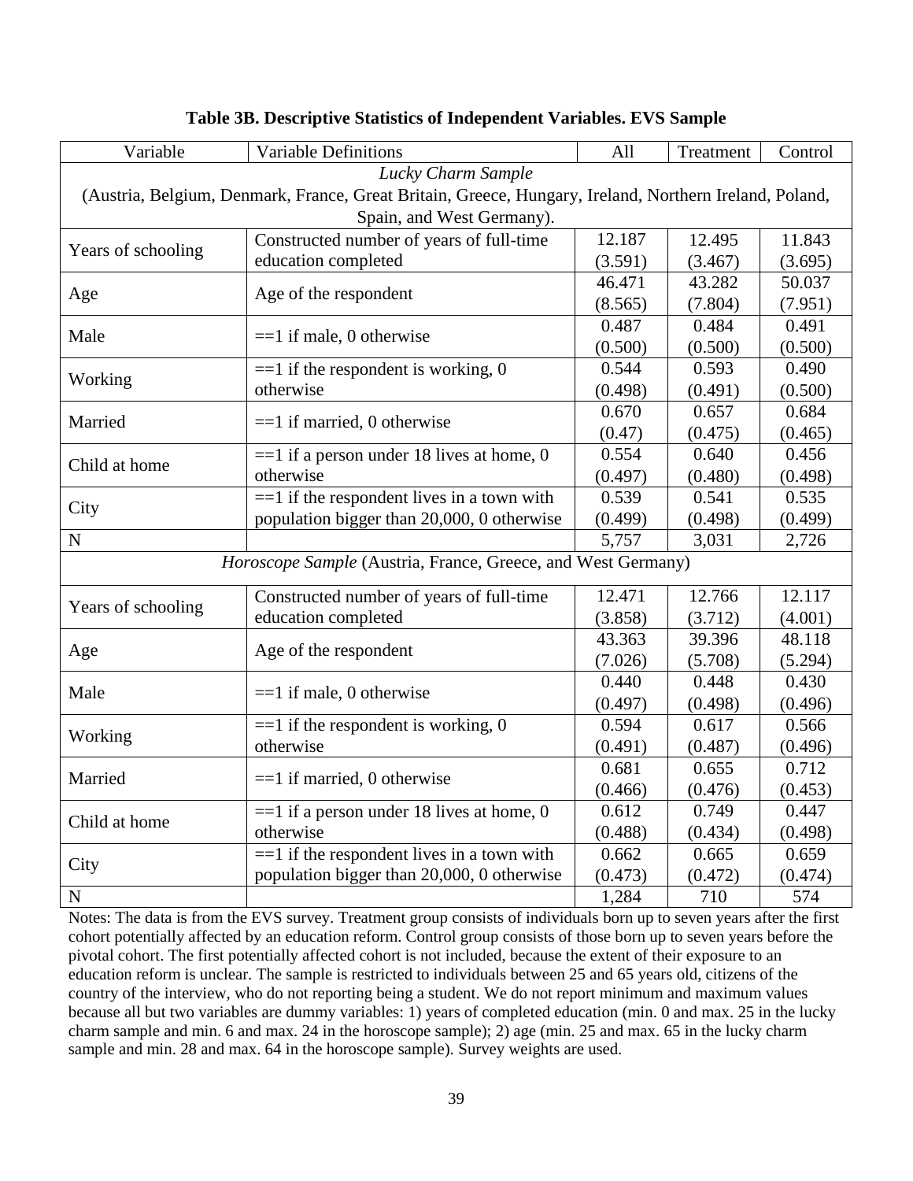**Table 3B. Descriptive Statistics of Independent Variables. EVS Sample**

| Variable | Variable Definitions | All | Treatment | Control |
|---|---|---|---|---|
| *Lucky Charm Sample* (Austria, Belgium, Denmark, France, Great Britain, Greece, Hungary, Ireland, Northern Ireland, Poland, Spain, and West Germany). | | | | |
| Years of schooling | Constructed number of years of full-time education completed | 12.187 (3.591) | 12.495 (3.467) | 11.843 (3.695) |
| Age | Age of the respondent | 46.471 (8.565) | 43.282 (7.804) | 50.037 (7.951) |
| Male | ==1 if male, 0 otherwise | 0.487 (0.500) | 0.484 (0.500) | 0.491 (0.500) |
| Working | ==1 if the respondent is working, 0 otherwise | 0.544 (0.498) | 0.593 (0.491) | 0.490 (0.500) |
| Married | ==1 if married, 0 otherwise | 0.670 (0.47) | 0.657 (0.475) | 0.684 (0.465) |
| Child at home | ==1 if a person under 18 lives at home, 0 otherwise | 0.554 (0.497) | 0.640 (0.480) | 0.456 (0.498) |
| City | ==1 if the respondent lives in a town with population bigger than 20,000, 0 otherwise | 0.539 (0.499) | 0.541 (0.498) | 0.535 (0.499) |
| N | | 5,757 | 3,031 | 2,726 |
| *Horoscope Sample* (Austria, France, Greece, and West Germany) | | | | |
| Years of schooling | Constructed number of years of full-time education completed | 12.471 (3.858) | 12.766 (3.712) | 12.117 (4.001) |
| Age | Age of the respondent | 43.363 (7.026) | 39.396 (5.708) | 48.118 (5.294) |
| Male | ==1 if male, 0 otherwise | 0.440 (0.497) | 0.448 (0.498) | 0.430 (0.496) |
| Working | ==1 if the respondent is working, 0 otherwise | 0.594 (0.491) | 0.617 (0.487) | 0.566 (0.496) |
| Married | ==1 if married, 0 otherwise | 0.681 (0.466) | 0.655 (0.476) | 0.712 (0.453) |
| Child at home | ==1 if a person under 18 lives at home, 0 otherwise | 0.612 (0.488) | 0.749 (0.434) | 0.447 (0.498) |
| City | ==1 if the respondent lives in a town with population bigger than 20,000, 0 otherwise | 0.662 (0.473) | 0.665 (0.472) | 0.659 (0.474) |
| N | | 1,284 | 710 | 574 |

Notes: The data is from the EVS survey. Treatment group consists of individuals born up to seven years after the first cohort potentially affected by an education reform. Control group consists of those born up to seven years before the pivotal cohort. The first potentially affected cohort is not included, because the extent of their exposure to an education reform is unclear. The sample is restricted to individuals between 25 and 65 years old, citizens of the country of the interview, who do not reporting being a student. We do not report minimum and maximum values because all but two variables are dummy variables: 1) years of completed education (min. 0 and max. 25 in the lucky charm sample and min. 6 and max. 24 in the horoscope sample); 2) age (min. 25 and max. 65 in the lucky charm sample and min. 28 and max. 64 in the horoscope sample). Survey weights are used.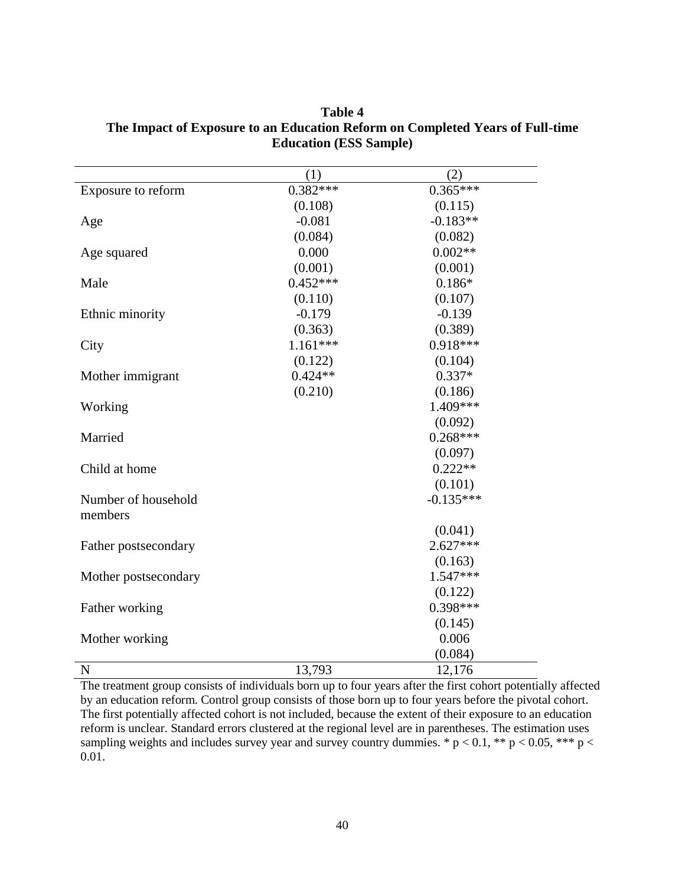**Table 4**
**The Impact of Exposure to an Education Reform on Completed Years of Full-time Education (ESS Sample)**

| | (1) | (2) |
|---|---|---|
| Exposure to reform | 0.382*** | 0.365*** |
| | (0.108) | (0.115) |
| Age | -0.081 | -0.183** |
| | (0.084) | (0.082) |
| Age squared | 0.000 | 0.002** |
| | (0.001) | (0.001) |
| Male | 0.452*** | 0.186* |
| | (0.110) | (0.107) |
| Ethnic minority | -0.179 | -0.139 |
| | (0.363) | (0.389) |
| City | 1.161*** | 0.918*** |
| | (0.122) | (0.104) |
| Mother immigrant | 0.424** | 0.337* |
| | (0.210) | (0.186) |
| Working | | 1.409*** |
| | | (0.092) |
| Married | | 0.268*** |
| | | (0.097) |
| Child at home | | 0.222** |
| | | (0.101) |
| Number of household members | | -0.135*** |
| | | (0.041) |
| Father postsecondary | | 2.627*** |
| | | (0.163) |
| Mother postsecondary | | 1.547*** |
| | | (0.122) |
| Father working | | 0.398*** |
| | | (0.145) |
| Mother working | | 0.006 |
| | | (0.084) |
| N | 13,793 | 12,176 |

The treatment group consists of individuals born up to four years after the first cohort potentially affected by an education reform. Control group consists of those born up to four years before the pivotal cohort. The first potentially affected cohort is not included, because the extent of their exposure to an education reform is unclear. Standard errors clustered at the regional level are in parentheses. The estimation uses sampling weights and includes survey year and survey country dummies. * $p < 0.1$, ** $p < 0.05$, *** $p < 0.01$.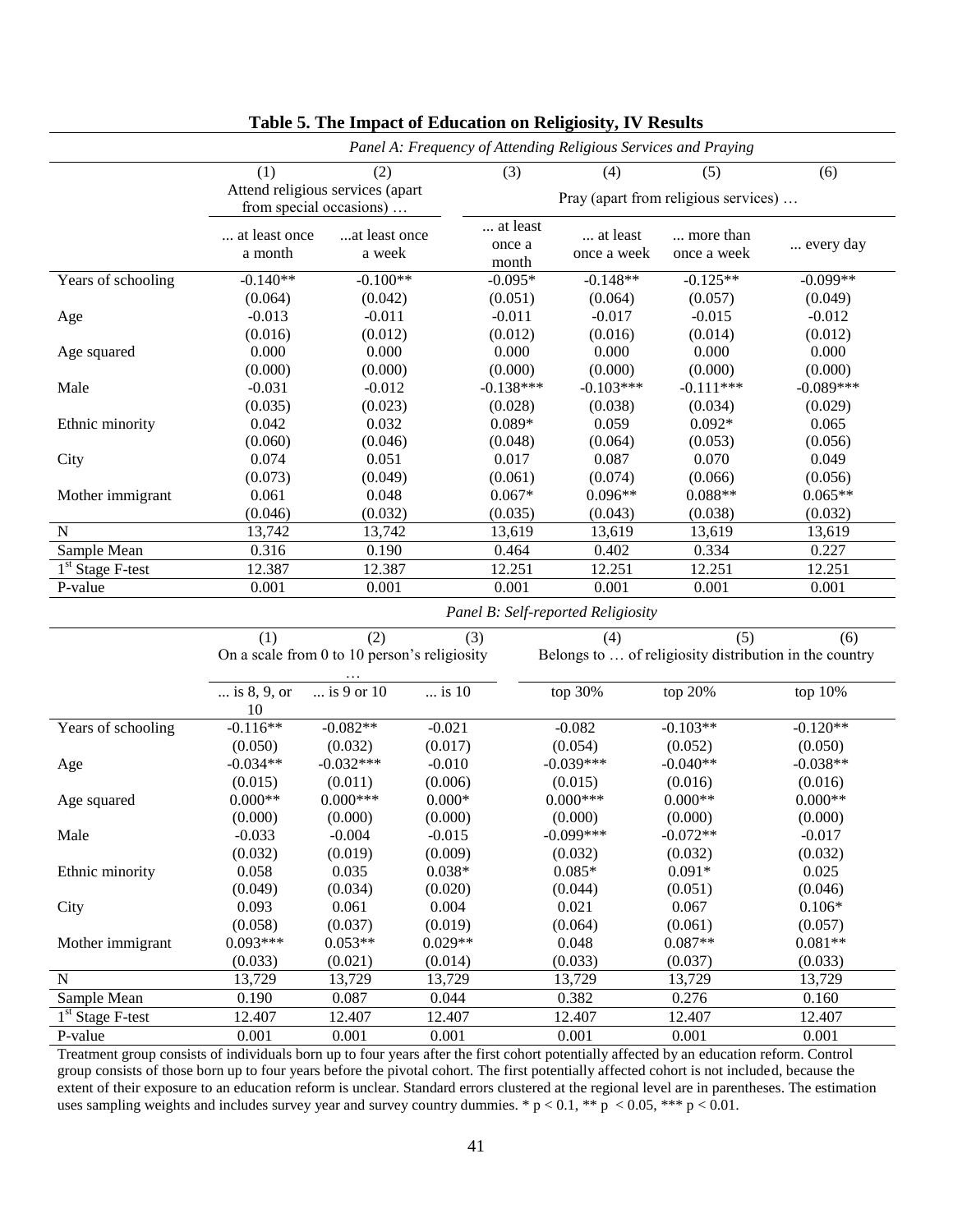# Table 5. The Impact of Education on Religiosity, IV Results

*Panel A: Frequency of Attending Religious Services and Praying*

| | (1) | (2) | (3) | (4) | (5) | (6) |
|---|---|---|---|---|---|---|
| | Attend religious services (apart from special occasions) … | | Pray (apart from religious services) … | | | |
| | ... at least once a month | ...at least once a week | ... at least once a month | ... at least once a week | ... more than once a week | ... every day |
| Years of schooling | -0.140** | -0.100** | -0.095* | -0.148** | -0.125** | -0.099** |
| | (0.064) | (0.042) | (0.051) | (0.064) | (0.057) | (0.049) |
| Age | -0.013 | -0.011 | -0.011 | -0.017 | -0.015 | -0.012 |
| | (0.016) | (0.012) | (0.012) | (0.016) | (0.014) | (0.012) |
| Age squared | 0.000 | 0.000 | 0.000 | 0.000 | 0.000 | 0.000 |
| | (0.000) | (0.000) | (0.000) | (0.000) | (0.000) | (0.000) |
| Male | -0.031 | -0.012 | -0.138*** | -0.103*** | -0.111*** | -0.089*** |
| | (0.035) | (0.023) | (0.028) | (0.038) | (0.034) | (0.029) |
| Ethnic minority | 0.042 | 0.032 | 0.089* | 0.059 | 0.092* | 0.065 |
| | (0.060) | (0.046) | (0.048) | (0.064) | (0.053) | (0.056) |
| City | 0.074 | 0.051 | 0.017 | 0.087 | 0.070 | 0.049 |
| | (0.073) | (0.049) | (0.061) | (0.074) | (0.066) | (0.056) |
| Mother immigrant | 0.061 | 0.048 | 0.067* | 0.096** | 0.088** | 0.065** |
| | (0.046) | (0.032) | (0.035) | (0.043) | (0.038) | (0.032) |
| N | 13,742 | 13,742 | 13,619 | 13,619 | 13,619 | 13,619 |
| Sample Mean | 0.316 | 0.190 | 0.464 | 0.402 | 0.334 | 0.227 |
| 1st Stage F-test | 12.387 | 12.387 | 12.251 | 12.251 | 12.251 | 12.251 |
| P-value | 0.001 | 0.001 | 0.001 | 0.001 | 0.001 | 0.001 |

*Panel B: Self-reported Religiosity*

| | (1) | (2) | (3) | (4) | (5) | (6) |
|---|---|---|---|---|---|---|
| | On a scale from 0 to 10 person's religiosity … | | | Belongs to … of religiosity distribution in the country | | |
| | ... is 8, 9, or 10 | ... is 9 or 10 | ... is 10 | top 30% | top 20% | top 10% |
| Years of schooling | -0.116** | -0.082** | -0.021 | -0.082 | -0.103** | -0.120** |
| | (0.050) | (0.032) | (0.017) | (0.054) | (0.052) | (0.050) |
| Age | -0.034** | -0.032*** | -0.010 | -0.039*** | -0.040** | -0.038** |
| | (0.015) | (0.011) | (0.006) | (0.015) | (0.016) | (0.016) |
| Age squared | 0.000** | 0.000*** | 0.000* | 0.000*** | 0.000** | 0.000** |
| | (0.000) | (0.000) | (0.000) | (0.000) | (0.000) | (0.000) |
| Male | -0.033 | -0.004 | -0.015 | -0.099*** | -0.072** | -0.017 |
| | (0.032) | (0.019) | (0.009) | (0.032) | (0.032) | (0.032) |
| Ethnic minority | 0.058 | 0.035 | 0.038* | 0.085* | 0.091* | 0.025 |
| | (0.049) | (0.034) | (0.020) | (0.044) | (0.051) | (0.046) |
| City | 0.093 | 0.061 | 0.004 | 0.021 | 0.067 | 0.106* |
| | (0.058) | (0.037) | (0.019) | (0.064) | (0.061) | (0.057) |
| Mother immigrant | 0.093*** | 0.053** | 0.029** | 0.048 | 0.087** | 0.081** |
| | (0.033) | (0.021) | (0.014) | (0.033) | (0.037) | (0.033) |
| N | 13,729 | 13,729 | 13,729 | 13,729 | 13,729 | 13,729 |
| Sample Mean | 0.190 | 0.087 | 0.044 | 0.382 | 0.276 | 0.160 |
| 1st Stage F-test | 12.407 | 12.407 | 12.407 | 12.407 | 12.407 | 12.407 |
| P-value | 0.001 | 0.001 | 0.001 | 0.001 | 0.001 | 0.001 |

Treatment group consists of individuals born up to four years after the first cohort potentially affected by an education reform. Control group consists of those born up to four years before the pivotal cohort. The first potentially affected cohort is not included, because the extent of their exposure to an education reform is unclear. Standard errors clustered at the regional level are in parentheses. The estimation uses sampling weights and includes survey year and survey country dummies. * $p < 0.1$, ** $p < 0.05$, *** $p < 0.01$.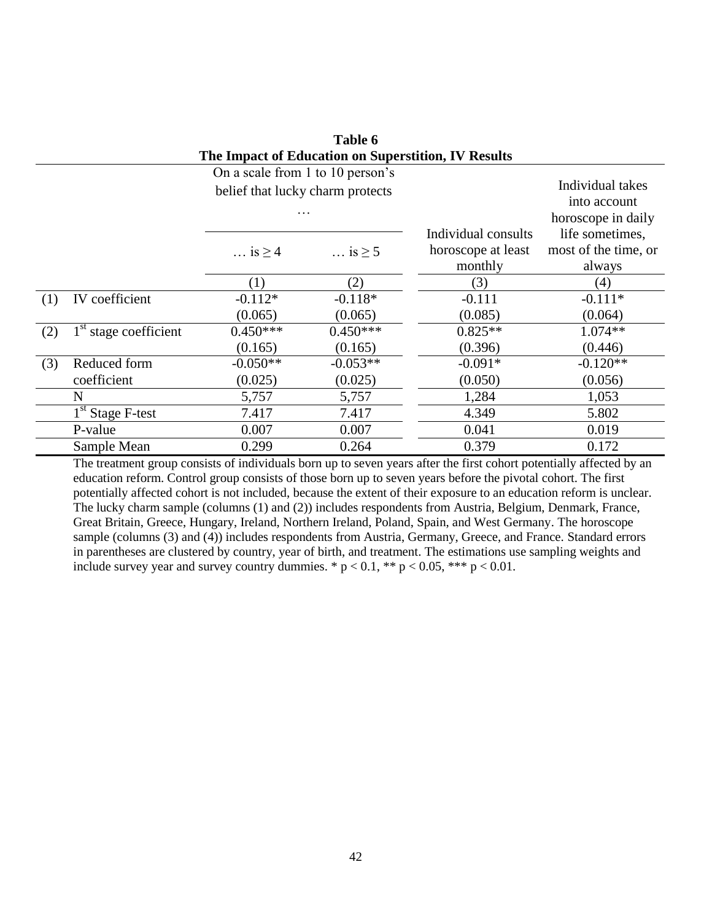**Table 6**
**The Impact of Education on Superstition, IV Results**

| | | On a scale from 1 to 10 person's belief that lucky charm protects … | | Individual consults horoscope at least monthly | Individual takes into account horoscope in daily life sometimes, most of the time, or always |
|---|---|---|---|---|---|
| | | … is ≥ 4 | … is ≥ 5 | | |
| | | (1) | (2) | (3) | (4) |
| (1) | IV coefficient | -0.112* | -0.118* | -0.111 | -0.111* |
| | | (0.065) | (0.065) | (0.085) | (0.064) |
| (2) | 1st stage coefficient | 0.450*** | 0.450*** | 0.825** | 1.074** |
| | | (0.165) | (0.165) | (0.396) | (0.446) |
| (3) | Reduced form coefficient | -0.050** | -0.053** | -0.091* | -0.120** |
| | | (0.025) | (0.025) | (0.050) | (0.056) |
| | N | 5,757 | 5,757 | 1,284 | 1,053 |
| | 1st Stage F-test | 7.417 | 7.417 | 4.349 | 5.802 |
| | P-value | 0.007 | 0.007 | 0.041 | 0.019 |
| | Sample Mean | 0.299 | 0.264 | 0.379 | 0.172 |

The treatment group consists of individuals born up to seven years after the first cohort potentially affected by an education reform. Control group consists of those born up to seven years before the pivotal cohort. The first potentially affected cohort is not included, because the extent of their exposure to an education reform is unclear. The lucky charm sample (columns (1) and (2)) includes respondents from Austria, Belgium, Denmark, France, Great Britain, Greece, Hungary, Ireland, Northern Ireland, Poland, Spain, and West Germany. The horoscope sample (columns (3) and (4)) includes respondents from Austria, Germany, Greece, and France. Standard errors in parentheses are clustered by country, year of birth, and treatment. The estimations use sampling weights and include survey year and survey country dummies. * $p < 0.1$, ** $p < 0.05$, *** $p < 0.01$.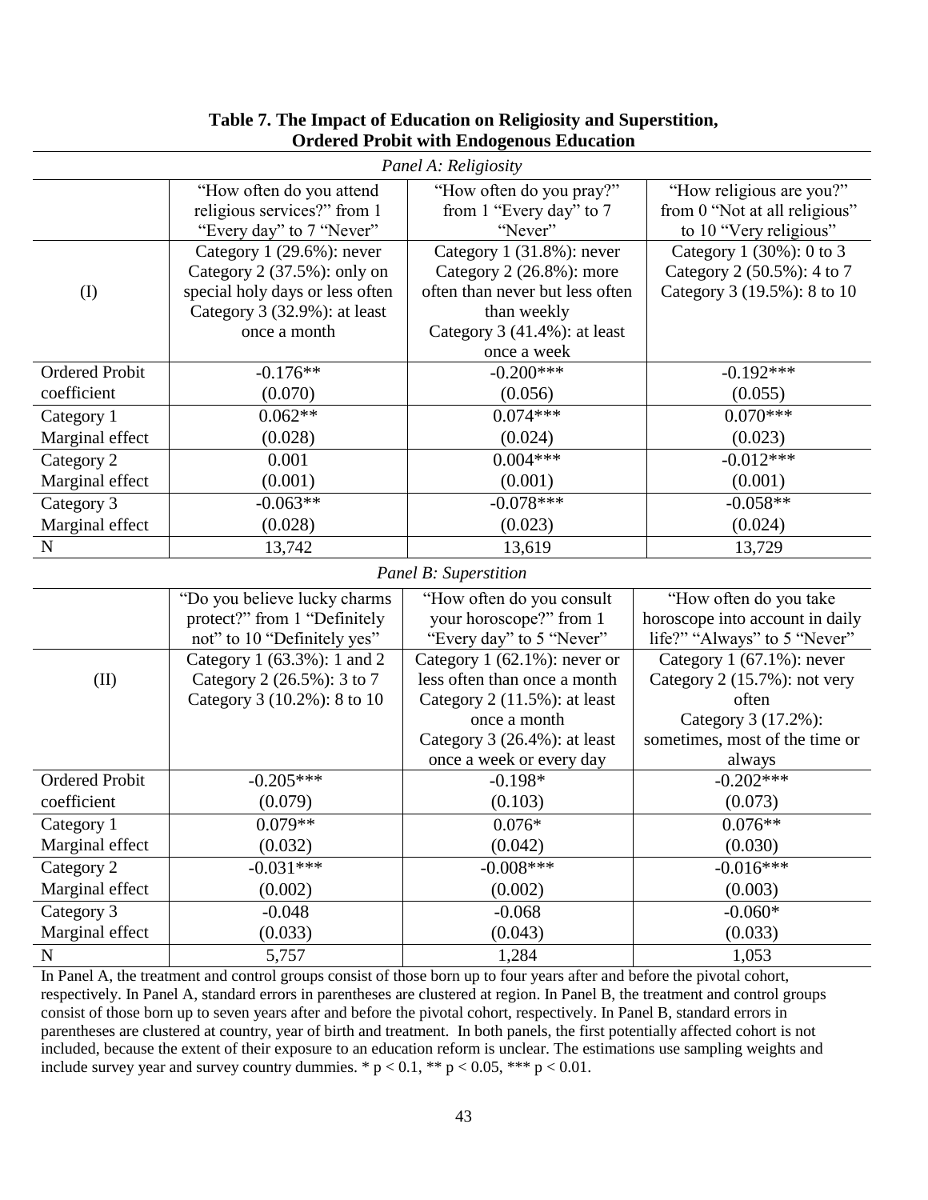**Table 7. The Impact of Education on Religiosity and Superstition, Ordered Probit with Endogenous Education**

*Panel A: Religiosity*

| | "How often do you attend religious services?" from 1 "Every day" to 7 "Never" | "How often do you pray?" from 1 "Every day" to 7 "Never" | "How religious are you?" from 0 "Not at all religious" to 10 "Very religious" |
|---|---|---|---|
| (I) | Category 1 (29.6%): never<br>Category 2 (37.5%): only on special holy days or less often<br>Category 3 (32.9%): at least once a month | Category 1 (31.8%): never<br>Category 2 (26.8%): more often than never but less often than weekly<br>Category 3 (41.4%): at least once a week | Category 1 (30%): 0 to 3<br>Category 2 (50.5%): 4 to 7<br>Category 3 (19.5%): 8 to 10 |
| Ordered Probit coefficient | -0.176**<br>(0.070) | -0.200***<br>(0.056) | -0.192***<br>(0.055) |
| Category 1 Marginal effect | 0.062**<br>(0.028) | 0.074***<br>(0.024) | 0.070***<br>(0.023) |
| Category 2 Marginal effect | 0.001<br>(0.001) | 0.004***<br>(0.001) | -0.012***<br>(0.001) |
| Category 3 Marginal effect | -0.063**<br>(0.028) | -0.078***<br>(0.023) | -0.058**<br>(0.024) |
| N | 13,742 | 13,619 | 13,729 |

*Panel B: Superstition*

| | "Do you believe lucky charms protect?" from 1 "Definitely not" to 10 "Definitely yes" | "How often do you consult your horoscope?" from 1 "Every day" to 5 "Never" | "How often do you take horoscope into account in daily life?" "Always" to 5 "Never" |
|---|---|---|---|
| (II) | Category 1 (63.3%): 1 and 2<br>Category 2 (26.5%): 3 to 7<br>Category 3 (10.2%): 8 to 10 | Category 1 (62.1%): never or less often than once a month<br>Category 2 (11.5%): at least once a month<br>Category 3 (26.4%): at least once a week or every day | Category 1 (67.1%): never<br>Category 2 (15.7%): not very often<br>Category 3 (17.2%): sometimes, most of the time or always |
| Ordered Probit coefficient | -0.205***<br>(0.079) | -0.198*<br>(0.103) | -0.202***<br>(0.073) |
| Category 1 Marginal effect | 0.079**<br>(0.032) | 0.076*<br>(0.042) | 0.076**<br>(0.030) |
| Category 2 Marginal effect | -0.031***<br>(0.002) | -0.008***<br>(0.002) | -0.016***<br>(0.003) |
| Category 3 Marginal effect | -0.048<br>(0.033) | -0.068<br>(0.043) | -0.060*<br>(0.033) |
| N | 5,757 | 1,284 | 1,053 |

In Panel A, the treatment and control groups consist of those born up to four years after and before the pivotal cohort, respectively. In Panel A, standard errors in parentheses are clustered at region. In Panel B, the treatment and control groups consist of those born up to seven years after and before the pivotal cohort, respectively. In Panel B, standard errors in parentheses are clustered at country, year of birth and treatment. In both panels, the first potentially affected cohort is not included, because the extent of their exposure to an education reform is unclear. The estimations use sampling weights and include survey year and survey country dummies. * $p < 0.1$, ** $p < 0.05$, *** $p < 0.01$.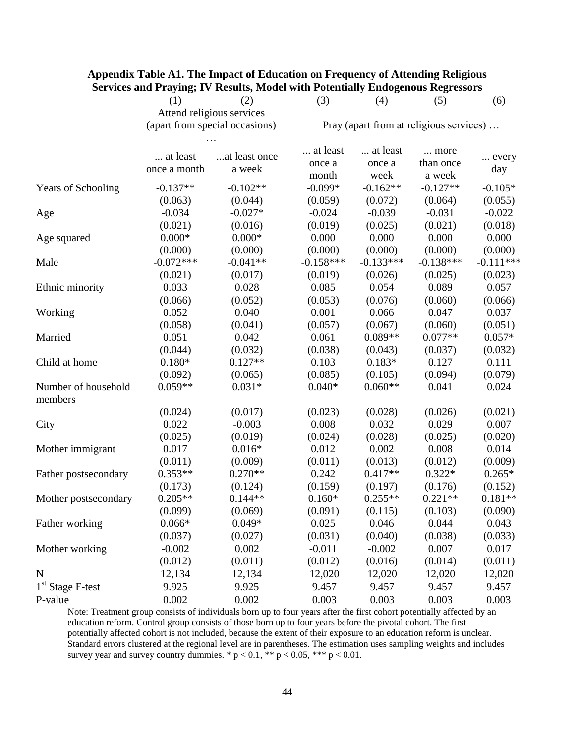**Appendix Table A1. The Impact of Education on Frequency of Attending Religious Services and Praying; IV Results, Model with Potentially Endogenous Regressors**

| | (1) | (2) | (3) | (4) | (5) | (6) |
|---|---|---|---|---|---|---|
| | Attend religious services (apart from special occasions) … | | Pray (apart from at religious services) … | | | |
| | ... at least once a month | ...at least once a week | ... at least once a month | ... at least once a week | ... more than once a week | ... every day |
| Years of Schooling | -0.137** | -0.102** | -0.099* | -0.162** | -0.127** | -0.105* |
| | (0.063) | (0.044) | (0.059) | (0.072) | (0.064) | (0.055) |
| Age | -0.034 | -0.027* | -0.024 | -0.039 | -0.031 | -0.022 |
| | (0.021) | (0.016) | (0.019) | (0.025) | (0.021) | (0.018) |
| Age squared | 0.000* | 0.000* | 0.000 | 0.000 | 0.000 | 0.000 |
| | (0.000) | (0.000) | (0.000) | (0.000) | (0.000) | (0.000) |
| Male | -0.072*** | -0.041** | -0.158*** | -0.133*** | -0.138*** | -0.111*** |
| | (0.021) | (0.017) | (0.019) | (0.026) | (0.025) | (0.023) |
| Ethnic minority | 0.033 | 0.028 | 0.085 | 0.054 | 0.089 | 0.057 |
| | (0.066) | (0.052) | (0.053) | (0.076) | (0.060) | (0.066) |
| Working | 0.052 | 0.040 | 0.001 | 0.066 | 0.047 | 0.037 |
| | (0.058) | (0.041) | (0.057) | (0.067) | (0.060) | (0.051) |
| Married | 0.051 | 0.042 | 0.061 | 0.089** | 0.077** | 0.057* |
| | (0.044) | (0.032) | (0.038) | (0.043) | (0.037) | (0.032) |
| Child at home | 0.180* | 0.127** | 0.103 | 0.183* | 0.127 | 0.111 |
| | (0.092) | (0.065) | (0.085) | (0.105) | (0.094) | (0.079) |
| Number of household members | 0.059** | 0.031* | 0.040* | 0.060** | 0.041 | 0.024 |
| | (0.024) | (0.017) | (0.023) | (0.028) | (0.026) | (0.021) |
| City | 0.022 | -0.003 | 0.008 | 0.032 | 0.029 | 0.007 |
| | (0.025) | (0.019) | (0.024) | (0.028) | (0.025) | (0.020) |
| Mother immigrant | 0.017 | 0.016* | 0.012 | 0.002 | 0.008 | 0.014 |
| | (0.011) | (0.009) | (0.011) | (0.013) | (0.012) | (0.009) |
| Father postsecondary | 0.353** | 0.270** | 0.242 | 0.417** | 0.322* | 0.265* |
| | (0.173) | (0.124) | (0.159) | (0.197) | (0.176) | (0.152) |
| Mother postsecondary | 0.205** | 0.144** | 0.160* | 0.255** | 0.221** | 0.181** |
| | (0.099) | (0.069) | (0.091) | (0.115) | (0.103) | (0.090) |
| Father working | 0.066* | 0.049* | 0.025 | 0.046 | 0.044 | 0.043 |
| | (0.037) | (0.027) | (0.031) | (0.040) | (0.038) | (0.033) |
| Mother working | -0.002 | 0.002 | -0.011 | -0.002 | 0.007 | 0.017 |
| | (0.012) | (0.011) | (0.012) | (0.016) | (0.014) | (0.011) |
| N | 12,134 | 12,134 | 12,020 | 12,020 | 12,020 | 12,020 |
| 1st Stage F-test | 9.925 | 9.925 | 9.457 | 9.457 | 9.457 | 9.457 |
| P-value | 0.002 | 0.002 | 0.003 | 0.003 | 0.003 | 0.003 |

Note: Treatment group consists of individuals born up to four years after the first cohort potentially affected by an education reform. Control group consists of those born up to four years before the pivotal cohort. The first potentially affected cohort is not included, because the extent of their exposure to an education reform is unclear. Standard errors clustered at the regional level are in parentheses. The estimation uses sampling weights and includes survey year and survey country dummies. * $p < 0.1$, ** $p < 0.05$, *** $p < 0.01$.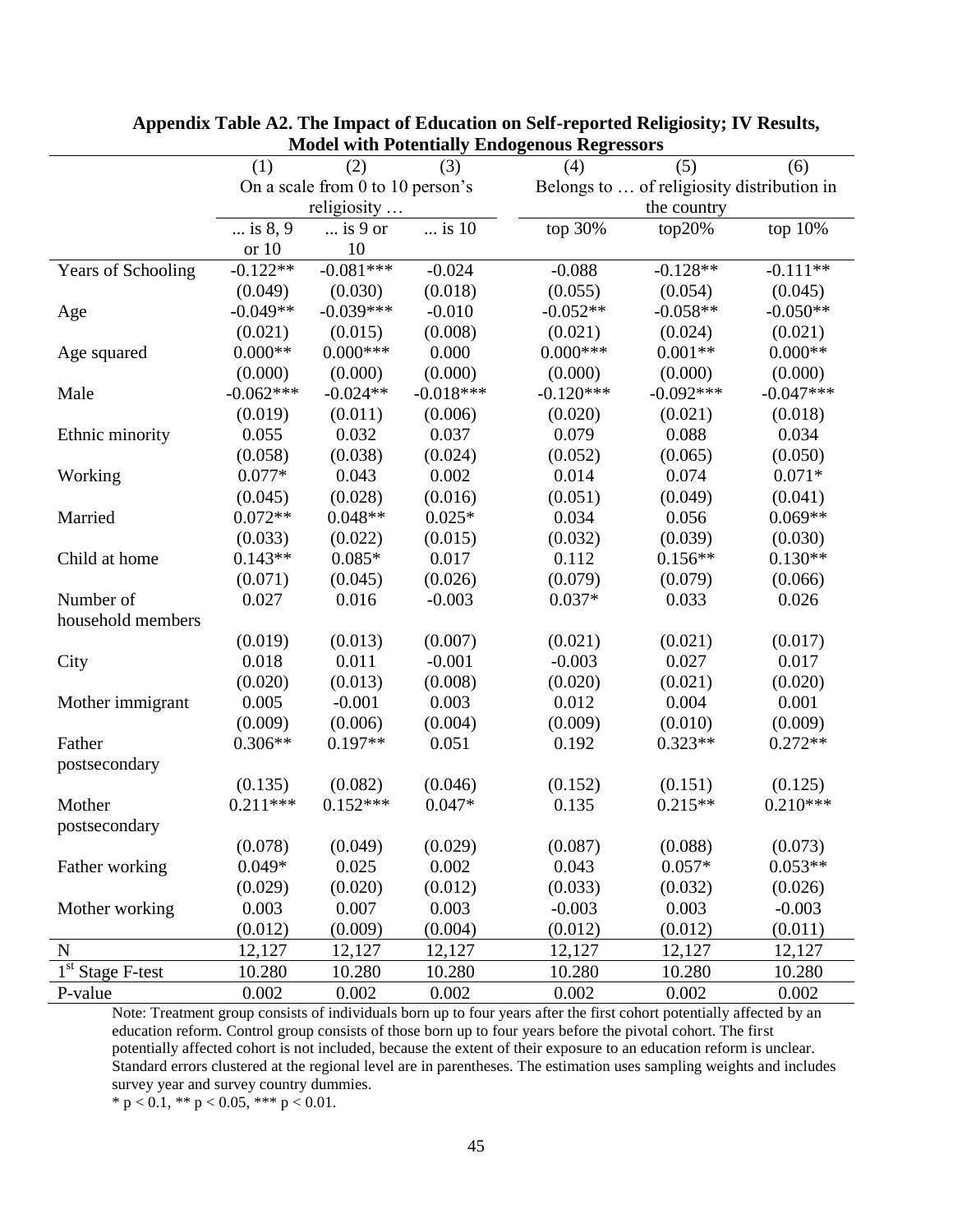**Appendix Table A2. The Impact of Education on Self-reported Religiosity; IV Results, Model with Potentially Endogenous Regressors**

| | (1) | (2) | (3) | (4) | (5) | (6) |
|---|---|---|---|---|---|---|
| | On a scale from 0 to 10 person's religiosity … | | | Belongs to … of religiosity distribution in the country | | |
| | ... is 8, 9 or 10 | ... is 9 or 10 | ... is 10 | top 30% | top20% | top 10% |
| Years of Schooling | -0.122** | -0.081*** | -0.024 | -0.088 | -0.128** | -0.111** |
| | (0.049) | (0.030) | (0.018) | (0.055) | (0.054) | (0.045) |
| Age | -0.049** | -0.039*** | -0.010 | -0.052** | -0.058** | -0.050** |
| | (0.021) | (0.015) | (0.008) | (0.021) | (0.024) | (0.021) |
| Age squared | 0.000** | 0.000*** | 0.000 | 0.000*** | 0.001** | 0.000** |
| | (0.000) | (0.000) | (0.000) | (0.000) | (0.000) | (0.000) |
| Male | -0.062*** | -0.024** | -0.018*** | -0.120*** | -0.092*** | -0.047*** |
| | (0.019) | (0.011) | (0.006) | (0.020) | (0.021) | (0.018) |
| Ethnic minority | 0.055 | 0.032 | 0.037 | 0.079 | 0.088 | 0.034 |
| | (0.058) | (0.038) | (0.024) | (0.052) | (0.065) | (0.050) |
| Working | 0.077* | 0.043 | 0.002 | 0.014 | 0.074 | 0.071* |
| | (0.045) | (0.028) | (0.016) | (0.051) | (0.049) | (0.041) |
| Married | 0.072** | 0.048** | 0.025* | 0.034 | 0.056 | 0.069** |
| | (0.033) | (0.022) | (0.015) | (0.032) | (0.039) | (0.030) |
| Child at home | 0.143** | 0.085* | 0.017 | 0.112 | 0.156** | 0.130** |
| | (0.071) | (0.045) | (0.026) | (0.079) | (0.079) | (0.066) |
| Number of household members | 0.027 | 0.016 | -0.003 | 0.037* | 0.033 | 0.026 |
| | (0.019) | (0.013) | (0.007) | (0.021) | (0.021) | (0.017) |
| City | 0.018 | 0.011 | -0.001 | -0.003 | 0.027 | 0.017 |
| | (0.020) | (0.013) | (0.008) | (0.020) | (0.021) | (0.020) |
| Mother immigrant | 0.005 | -0.001 | 0.003 | 0.012 | 0.004 | 0.001 |
| | (0.009) | (0.006) | (0.004) | (0.009) | (0.010) | (0.009) |
| Father postsecondary | 0.306** | 0.197** | 0.051 | 0.192 | 0.323** | 0.272** |
| | (0.135) | (0.082) | (0.046) | (0.152) | (0.151) | (0.125) |
| Mother postsecondary | 0.211*** | 0.152*** | 0.047* | 0.135 | 0.215** | 0.210*** |
| | (0.078) | (0.049) | (0.029) | (0.087) | (0.088) | (0.073) |
| Father working | 0.049* | 0.025 | 0.002 | 0.043 | 0.057* | 0.053** |
| | (0.029) | (0.020) | (0.012) | (0.033) | (0.032) | (0.026) |
| Mother working | 0.003 | 0.007 | 0.003 | -0.003 | 0.003 | -0.003 |
| | (0.012) | (0.009) | (0.004) | (0.012) | (0.012) | (0.011) |
| N | 12,127 | 12,127 | 12,127 | 12,127 | 12,127 | 12,127 |
| 1st Stage F-test | 10.280 | 10.280 | 10.280 | 10.280 | 10.280 | 10.280 |
| P-value | 0.002 | 0.002 | 0.002 | 0.002 | 0.002 | 0.002 |

Note: Treatment group consists of individuals born up to four years after the first cohort potentially affected by an education reform. Control group consists of those born up to four years before the pivotal cohort. The first potentially affected cohort is not included, because the extent of their exposure to an education reform is unclear. Standard errors clustered at the regional level are in parentheses. The estimation uses sampling weights and includes survey year and survey country dummies.

\* $p < 0.1$, ** $p < 0.05$, *** $p < 0.01$.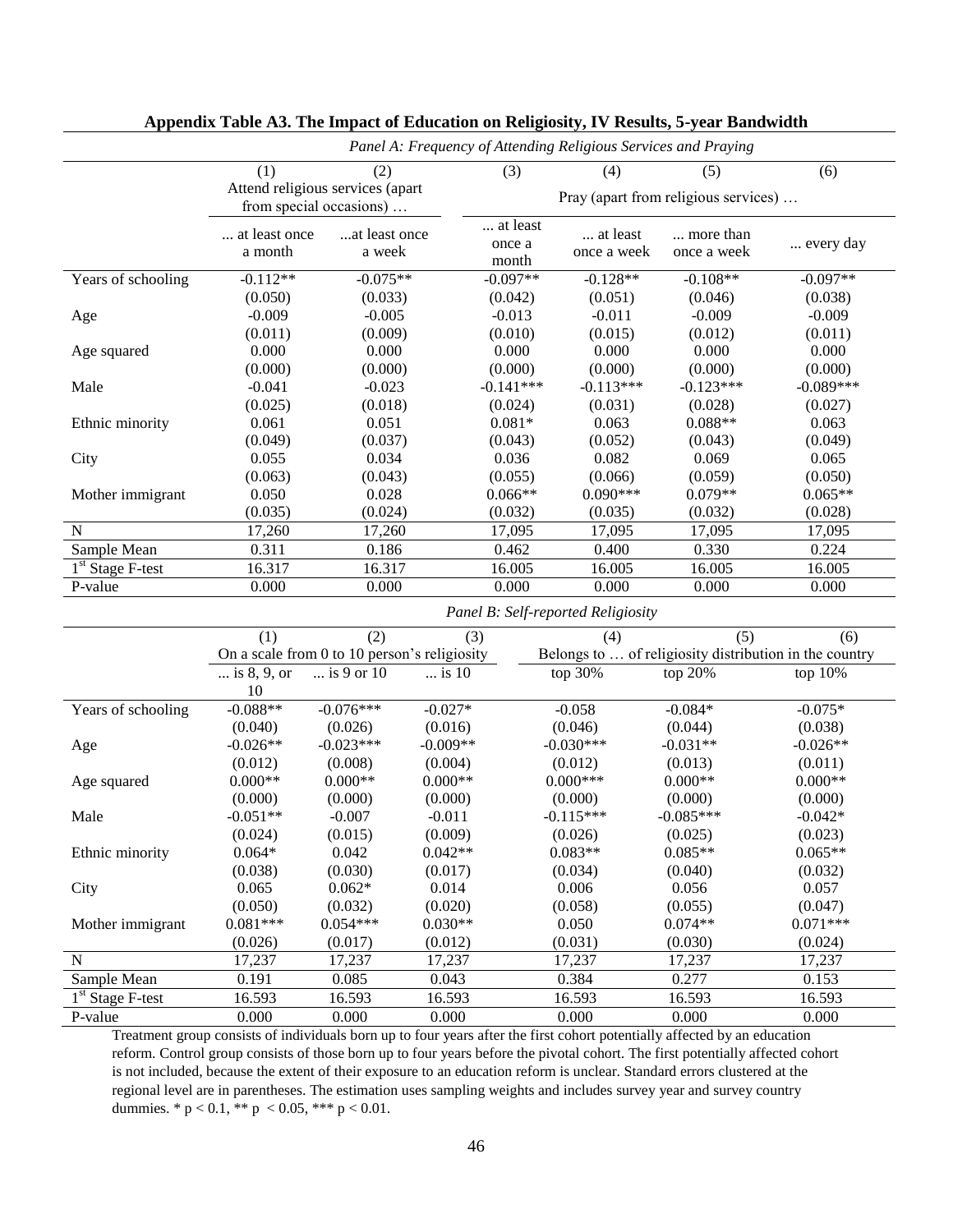**Appendix Table A3. The Impact of Education on Religiosity, IV Results, 5-year Bandwidth**

*Panel A: Frequency of Attending Religious Services and Praying*

| | (1) | (2) | (3) | (4) | (5) | (6) |
|---|---|---|---|---|---|---|
| | Attend religious services (apart from special occasions) … | | Pray (apart from religious services) … | | | |
| | ... at least once a month | ...at least once a week | ... at least once a month | ... at least once a week | ... more than once a week | ... every day |
| Years of schooling | -0.112** | -0.075** | -0.097** | -0.128** | -0.108** | -0.097** |
| | (0.050) | (0.033) | (0.042) | (0.051) | (0.046) | (0.038) |
| Age | -0.009 | -0.005 | -0.013 | -0.011 | -0.009 | -0.009 |
| | (0.011) | (0.009) | (0.010) | (0.015) | (0.012) | (0.011) |
| Age squared | 0.000 | 0.000 | 0.000 | 0.000 | 0.000 | 0.000 |
| | (0.000) | (0.000) | (0.000) | (0.000) | (0.000) | (0.000) |
| Male | -0.041 | -0.023 | -0.141*** | -0.113*** | -0.123*** | -0.089*** |
| | (0.025) | (0.018) | (0.024) | (0.031) | (0.028) | (0.027) |
| Ethnic minority | 0.061 | 0.051 | 0.081* | 0.063 | 0.088** | 0.063 |
| | (0.049) | (0.037) | (0.043) | (0.052) | (0.043) | (0.049) |
| City | 0.055 | 0.034 | 0.036 | 0.082 | 0.069 | 0.065 |
| | (0.063) | (0.043) | (0.055) | (0.066) | (0.059) | (0.050) |
| Mother immigrant | 0.050 | 0.028 | 0.066** | 0.090*** | 0.079** | 0.065** |
| | (0.035) | (0.024) | (0.032) | (0.035) | (0.032) | (0.028) |
| N | 17,260 | 17,260 | 17,095 | 17,095 | 17,095 | 17,095 |
| Sample Mean | 0.311 | 0.186 | 0.462 | 0.400 | 0.330 | 0.224 |
| 1st Stage F-test | 16.317 | 16.317 | 16.005 | 16.005 | 16.005 | 16.005 |
| P-value | 0.000 | 0.000 | 0.000 | 0.000 | 0.000 | 0.000 |

*Panel B: Self-reported Religiosity*

| | (1) | (2) | (3) | (4) | (5) | (6) |
|---|---|---|---|---|---|---|
| | On a scale from 0 to 10 person's religiosity | | | Belongs to … of religiosity distribution in the country | | |
| | ... is 8, 9, or 10 | ... is 9 or 10 | ... is 10 | top 30% | top 20% | top 10% |
| Years of schooling | -0.088** | -0.076*** | -0.027* | -0.058 | -0.084* | -0.075* |
| | (0.040) | (0.026) | (0.016) | (0.046) | (0.044) | (0.038) |
| Age | -0.026** | -0.023*** | -0.009** | -0.030*** | -0.031** | -0.026** |
| | (0.012) | (0.008) | (0.004) | (0.012) | (0.013) | (0.011) |
| Age squared | 0.000** | 0.000** | 0.000** | 0.000*** | 0.000** | 0.000** |
| | (0.000) | (0.000) | (0.000) | (0.000) | (0.000) | (0.000) |
| Male | -0.051** | -0.007 | -0.011 | -0.115*** | -0.085*** | -0.042* |
| | (0.024) | (0.015) | (0.009) | (0.026) | (0.025) | (0.023) |
| Ethnic minority | 0.064* | 0.042 | 0.042** | 0.083** | 0.085** | 0.065** |
| | (0.038) | (0.030) | (0.017) | (0.034) | (0.040) | (0.032) |
| City | 0.065 | 0.062* | 0.014 | 0.006 | 0.056 | 0.057 |
| | (0.050) | (0.032) | (0.020) | (0.058) | (0.055) | (0.047) |
| Mother immigrant | 0.081*** | 0.054*** | 0.030** | 0.050 | 0.074** | 0.071*** |
| | (0.026) | (0.017) | (0.012) | (0.031) | (0.030) | (0.024) |
| N | 17,237 | 17,237 | 17,237 | 17,237 | 17,237 | 17,237 |
| Sample Mean | 0.191 | 0.085 | 0.043 | 0.384 | 0.277 | 0.153 |
| 1st Stage F-test | 16.593 | 16.593 | 16.593 | 16.593 | 16.593 | 16.593 |
| P-value | 0.000 | 0.000 | 0.000 | 0.000 | 0.000 | 0.000 |

Treatment group consists of individuals born up to four years after the first cohort potentially affected by an education reform. Control group consists of those born up to four years before the pivotal cohort. The first potentially affected cohort is not included, because the extent of their exposure to an education reform is unclear. Standard errors clustered at the regional level are in parentheses. The estimation uses sampling weights and includes survey year and survey country dummies. * $p < 0.1$, ** $p < 0.05$, *** $p < 0.01$.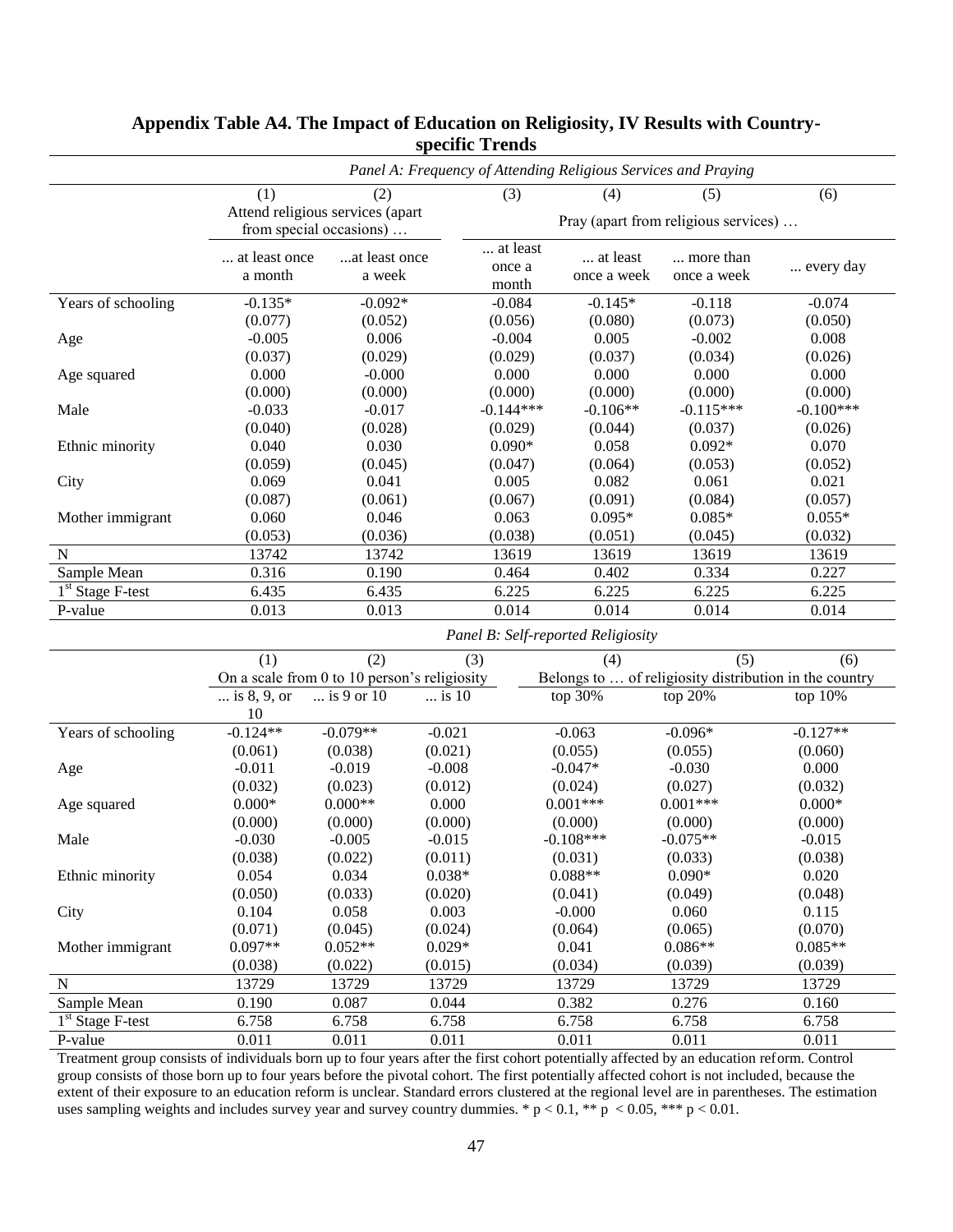**Appendix Table A4. The Impact of Education on Religiosity, IV Results with Country-specific Trends**

*Panel A: Frequency of Attending Religious Services and Praying*

| | (1) | (2) | (3) | (4) | (5) | (6) |
|---|---|---|---|---|---|---|
| | Attend religious services (apart from special occasions) … | | Pray (apart from religious services) … | | | |
| | ... at least once a month | ...at least once a week | ... at least once a month | ... at least once a week | ... more than once a week | ... every day |
| Years of schooling | -0.135* | -0.092* | -0.084 | -0.145* | -0.118 | -0.074 |
| | (0.077) | (0.052) | (0.056) | (0.080) | (0.073) | (0.050) |
| Age | -0.005 | 0.006 | -0.004 | 0.005 | -0.002 | 0.008 |
| | (0.037) | (0.029) | (0.029) | (0.037) | (0.034) | (0.026) |
| Age squared | 0.000 | -0.000 | 0.000 | 0.000 | 0.000 | 0.000 |
| | (0.000) | (0.000) | (0.000) | (0.000) | (0.000) | (0.000) |
| Male | -0.033 | -0.017 | -0.144*** | -0.106** | -0.115*** | -0.100*** |
| | (0.040) | (0.028) | (0.029) | (0.044) | (0.037) | (0.026) |
| Ethnic minority | 0.040 | 0.030 | 0.090* | 0.058 | 0.092* | 0.070 |
| | (0.059) | (0.045) | (0.047) | (0.064) | (0.053) | (0.052) |
| City | 0.069 | 0.041 | 0.005 | 0.082 | 0.061 | 0.021 |
| | (0.087) | (0.061) | (0.067) | (0.091) | (0.084) | (0.057) |
| Mother immigrant | 0.060 | 0.046 | 0.063 | 0.095* | 0.085* | 0.055* |
| | (0.053) | (0.036) | (0.038) | (0.051) | (0.045) | (0.032) |
| N | 13742 | 13742 | 13619 | 13619 | 13619 | 13619 |
| Sample Mean | 0.316 | 0.190 | 0.464 | 0.402 | 0.334 | 0.227 |
| 1st Stage F-test | 6.435 | 6.435 | 6.225 | 6.225 | 6.225 | 6.225 |
| P-value | 0.013 | 0.013 | 0.014 | 0.014 | 0.014 | 0.014 |

*Panel B: Self-reported Religiosity*

| | (1) | (2) | (3) | (4) | (5) | (6) |
|---|---|---|---|---|---|---|
| | On a scale from 0 to 10 person's religiosity | | | Belongs to … of religiosity distribution in the country | | |
| | ... is 8, 9, or 10 | ... is 9 or 10 | ... is 10 | top 30% | top 20% | top 10% |
| Years of schooling | -0.124** | -0.079** | -0.021 | -0.063 | -0.096* | -0.127** |
| | (0.061) | (0.038) | (0.021) | (0.055) | (0.055) | (0.060) |
| Age | -0.011 | -0.019 | -0.008 | -0.047* | -0.030 | 0.000 |
| | (0.032) | (0.023) | (0.012) | (0.024) | (0.027) | (0.032) |
| Age squared | 0.000* | 0.000** | 0.000 | 0.001*** | 0.001*** | 0.000* |
| | (0.000) | (0.000) | (0.000) | (0.000) | (0.000) | (0.000) |
| Male | -0.030 | -0.005 | -0.015 | -0.108*** | -0.075** | -0.015 |
| | (0.038) | (0.022) | (0.011) | (0.031) | (0.033) | (0.038) |
| Ethnic minority | 0.054 | 0.034 | 0.038* | 0.088** | 0.090* | 0.020 |
| | (0.050) | (0.033) | (0.020) | (0.041) | (0.049) | (0.048) |
| City | 0.104 | 0.058 | 0.003 | -0.000 | 0.060 | 0.115 |
| | (0.071) | (0.045) | (0.024) | (0.064) | (0.065) | (0.070) |
| Mother immigrant | 0.097** | 0.052** | 0.029* | 0.041 | 0.086** | 0.085** |
| | (0.038) | (0.022) | (0.015) | (0.034) | (0.039) | (0.039) |
| N | 13729 | 13729 | 13729 | 13729 | 13729 | 13729 |
| Sample Mean | 0.190 | 0.087 | 0.044 | 0.382 | 0.276 | 0.160 |
| 1st Stage F-test | 6.758 | 6.758 | 6.758 | 6.758 | 6.758 | 6.758 |
| P-value | 0.011 | 0.011 | 0.011 | 0.011 | 0.011 | 0.011 |

Treatment group consists of individuals born up to four years after the first cohort potentially affected by an education reform. Control group consists of those born up to four years before the pivotal cohort. The first potentially affected cohort is not included, because the extent of their exposure to an education reform is unclear. Standard errors clustered at the regional level are in parentheses. The estimation uses sampling weights and includes survey year and survey country dummies. * $p < 0.1$, ** $p < 0.05$, *** $p < 0.01$.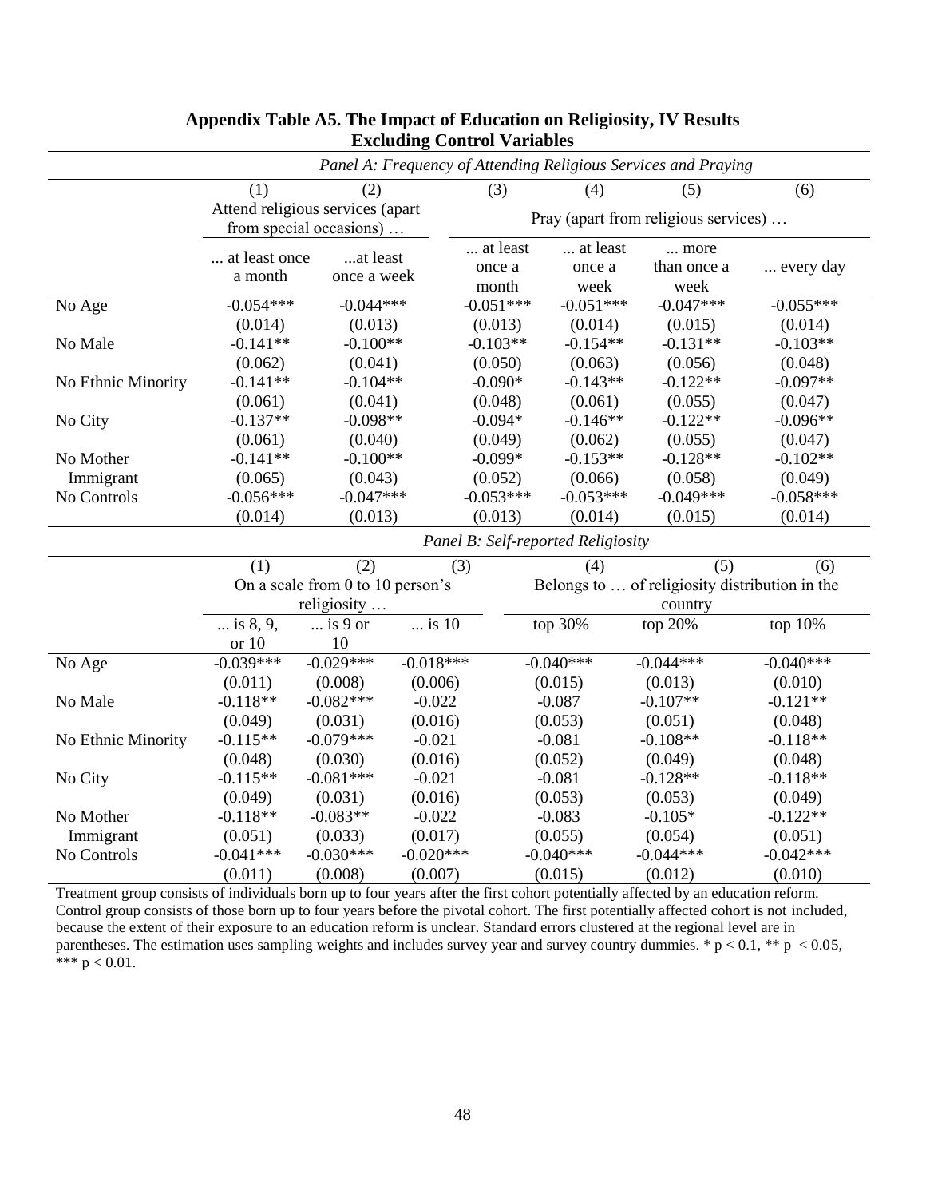## Appendix Table A5. The Impact of Education on Religiosity, IV Results Excluding Control Variables

*Panel A: Frequency of Attending Religious Services and Praying*

| | (1) | (2) | (3) | (4) | (5) | (6) |
|---|---|---|---|---|---|---|
| | Attend religious services (apart from special occasions) … | | Pray (apart from religious services) … | | | |
| | ... at least once a month | ...at least once a week | ... at least once a month | ... at least once a week | ... more than once a week | ... every day |
| No Age | -0.054*** | -0.044*** | -0.051*** | -0.051*** | -0.047*** | -0.055*** |
| | (0.014) | (0.013) | (0.013) | (0.014) | (0.015) | (0.014) |
| No Male | -0.141** | -0.100** | -0.103** | -0.154** | -0.131** | -0.103** |
| | (0.062) | (0.041) | (0.050) | (0.063) | (0.056) | (0.048) |
| No Ethnic Minority | -0.141** | -0.104** | -0.090* | -0.143** | -0.122** | -0.097** |
| | (0.061) | (0.041) | (0.048) | (0.061) | (0.055) | (0.047) |
| No City | -0.137** | -0.098** | -0.094* | -0.146** | -0.122** | -0.096** |
| | (0.061) | (0.040) | (0.049) | (0.062) | (0.055) | (0.047) |
| No Mother Immigrant | -0.141** | -0.100** | -0.099* | -0.153** | -0.128** | -0.102** |
| | (0.065) | (0.043) | (0.052) | (0.066) | (0.058) | (0.049) |
| No Controls | -0.056*** | -0.047*** | -0.053*** | -0.053*** | -0.049*** | -0.058*** |
| | (0.014) | (0.013) | (0.013) | (0.014) | (0.015) | (0.014) |

*Panel B: Self-reported Religiosity*

| | (1) | (2) | (3) | (4) | (5) | (6) |
|---|---|---|---|---|---|---|
| | On a scale from 0 to 10 person's religiosity … | | | Belongs to … of religiosity distribution in the country | | |
| | ... is 8, 9, or 10 | ... is 9 or 10 | ... is 10 | top 30% | top 20% | top 10% |
| No Age | -0.039*** | -0.029*** | -0.018*** | -0.040*** | -0.044*** | -0.040*** |
| | (0.011) | (0.008) | (0.006) | (0.015) | (0.013) | (0.010) |
| No Male | -0.118** | -0.082*** | -0.022 | -0.087 | -0.107** | -0.121** |
| | (0.049) | (0.031) | (0.016) | (0.053) | (0.051) | (0.048) |
| No Ethnic Minority | -0.115** | -0.079*** | -0.021 | -0.081 | -0.108** | -0.118** |
| | (0.048) | (0.030) | (0.016) | (0.052) | (0.049) | (0.048) |
| No City | -0.115** | -0.081*** | -0.021 | -0.081 | -0.128** | -0.118** |
| | (0.049) | (0.031) | (0.016) | (0.053) | (0.053) | (0.049) |
| No Mother Immigrant | -0.118** | -0.083** | -0.022 | -0.083 | -0.105* | -0.122** |
| | (0.051) | (0.033) | (0.017) | (0.055) | (0.054) | (0.051) |
| No Controls | -0.041*** | -0.030*** | -0.020*** | -0.040*** | -0.044*** | -0.042*** |
| | (0.011) | (0.008) | (0.007) | (0.015) | (0.012) | (0.010) |

Treatment group consists of individuals born up to four years after the first cohort potentially affected by an education reform. Control group consists of those born up to four years before the pivotal cohort. The first potentially affected cohort is not included, because the extent of their exposure to an education reform is unclear. Standard errors clustered at the regional level are in parentheses. The estimation uses sampling weights and includes survey year and survey country dummies. * $p < 0.1$, ** $p < 0.05$, *** $p < 0.01$.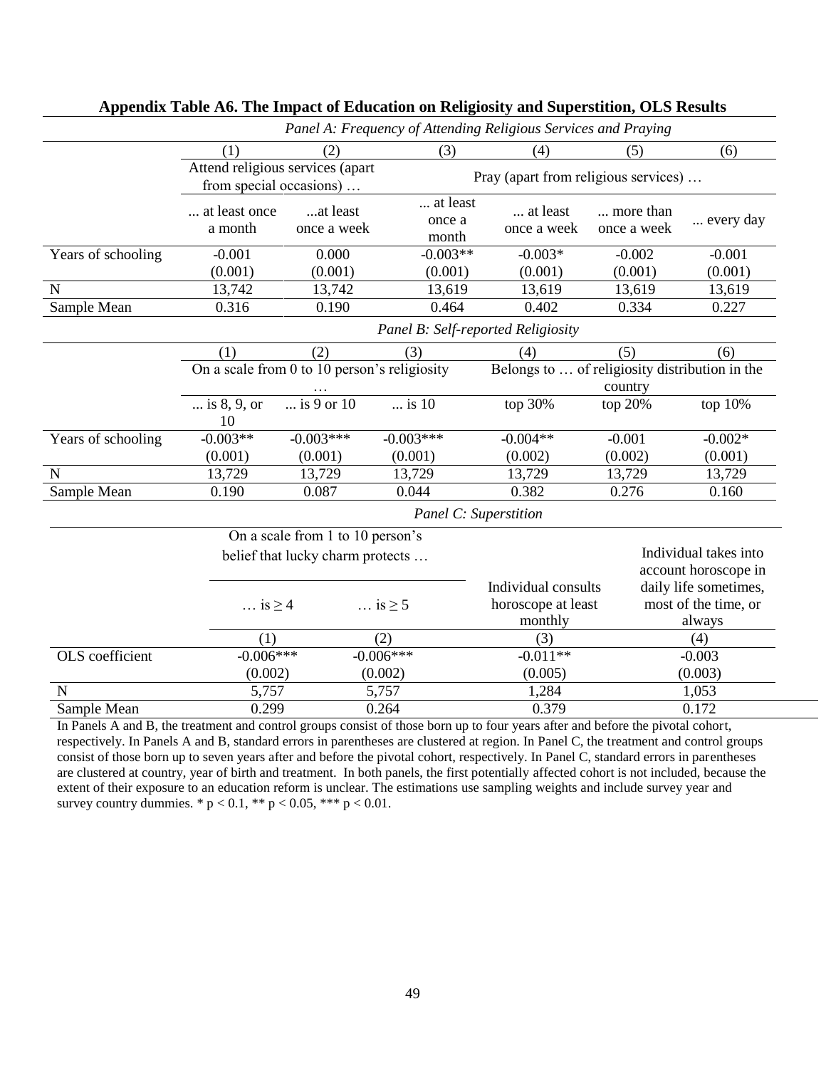**Appendix Table A6. The Impact of Education on Religiosity and Superstition, OLS Results**

*Panel A: Frequency of Attending Religious Services and Praying*

| | (1) | (2) | (3) | (4) | (5) | (6) |
|---|---|---|---|---|---|---|
| | Attend religious services (apart from special occasions) … | | Pray (apart from religious services) … | | | |
| | ... at least once a month | ...at least once a week | ... at least once a month | ... at least once a week | ... more than once a week | ... every day |
| Years of schooling | -0.001 | 0.000 | -0.003** | -0.003* | -0.002 | -0.001 |
| | (0.001) | (0.001) | (0.001) | (0.001) | (0.001) | (0.001) |
| N | 13,742 | 13,742 | 13,619 | 13,619 | 13,619 | 13,619 |
| Sample Mean | 0.316 | 0.190 | 0.464 | 0.402 | 0.334 | 0.227 |

*Panel B: Self-reported Religiosity*

| | (1) | (2) | (3) | (4) | (5) | (6) |
|---|---|---|---|---|---|---|
| | On a scale from 0 to 10 person's religiosity … | | | Belongs to … of religiosity distribution in the country | | |
| | ... is 8, 9, or 10 | ... is 9 or 10 | ... is 10 | top 30% | top 20% | top 10% |
| Years of schooling | -0.003** | -0.003*** | -0.003*** | -0.004** | -0.001 | -0.002* |
| | (0.001) | (0.001) | (0.001) | (0.002) | (0.002) | (0.001) |
| N | 13,729 | 13,729 | 13,729 | 13,729 | 13,729 | 13,729 |
| Sample Mean | 0.190 | 0.087 | 0.044 | 0.382 | 0.276 | 0.160 |

*Panel C: Superstition*

| | On a scale from 1 to 10 person's belief that lucky charm protects … | | Individual consults horoscope at least monthly | Individual takes into account horoscope in daily life sometimes, most of the time, or always |
|---|---|---|---|---|
| | … is ≥ 4 | … is ≥ 5 | | |
| | (1) | (2) | (3) | (4) |
| OLS coefficient | -0.006*** | -0.006*** | -0.011** | -0.003 |
| | (0.002) | (0.002) | (0.005) | (0.003) |
| N | 5,757 | 5,757 | 1,284 | 1,053 |
| Sample Mean | 0.299 | 0.264 | 0.379 | 0.172 |

In Panels A and B, the treatment and control groups consist of those born up to four years after and before the pivotal cohort, respectively. In Panels A and B, standard errors in parentheses are clustered at region. In Panel C, the treatment and control groups consist of those born up to seven years after and before the pivotal cohort, respectively. In Panel C, standard errors in parentheses are clustered at country, year of birth and treatment. In both panels, the first potentially affected cohort is not included, because the extent of their exposure to an education reform is unclear. The estimations use sampling weights and include survey year and survey country dummies. * $p < 0.1$, ** $p < 0.05$, *** $p < 0.01$.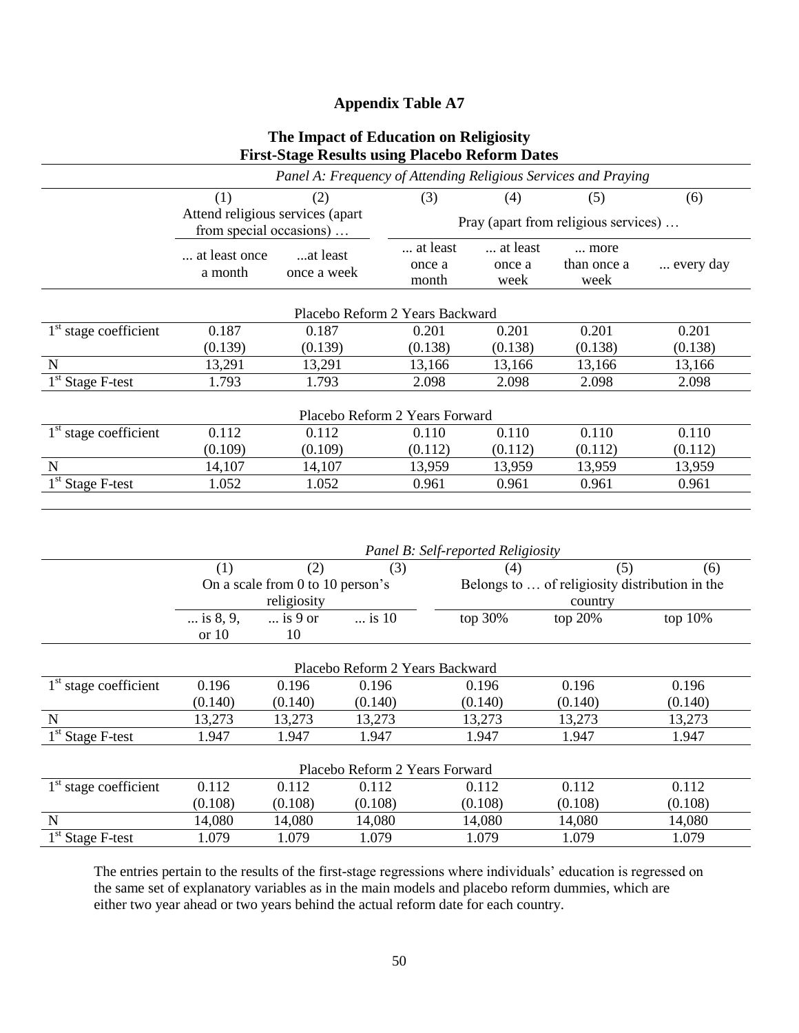# Appendix Table A7

## The Impact of Education on Religiosity
## First-Stage Results using Placebo Reform Dates

*Panel A: Frequency of Attending Religious Services and Praying*

| | (1) | (2) | (3) | (4) | (5) | (6) |
|---|---|---|---|---|---|---|
| | Attend religious services (apart from special occasions) … | | Pray (apart from religious services) … | | | |
| | ... at least once a month | ...at least once a week | ... at least once a month | ... at least once a week | ... more than once a week | ... every day |
| **Placebo Reform 2 Years Backward** | | | | | | |
| $1^{st}$ stage coefficient | 0.187 | 0.187 | 0.201 | 0.201 | 0.201 | 0.201 |
| | (0.139) | (0.139) | (0.138) | (0.138) | (0.138) | (0.138) |
| N | 13,291 | 13,291 | 13,166 | 13,166 | 13,166 | 13,166 |
| $1^{st}$ Stage F-test | 1.793 | 1.793 | 2.098 | 2.098 | 2.098 | 2.098 |
| **Placebo Reform 2 Years Forward** | | | | | | |
| $1^{st}$ stage coefficient | 0.112 | 0.112 | 0.110 | 0.110 | 0.110 | 0.110 |
| | (0.109) | (0.109) | (0.112) | (0.112) | (0.112) | (0.112) |
| N | 14,107 | 14,107 | 13,959 | 13,959 | 13,959 | 13,959 |
| $1^{st}$ Stage F-test | 1.052 | 1.052 | 0.961 | 0.961 | 0.961 | 0.961 |

*Panel B: Self-reported Religiosity*

| | (1) | (2) | (3) | (4) | (5) | (6) |
|---|---|---|---|---|---|---|
| | On a scale from 0 to 10 person's religiosity | | | Belongs to … of religiosity distribution in the country | | |
| | ... is 8, 9, or 10 | ... is 9 or 10 | ... is 10 | top 30% | top 20% | top 10% |
| **Placebo Reform 2 Years Backward** | | | | | | |
| $1^{st}$ stage coefficient | 0.196 | 0.196 | 0.196 | 0.196 | 0.196 | 0.196 |
| | (0.140) | (0.140) | (0.140) | (0.140) | (0.140) | (0.140) |
| N | 13,273 | 13,273 | 13,273 | 13,273 | 13,273 | 13,273 |
| $1^{st}$ Stage F-test | 1.947 | 1.947 | 1.947 | 1.947 | 1.947 | 1.947 |
| **Placebo Reform 2 Years Forward** | | | | | | |
| $1^{st}$ stage coefficient | 0.112 | 0.112 | 0.112 | 0.112 | 0.112 | 0.112 |
| | (0.108) | (0.108) | (0.108) | (0.108) | (0.108) | (0.108) |
| N | 14,080 | 14,080 | 14,080 | 14,080 | 14,080 | 14,080 |
| $1^{st}$ Stage F-test | 1.079 | 1.079 | 1.079 | 1.079 | 1.079 | 1.079 |

The entries pertain to the results of the first-stage regressions where individuals' education is regressed on the same set of explanatory variables as in the main models and placebo reform dummies, which are either two year ahead or two years behind the actual reform date for each country.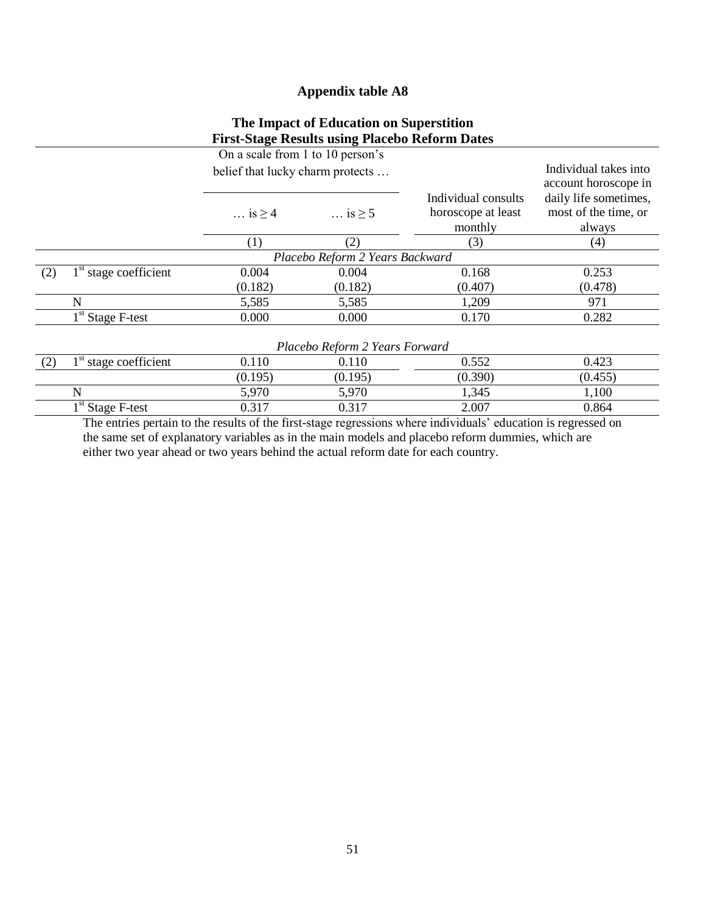# Appendix table A8

## The Impact of Education on Superstition
## First-Stage Results using Placebo Reform Dates

| | | On a scale from 1 to 10 person's belief that lucky charm protects … | | Individual consults horoscope at least monthly | Individual takes into account horoscope in daily life sometimes, most of the time, or always |
|---|---|---|---|---|---|
| | | … is ≥ 4 | … is ≥ 5 | | |
| | | (1) | (2) | (3) | (4) |
| | | *Placebo Reform 2 Years Backward* | | | |
| (2) | 1st stage coefficient | 0.004 | 0.004 | 0.168 | 0.253 |
| | | (0.182) | (0.182) | (0.407) | (0.478) |
| | N | 5,585 | 5,585 | 1,209 | 971 |
| | 1st Stage F-test | 0.000 | 0.000 | 0.170 | 0.282 |
| | | *Placebo Reform 2 Years Forward* | | | |
| (2) | 1st stage coefficient | 0.110 | 0.110 | 0.552 | 0.423 |
| | | (0.195) | (0.195) | (0.390) | (0.455) |
| | N | 5,970 | 5,970 | 1,345 | 1,100 |
| | 1st Stage F-test | 0.317 | 0.317 | 2.007 | 0.864 |

The entries pertain to the results of the first-stage regressions where individuals' education is regressed on the same set of explanatory variables as in the main models and placebo reform dummies, which are either two year ahead or two years behind the actual reform date for each country.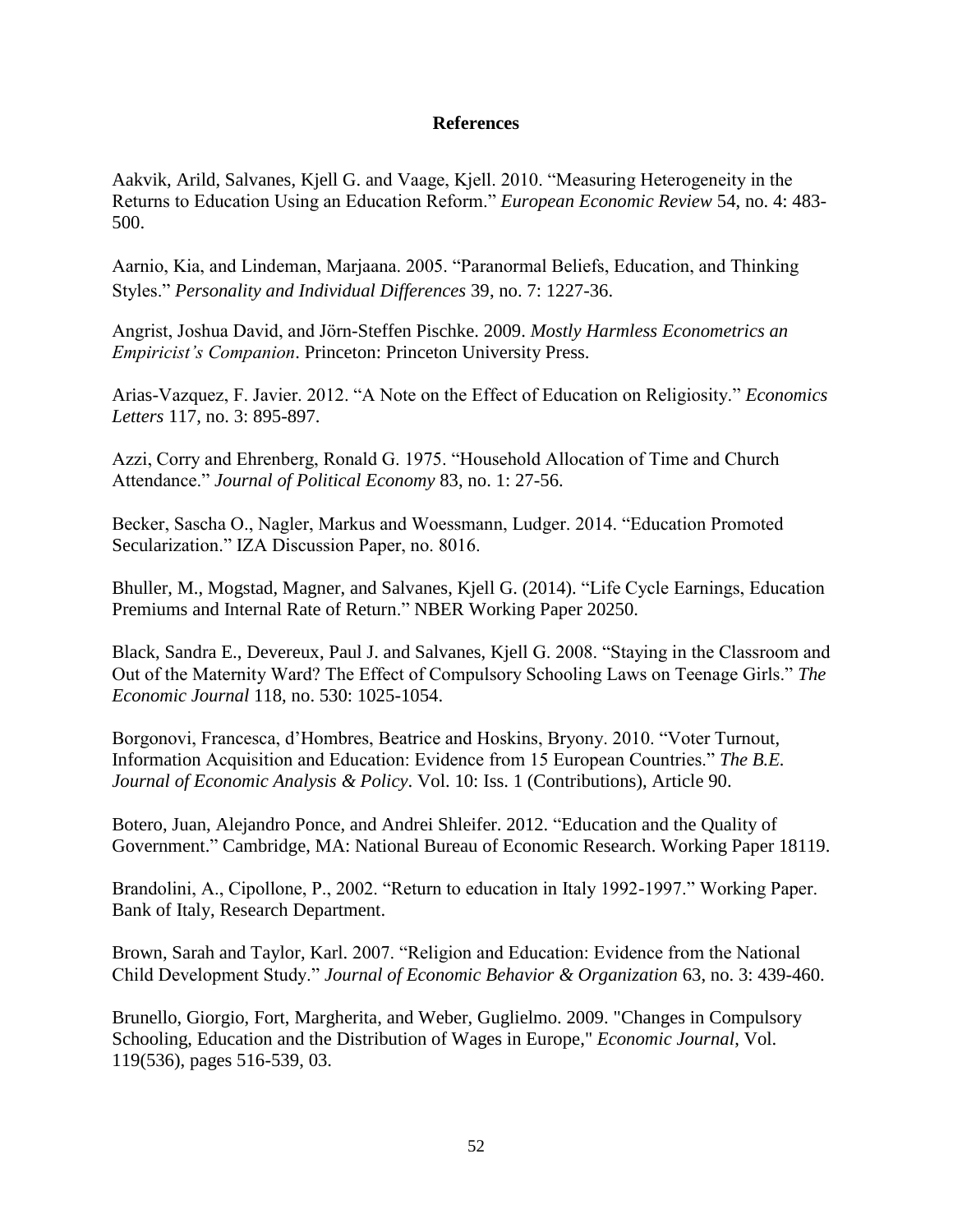# References

Aakvik, Arild, Salvanes, Kjell G. and Vaage, Kjell. 2010. “Measuring Heterogeneity in the Returns to Education Using an Education Reform.” *European Economic Review* 54, no. 4: 483-500.

Aarnio, Kia, and Lindeman, Marjaana. 2005. “Paranormal Beliefs, Education, and Thinking Styles.” *Personality and Individual Differences* 39, no. 7: 1227-36.

Angrist, Joshua David, and Jörn-Steffen Pischke. 2009. *Mostly Harmless Econometrics an Empiricist’s Companion*. Princeton: Princeton University Press.

Arias-Vazquez, F. Javier. 2012. “A Note on the Effect of Education on Religiosity.” *Economics Letters* 117, no. 3: 895-897.

Azzi, Corry and Ehrenberg, Ronald G. 1975. “Household Allocation of Time and Church Attendance.” *Journal of Political Economy* 83, no. 1: 27-56.

Becker, Sascha O., Nagler, Markus and Woessmann, Ludger. 2014. “Education Promoted Secularization.” IZA Discussion Paper, no. 8016.

Bhuller, M., Mogstad, Magner, and Salvanes, Kjell G. (2014). “Life Cycle Earnings, Education Premiums and Internal Rate of Return.” NBER Working Paper 20250.

Black, Sandra E., Devereux, Paul J. and Salvanes, Kjell G. 2008. “Staying in the Classroom and Out of the Maternity Ward? The Effect of Compulsory Schooling Laws on Teenage Girls.” *The Economic Journal* 118, no. 530: 1025-1054.

Borgonovi, Francesca, d’Hombres, Beatrice and Hoskins, Bryony. 2010. “Voter Turnout, Information Acquisition and Education: Evidence from 15 European Countries.” *The B.E. Journal of Economic Analysis & Policy*. Vol. 10: Iss. 1 (Contributions), Article 90.

Botero, Juan, Alejandro Ponce, and Andrei Shleifer. 2012. “Education and the Quality of Government.” Cambridge, MA: National Bureau of Economic Research. Working Paper 18119.

Brandolini, A., Cipollone, P., 2002. “Return to education in Italy 1992-1997.” Working Paper. Bank of Italy, Research Department.

Brown, Sarah and Taylor, Karl. 2007. “Religion and Education: Evidence from the National Child Development Study.” *Journal of Economic Behavior & Organization* 63, no. 3: 439-460.

Brunello, Giorgio, Fort, Margherita, and Weber, Guglielmo. 2009. "Changes in Compulsory Schooling, Education and the Distribution of Wages in Europe," *Economic Journal*, Vol. 119(536), pages 516-539, 03.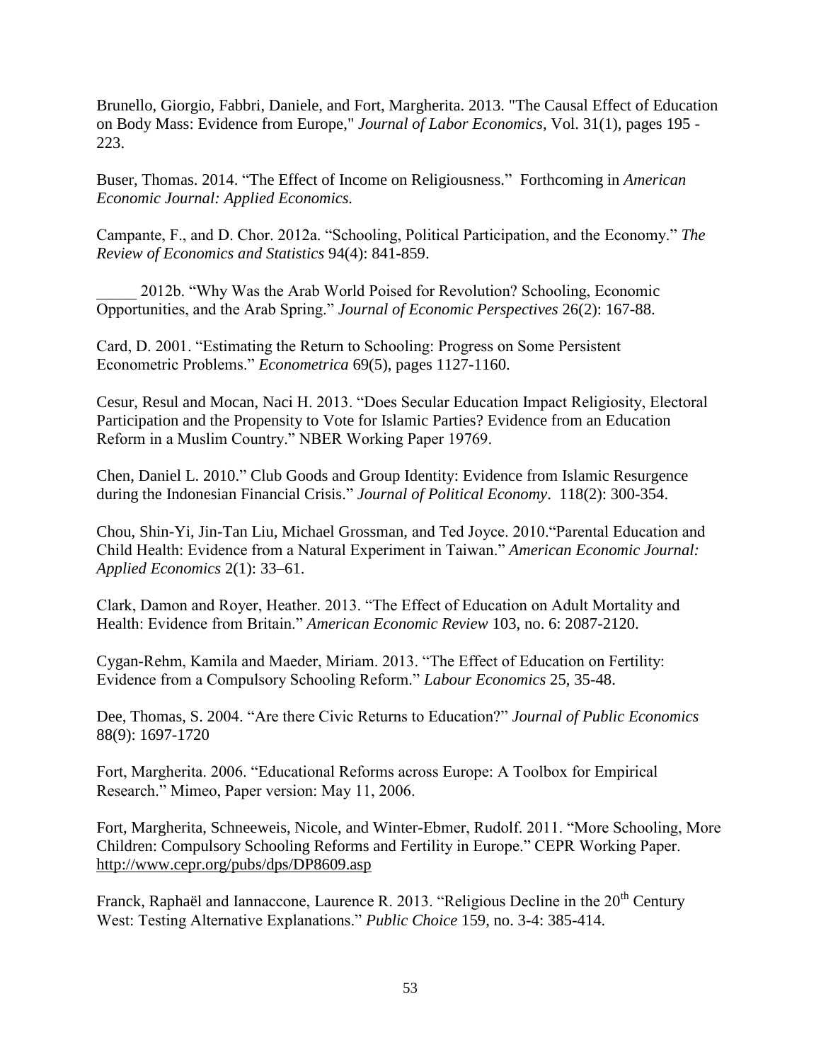Brunello, Giorgio, Fabbri, Daniele, and Fort, Margherita. 2013. "The Causal Effect of Education on Body Mass: Evidence from Europe," *Journal of Labor Economics*, Vol. 31(1), pages 195 - 223.

Buser, Thomas. 2014. "The Effect of Income on Religiousness." Forthcoming in *American Economic Journal: Applied Economics.*

Campante, F., and D. Chor. 2012a. "Schooling, Political Participation, and the Economy." *The Review of Economics and Statistics* 94(4): 841-859.

_____ 2012b. "Why Was the Arab World Poised for Revolution? Schooling, Economic Opportunities, and the Arab Spring." *Journal of Economic Perspectives* 26(2): 167-88.

Card, D. 2001. "Estimating the Return to Schooling: Progress on Some Persistent Econometric Problems." *Econometrica* 69(5), pages 1127-1160.

Cesur, Resul and Mocan, Naci H. 2013. "Does Secular Education Impact Religiosity, Electoral Participation and the Propensity to Vote for Islamic Parties? Evidence from an Education Reform in a Muslim Country." NBER Working Paper 19769.

Chen, Daniel L. 2010." Club Goods and Group Identity: Evidence from Islamic Resurgence during the Indonesian Financial Crisis." *Journal of Political Economy*. 118(2): 300-354.

Chou, Shin-Yi, Jin-Tan Liu, Michael Grossman, and Ted Joyce. 2010."Parental Education and Child Health: Evidence from a Natural Experiment in Taiwan." *American Economic Journal: Applied Economics* 2(1): 33–61.

Clark, Damon and Royer, Heather. 2013. "The Effect of Education on Adult Mortality and Health: Evidence from Britain." *American Economic Review* 103, no. 6: 2087-2120.

Cygan-Rehm, Kamila and Maeder, Miriam. 2013. "The Effect of Education on Fertility: Evidence from a Compulsory Schooling Reform." *Labour Economics* 25, 35-48.

Dee, Thomas, S. 2004. "Are there Civic Returns to Education?" *Journal of Public Economics* 88(9): 1697-1720

Fort, Margherita. 2006. "Educational Reforms across Europe: A Toolbox for Empirical Research." Mimeo, Paper version: May 11, 2006.

Fort, Margherita, Schneeweis, Nicole, and Winter-Ebmer, Rudolf. 2011. "More Schooling, More Children: Compulsory Schooling Reforms and Fertility in Europe." CEPR Working Paper. http://www.cepr.org/pubs/dps/DP8609.asp

Franck, Raphaël and Iannaccone, Laurence R. 2013. "Religious Decline in the 20th Century West: Testing Alternative Explanations." *Public Choice* 159, no. 3-4: 385-414.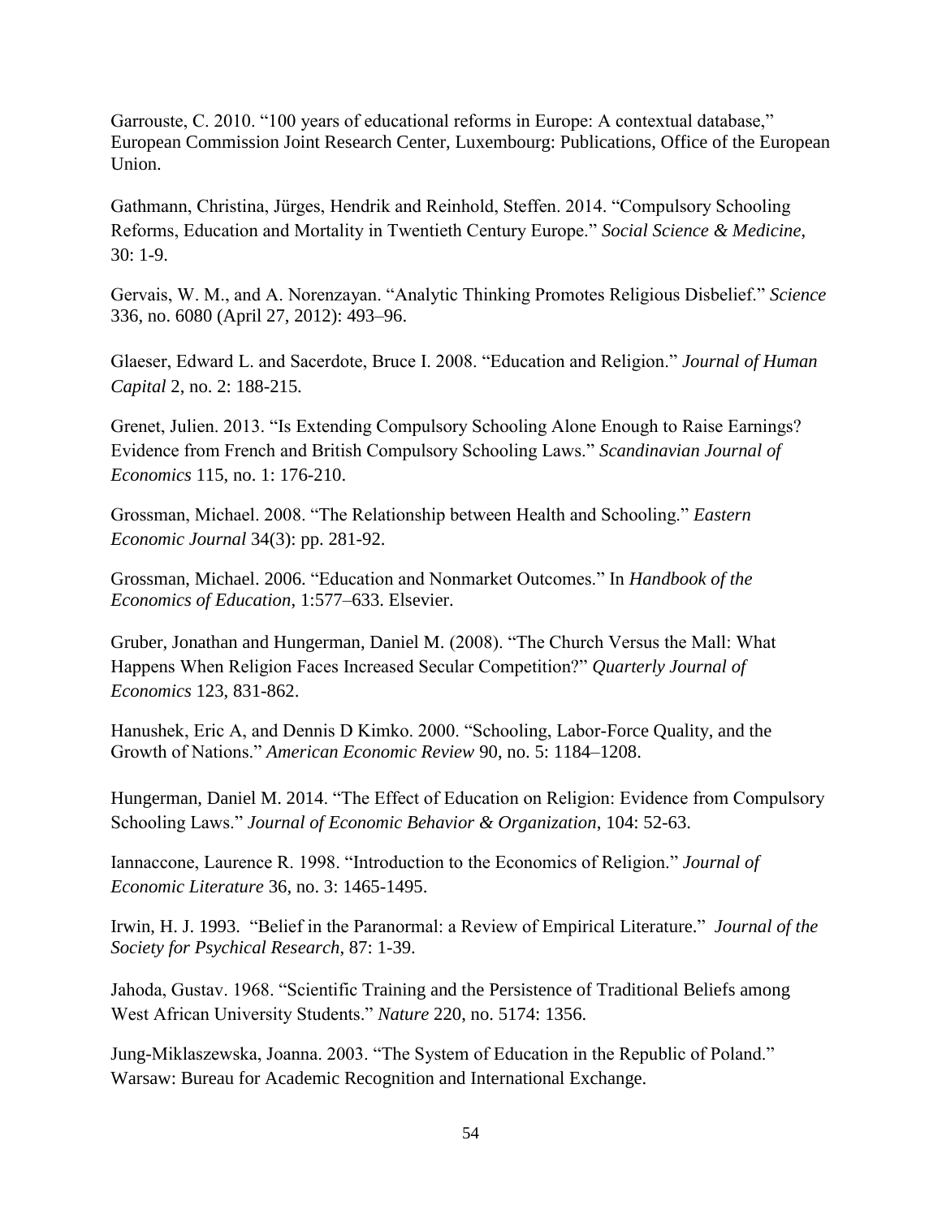Garrouste, C. 2010. "100 years of educational reforms in Europe: A contextual database," European Commission Joint Research Center, Luxembourg: Publications, Office of the European Union.

Gathmann, Christina, Jürges, Hendrik and Reinhold, Steffen. 2014. "Compulsory Schooling Reforms, Education and Mortality in Twentieth Century Europe." *Social Science & Medicine*, 30: 1-9.

Gervais, W. M., and A. Norenzayan. "Analytic Thinking Promotes Religious Disbelief." *Science* 336, no. 6080 (April 27, 2012): 493–96.

Glaeser, Edward L. and Sacerdote, Bruce I. 2008. "Education and Religion." *Journal of Human Capital* 2, no. 2: 188-215.

Grenet, Julien. 2013. "Is Extending Compulsory Schooling Alone Enough to Raise Earnings? Evidence from French and British Compulsory Schooling Laws." *Scandinavian Journal of Economics* 115, no. 1: 176-210.

Grossman, Michael. 2008. "The Relationship between Health and Schooling." *Eastern Economic Journal* 34(3): pp. 281-92.

Grossman, Michael. 2006. "Education and Nonmarket Outcomes." In *Handbook of the Economics of Education*, 1:577–633. Elsevier.

Gruber, Jonathan and Hungerman, Daniel M. (2008). "The Church Versus the Mall: What Happens When Religion Faces Increased Secular Competition?" *Quarterly Journal of Economics* 123, 831-862.

Hanushek, Eric A, and Dennis D Kimko. 2000. "Schooling, Labor-Force Quality, and the Growth of Nations." *American Economic Review* 90, no. 5: 1184–1208.

Hungerman, Daniel M. 2014. "The Effect of Education on Religion: Evidence from Compulsory Schooling Laws." *Journal of Economic Behavior & Organization*, 104: 52-63.

Iannaccone, Laurence R. 1998. "Introduction to the Economics of Religion." *Journal of Economic Literature* 36, no. 3: 1465-1495.

Irwin, H. J. 1993. "Belief in the Paranormal: a Review of Empirical Literature." *Journal of the Society for Psychical Research*, 87: 1-39.

Jahoda, Gustav. 1968. "Scientific Training and the Persistence of Traditional Beliefs among West African University Students." *Nature* 220, no. 5174: 1356.

Jung-Miklaszewska, Joanna. 2003. "The System of Education in the Republic of Poland." Warsaw: Bureau for Academic Recognition and International Exchange.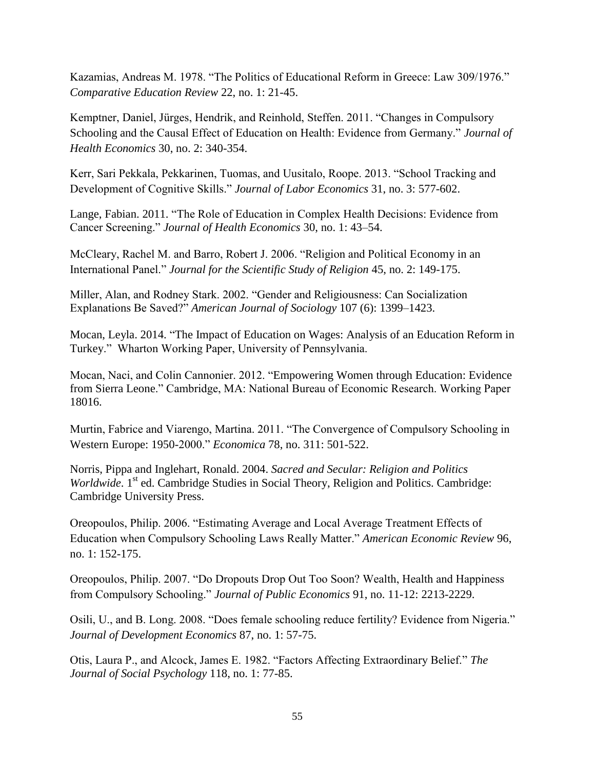Kazamias, Andreas M. 1978. "The Politics of Educational Reform in Greece: Law 309/1976." *Comparative Education Review* 22, no. 1: 21-45.

Kemptner, Daniel, Jürges, Hendrik, and Reinhold, Steffen. 2011. "Changes in Compulsory Schooling and the Causal Effect of Education on Health: Evidence from Germany." *Journal of Health Economics* 30, no. 2: 340-354.

Kerr, Sari Pekkala, Pekkarinen, Tuomas, and Uusitalo, Roope. 2013. "School Tracking and Development of Cognitive Skills." *Journal of Labor Economics* 31, no. 3: 577-602.

Lange, Fabian. 2011. "The Role of Education in Complex Health Decisions: Evidence from Cancer Screening." *Journal of Health Economics* 30, no. 1: 43–54.

McCleary, Rachel M. and Barro, Robert J. 2006. "Religion and Political Economy in an International Panel." *Journal for the Scientific Study of Religion* 45, no. 2: 149-175.

Miller, Alan, and Rodney Stark. 2002. "Gender and Religiousness: Can Socialization Explanations Be Saved?" *American Journal of Sociology* 107 (6): 1399–1423.

Mocan, Leyla. 2014. "The Impact of Education on Wages: Analysis of an Education Reform in Turkey." Wharton Working Paper, University of Pennsylvania.

Mocan, Naci, and Colin Cannonier. 2012. "Empowering Women through Education: Evidence from Sierra Leone." Cambridge, MA: National Bureau of Economic Research. Working Paper 18016.

Murtin, Fabrice and Viarengo, Martina. 2011. "The Convergence of Compulsory Schooling in Western Europe: 1950-2000." *Economica* 78, no. 311: 501-522.

Norris, Pippa and Inglehart, Ronald. 2004. *Sacred and Secular: Religion and Politics Worldwide*. 1st ed. Cambridge Studies in Social Theory, Religion and Politics. Cambridge: Cambridge University Press.

Oreopoulos, Philip. 2006. "Estimating Average and Local Average Treatment Effects of Education when Compulsory Schooling Laws Really Matter." *American Economic Review* 96, no. 1: 152-175.

Oreopoulos, Philip. 2007. "Do Dropouts Drop Out Too Soon? Wealth, Health and Happiness from Compulsory Schooling." *Journal of Public Economics* 91, no. 11-12: 2213-2229.

Osili, U., and B. Long. 2008. "Does female schooling reduce fertility? Evidence from Nigeria." *Journal of Development Economics* 87, no. 1: 57-75.

Otis, Laura P., and Alcock, James E. 1982. "Factors Affecting Extraordinary Belief." *The Journal of Social Psychology* 118, no. 1: 77-85.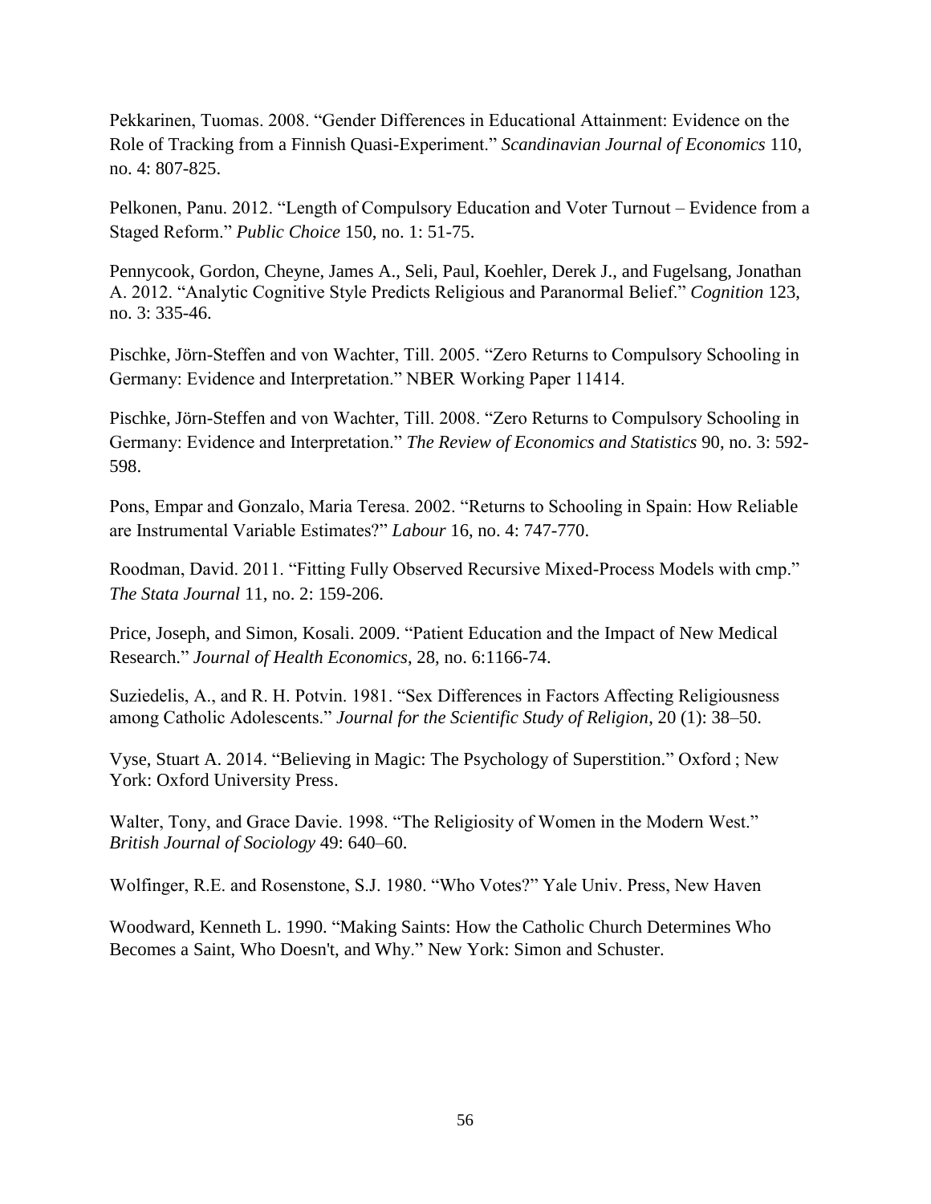Pekkarinen, Tuomas. 2008. “Gender Differences in Educational Attainment: Evidence on the Role of Tracking from a Finnish Quasi-Experiment.” *Scandinavian Journal of Economics* 110, no. 4: 807-825.

Pelkonen, Panu. 2012. “Length of Compulsory Education and Voter Turnout – Evidence from a Staged Reform.” *Public Choice* 150, no. 1: 51-75.

Pennycook, Gordon, Cheyne, James A., Seli, Paul, Koehler, Derek J., and Fugelsang, Jonathan A. 2012. “Analytic Cognitive Style Predicts Religious and Paranormal Belief.” *Cognition* 123, no. 3: 335-46.

Pischke, Jörn-Steffen and von Wachter, Till. 2005. “Zero Returns to Compulsory Schooling in Germany: Evidence and Interpretation.” NBER Working Paper 11414.

Pischke, Jörn-Steffen and von Wachter, Till. 2008. “Zero Returns to Compulsory Schooling in Germany: Evidence and Interpretation.” *The Review of Economics and Statistics* 90, no. 3: 592-598.

Pons, Empar and Gonzalo, Maria Teresa. 2002. “Returns to Schooling in Spain: How Reliable are Instrumental Variable Estimates?” *Labour* 16, no. 4: 747-770.

Roodman, David. 2011. “Fitting Fully Observed Recursive Mixed-Process Models with cmp.” *The Stata Journal* 11, no. 2: 159-206.

Price, Joseph, and Simon, Kosali. 2009. “Patient Education and the Impact of New Medical Research.” *Journal of Health Economics*, 28, no. 6:1166-74.

Suziedelis, A., and R. H. Potvin. 1981. “Sex Differences in Factors Affecting Religiousness among Catholic Adolescents.” *Journal for the Scientific Study of Religion*, 20 (1): 38–50.

Vyse, Stuart A. 2014. “Believing in Magic: The Psychology of Superstition.” Oxford ; New York: Oxford University Press.

Walter, Tony, and Grace Davie. 1998. “The Religiosity of Women in the Modern West.” *British Journal of Sociology* 49: 640–60.

Wolfinger, R.E. and Rosenstone, S.J. 1980. “Who Votes?” Yale Univ. Press, New Haven

Woodward, Kenneth L. 1990. “Making Saints: How the Catholic Church Determines Who Becomes a Saint, Who Doesn't, and Why.” New York: Simon and Schuster.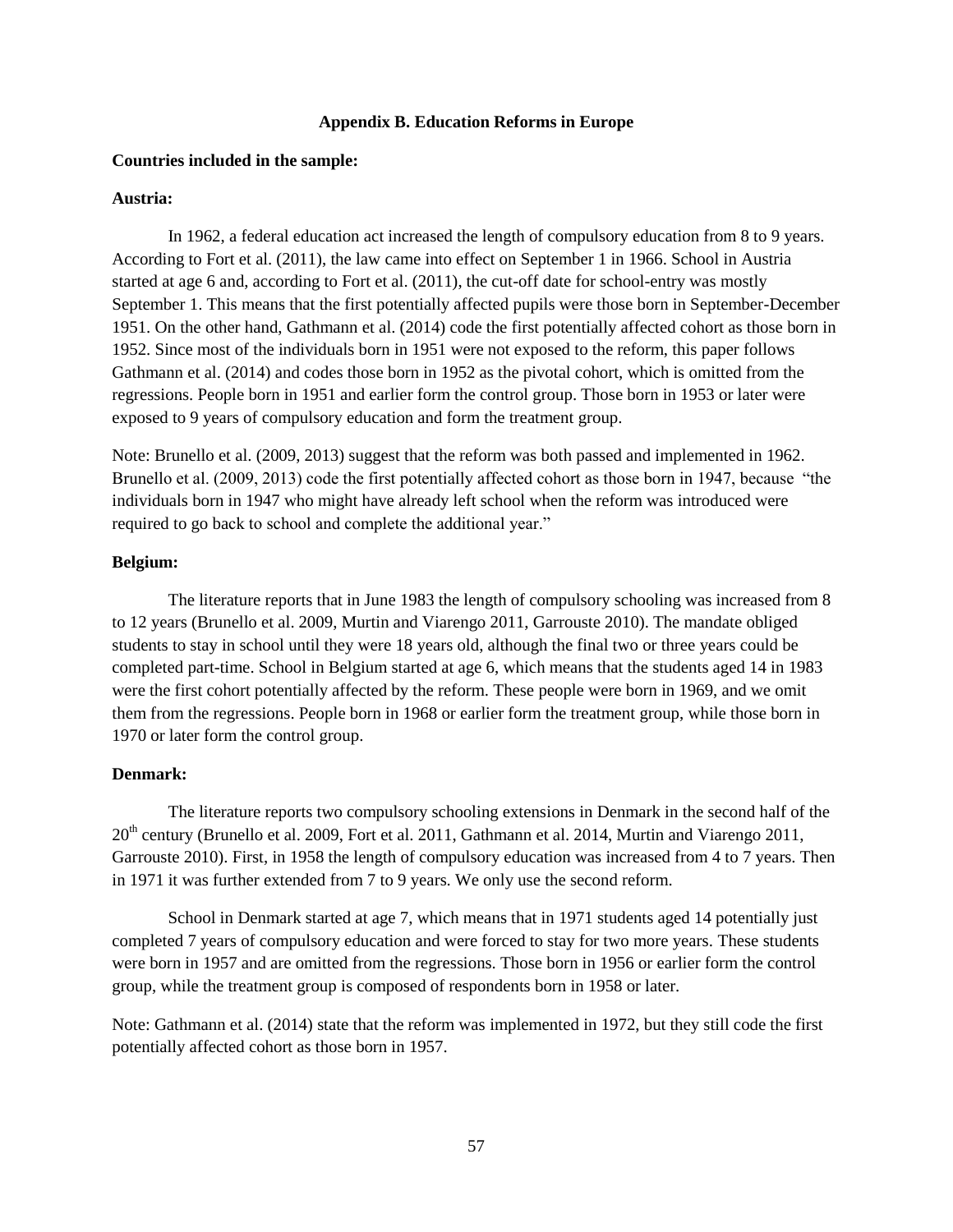## Appendix B. Education Reforms in Europe

**Countries included in the sample:**

**Austria:**

In 1962, a federal education act increased the length of compulsory education from 8 to 9 years. According to Fort et al. (2011), the law came into effect on September 1 in 1966. School in Austria started at age 6 and, according to Fort et al. (2011), the cut-off date for school-entry was mostly September 1. This means that the first potentially affected pupils were those born in September-December 1951. On the other hand, Gathmann et al. (2014) code the first potentially affected cohort as those born in 1952. Since most of the individuals born in 1951 were not exposed to the reform, this paper follows Gathmann et al. (2014) and codes those born in 1952 as the pivotal cohort, which is omitted from the regressions. People born in 1951 and earlier form the control group. Those born in 1953 or later were exposed to 9 years of compulsory education and form the treatment group.

Note: Brunello et al. (2009, 2013) suggest that the reform was both passed and implemented in 1962. Brunello et al. (2009, 2013) code the first potentially affected cohort as those born in 1947, because "the individuals born in 1947 who might have already left school when the reform was introduced were required to go back to school and complete the additional year."

**Belgium:**

The literature reports that in June 1983 the length of compulsory schooling was increased from 8 to 12 years (Brunello et al. 2009, Murtin and Viarengo 2011, Garrouste 2010). The mandate obliged students to stay in school until they were 18 years old, although the final two or three years could be completed part-time. School in Belgium started at age 6, which means that the students aged 14 in 1983 were the first cohort potentially affected by the reform. These people were born in 1969, and we omit them from the regressions. People born in 1968 or earlier form the treatment group, while those born in 1970 or later form the control group.

**Denmark:**

The literature reports two compulsory schooling extensions in Denmark in the second half of the 20th century (Brunello et al. 2009, Fort et al. 2011, Gathmann et al. 2014, Murtin and Viarengo 2011, Garrouste 2010). First, in 1958 the length of compulsory education was increased from 4 to 7 years. Then in 1971 it was further extended from 7 to 9 years. We only use the second reform.

School in Denmark started at age 7, which means that in 1971 students aged 14 potentially just completed 7 years of compulsory education and were forced to stay for two more years. These students were born in 1957 and are omitted from the regressions. Those born in 1956 or earlier form the control group, while the treatment group is composed of respondents born in 1958 or later.

Note: Gathmann et al. (2014) state that the reform was implemented in 1972, but they still code the first potentially affected cohort as those born in 1957.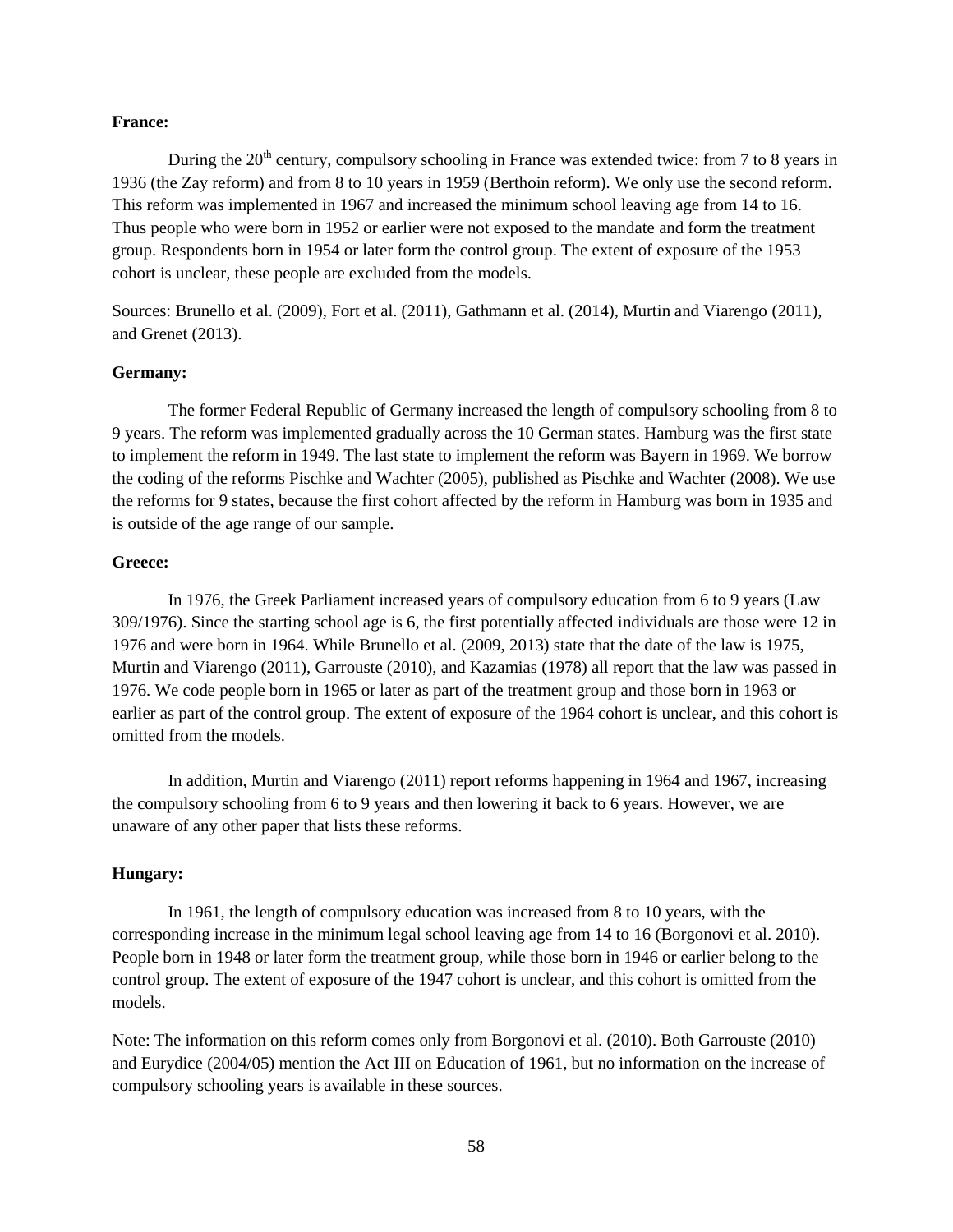**France:**

During the 20th century, compulsory schooling in France was extended twice: from 7 to 8 years in 1936 (the Zay reform) and from 8 to 10 years in 1959 (Berthoin reform). We only use the second reform. This reform was implemented in 1967 and increased the minimum school leaving age from 14 to 16. Thus people who were born in 1952 or earlier were not exposed to the mandate and form the treatment group. Respondents born in 1954 or later form the control group. The extent of exposure of the 1953 cohort is unclear, these people are excluded from the models.

Sources: Brunello et al. (2009), Fort et al. (2011), Gathmann et al. (2014), Murtin and Viarengo (2011), and Grenet (2013).

**Germany:**

The former Federal Republic of Germany increased the length of compulsory schooling from 8 to 9 years. The reform was implemented gradually across the 10 German states. Hamburg was the first state to implement the reform in 1949. The last state to implement the reform was Bayern in 1969. We borrow the coding of the reforms Pischke and Wachter (2005), published as Pischke and Wachter (2008). We use the reforms for 9 states, because the first cohort affected by the reform in Hamburg was born in 1935 and is outside of the age range of our sample.

**Greece:**

In 1976, the Greek Parliament increased years of compulsory education from 6 to 9 years (Law 309/1976). Since the starting school age is 6, the first potentially affected individuals are those were 12 in 1976 and were born in 1964. While Brunello et al. (2009, 2013) state that the date of the law is 1975, Murtin and Viarengo (2011), Garrouste (2010), and Kazamias (1978) all report that the law was passed in 1976. We code people born in 1965 or later as part of the treatment group and those born in 1963 or earlier as part of the control group. The extent of exposure of the 1964 cohort is unclear, and this cohort is omitted from the models.

In addition, Murtin and Viarengo (2011) report reforms happening in 1964 and 1967, increasing the compulsory schooling from 6 to 9 years and then lowering it back to 6 years. However, we are unaware of any other paper that lists these reforms.

**Hungary:**

In 1961, the length of compulsory education was increased from 8 to 10 years, with the corresponding increase in the minimum legal school leaving age from 14 to 16 (Borgonovi et al. 2010). People born in 1948 or later form the treatment group, while those born in 1946 or earlier belong to the control group. The extent of exposure of the 1947 cohort is unclear, and this cohort is omitted from the models.

Note: The information on this reform comes only from Borgonovi et al. (2010). Both Garrouste (2010) and Eurydice (2004/05) mention the Act III on Education of 1961, but no information on the increase of compulsory schooling years is available in these sources.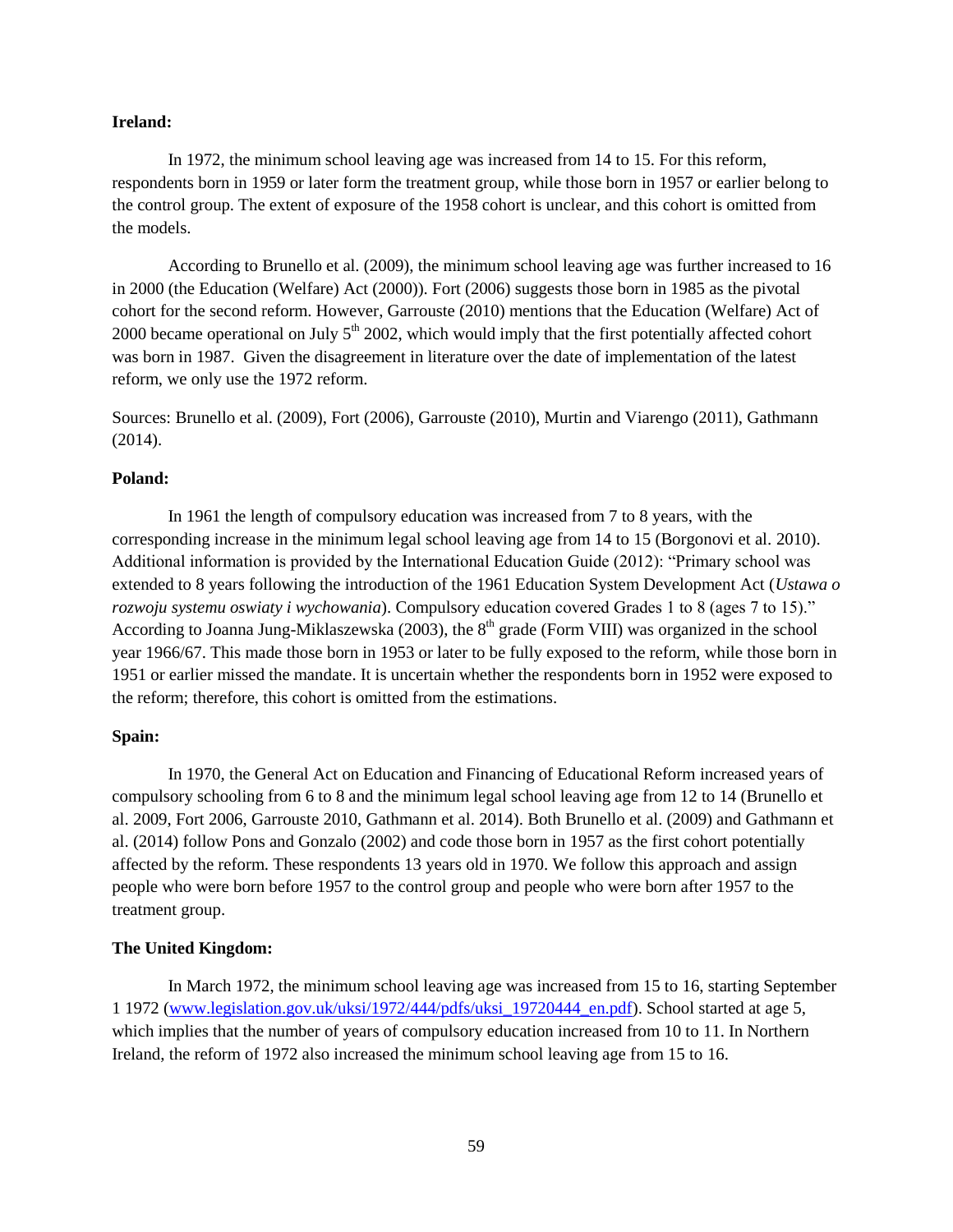**Ireland:**

In 1972, the minimum school leaving age was increased from 14 to 15. For this reform, respondents born in 1959 or later form the treatment group, while those born in 1957 or earlier belong to the control group. The extent of exposure of the 1958 cohort is unclear, and this cohort is omitted from the models.

According to Brunello et al. (2009), the minimum school leaving age was further increased to 16 in 2000 (the Education (Welfare) Act (2000)). Fort (2006) suggests those born in 1985 as the pivotal cohort for the second reform. However, Garrouste (2010) mentions that the Education (Welfare) Act of 2000 became operational on July 5th 2002, which would imply that the first potentially affected cohort was born in 1987. Given the disagreement in literature over the date of implementation of the latest reform, we only use the 1972 reform.

Sources: Brunello et al. (2009), Fort (2006), Garrouste (2010), Murtin and Viarengo (2011), Gathmann (2014).

**Poland:**

In 1961 the length of compulsory education was increased from 7 to 8 years, with the corresponding increase in the minimum legal school leaving age from 14 to 15 (Borgonovi et al. 2010). Additional information is provided by the International Education Guide (2012): "Primary school was extended to 8 years following the introduction of the 1961 Education System Development Act (*Ustawa o rozwoju systemu oswiaty i wychowania*). Compulsory education covered Grades 1 to 8 (ages 7 to 15)." According to Joanna Jung-Miklaszewska (2003), the 8th grade (Form VIII) was organized in the school year 1966/67. This made those born in 1953 or later to be fully exposed to the reform, while those born in 1951 or earlier missed the mandate. It is uncertain whether the respondents born in 1952 were exposed to the reform; therefore, this cohort is omitted from the estimations.

**Spain:**

In 1970, the General Act on Education and Financing of Educational Reform increased years of compulsory schooling from 6 to 8 and the minimum legal school leaving age from 12 to 14 (Brunello et al. 2009, Fort 2006, Garrouste 2010, Gathmann et al. 2014). Both Brunello et al. (2009) and Gathmann et al. (2014) follow Pons and Gonzalo (2002) and code those born in 1957 as the first cohort potentially affected by the reform. These respondents 13 years old in 1970. We follow this approach and assign people who were born before 1957 to the control group and people who were born after 1957 to the treatment group.

**The United Kingdom:**

In March 1972, the minimum school leaving age was increased from 15 to 16, starting September 1 1972 (www.legislation.gov.uk/uksi/1972/444/pdfs/uksi_19720444_en.pdf). School started at age 5, which implies that the number of years of compulsory education increased from 10 to 11. In Northern Ireland, the reform of 1972 also increased the minimum school leaving age from 15 to 16.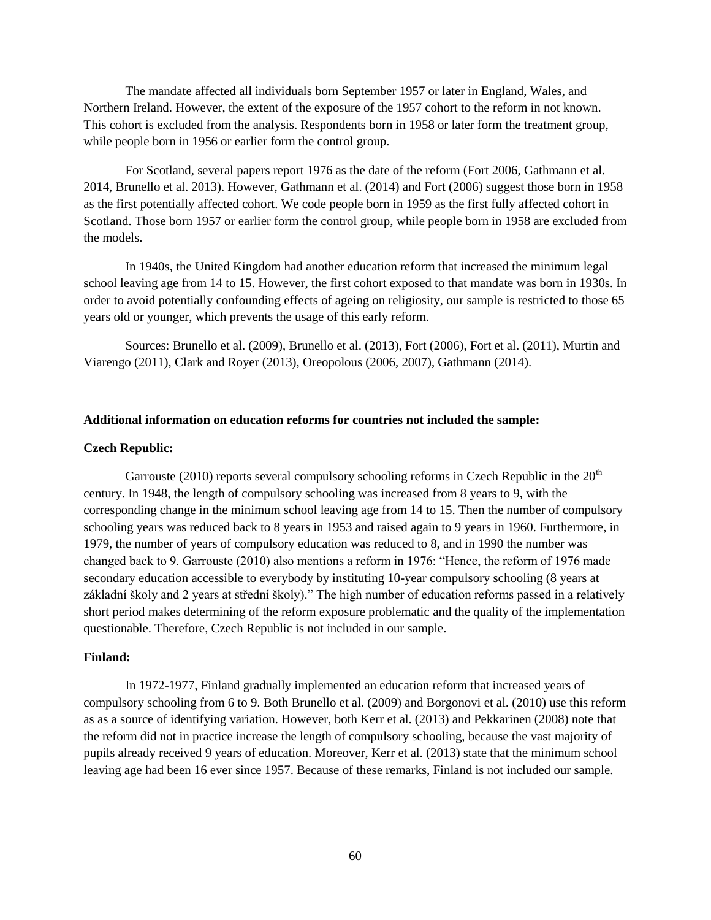The mandate affected all individuals born September 1957 or later in England, Wales, and Northern Ireland. However, the extent of the exposure of the 1957 cohort to the reform in not known. This cohort is excluded from the analysis. Respondents born in 1958 or later form the treatment group, while people born in 1956 or earlier form the control group.

For Scotland, several papers report 1976 as the date of the reform (Fort 2006, Gathmann et al. 2014, Brunello et al. 2013). However, Gathmann et al. (2014) and Fort (2006) suggest those born in 1958 as the first potentially affected cohort. We code people born in 1959 as the first fully affected cohort in Scotland. Those born 1957 or earlier form the control group, while people born in 1958 are excluded from the models.

In 1940s, the United Kingdom had another education reform that increased the minimum legal school leaving age from 14 to 15. However, the first cohort exposed to that mandate was born in 1930s. In order to avoid potentially confounding effects of ageing on religiosity, our sample is restricted to those 65 years old or younger, which prevents the usage of this early reform.

Sources: Brunello et al. (2009), Brunello et al. (2013), Fort (2006), Fort et al. (2011), Murtin and Viarengo (2011), Clark and Royer (2013), Oreopolous (2006, 2007), Gathmann (2014).

**Additional information on education reforms for countries not included the sample:**

**Czech Republic:**

Garrouste (2010) reports several compulsory schooling reforms in Czech Republic in the 20th century. In 1948, the length of compulsory schooling was increased from 8 years to 9, with the corresponding change in the minimum school leaving age from 14 to 15. Then the number of compulsory schooling years was reduced back to 8 years in 1953 and raised again to 9 years in 1960. Furthermore, in 1979, the number of years of compulsory education was reduced to 8, and in 1990 the number was changed back to 9. Garrouste (2010) also mentions a reform in 1976: "Hence, the reform of 1976 made secondary education accessible to everybody by instituting 10-year compulsory schooling (8 years at základní školy and 2 years at střední školy)." The high number of education reforms passed in a relatively short period makes determining of the reform exposure problematic and the quality of the implementation questionable. Therefore, Czech Republic is not included in our sample.

**Finland:**

In 1972-1977, Finland gradually implemented an education reform that increased years of compulsory schooling from 6 to 9. Both Brunello et al. (2009) and Borgonovi et al. (2010) use this reform as as a source of identifying variation. However, both Kerr et al. (2013) and Pekkarinen (2008) note that the reform did not in practice increase the length of compulsory schooling, because the vast majority of pupils already received 9 years of education. Moreover, Kerr et al. (2013) state that the minimum school leaving age had been 16 ever since 1957. Because of these remarks, Finland is not included our sample.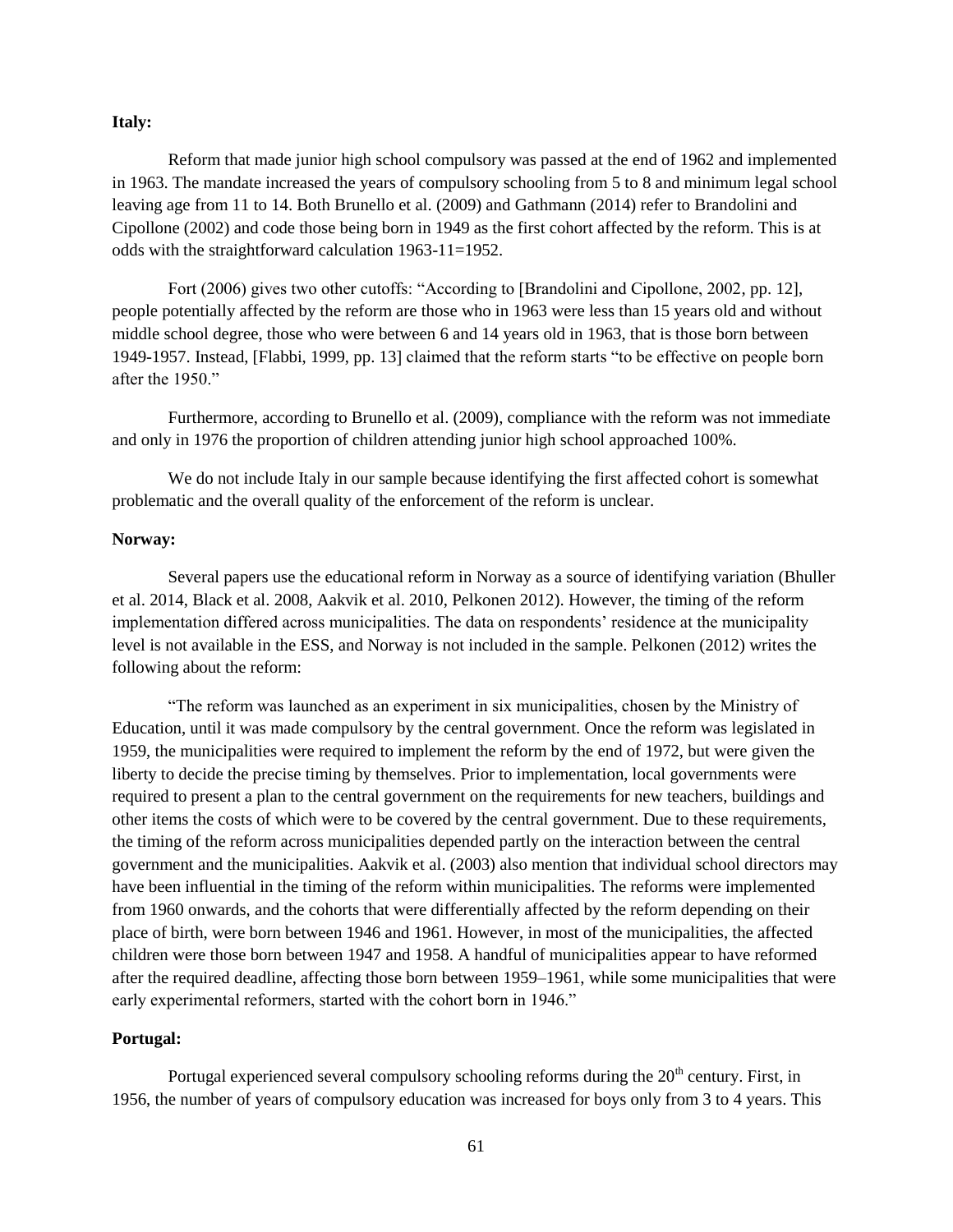**Italy:**

Reform that made junior high school compulsory was passed at the end of 1962 and implemented in 1963. The mandate increased the years of compulsory schooling from 5 to 8 and minimum legal school leaving age from 11 to 14. Both Brunello et al. (2009) and Gathmann (2014) refer to Brandolini and Cipollone (2002) and code those being born in 1949 as the first cohort affected by the reform. This is at odds with the straightforward calculation 1963-11=1952.

Fort (2006) gives two other cutoffs: "According to [Brandolini and Cipollone, 2002, pp. 12], people potentially affected by the reform are those who in 1963 were less than 15 years old and without middle school degree, those who were between 6 and 14 years old in 1963, that is those born between 1949-1957. Instead, [Flabbi, 1999, pp. 13] claimed that the reform starts "to be effective on people born after the 1950."

Furthermore, according to Brunello et al. (2009), compliance with the reform was not immediate and only in 1976 the proportion of children attending junior high school approached 100%.

We do not include Italy in our sample because identifying the first affected cohort is somewhat problematic and the overall quality of the enforcement of the reform is unclear.

**Norway:**

Several papers use the educational reform in Norway as a source of identifying variation (Bhuller et al. 2014, Black et al. 2008, Aakvik et al. 2010, Pelkonen 2012). However, the timing of the reform implementation differed across municipalities. The data on respondents' residence at the municipality level is not available in the ESS, and Norway is not included in the sample. Pelkonen (2012) writes the following about the reform:

"The reform was launched as an experiment in six municipalities, chosen by the Ministry of Education, until it was made compulsory by the central government. Once the reform was legislated in 1959, the municipalities were required to implement the reform by the end of 1972, but were given the liberty to decide the precise timing by themselves. Prior to implementation, local governments were required to present a plan to the central government on the requirements for new teachers, buildings and other items the costs of which were to be covered by the central government. Due to these requirements, the timing of the reform across municipalities depended partly on the interaction between the central government and the municipalities. Aakvik et al. (2003) also mention that individual school directors may have been influential in the timing of the reform within municipalities. The reforms were implemented from 1960 onwards, and the cohorts that were differentially affected by the reform depending on their place of birth, were born between 1946 and 1961. However, in most of the municipalities, the affected children were those born between 1947 and 1958. A handful of municipalities appear to have reformed after the required deadline, affecting those born between 1959–1961, while some municipalities that were early experimental reformers, started with the cohort born in 1946."

**Portugal:**

Portugal experienced several compulsory schooling reforms during the 20th century. First, in 1956, the number of years of compulsory education was increased for boys only from 3 to 4 years. This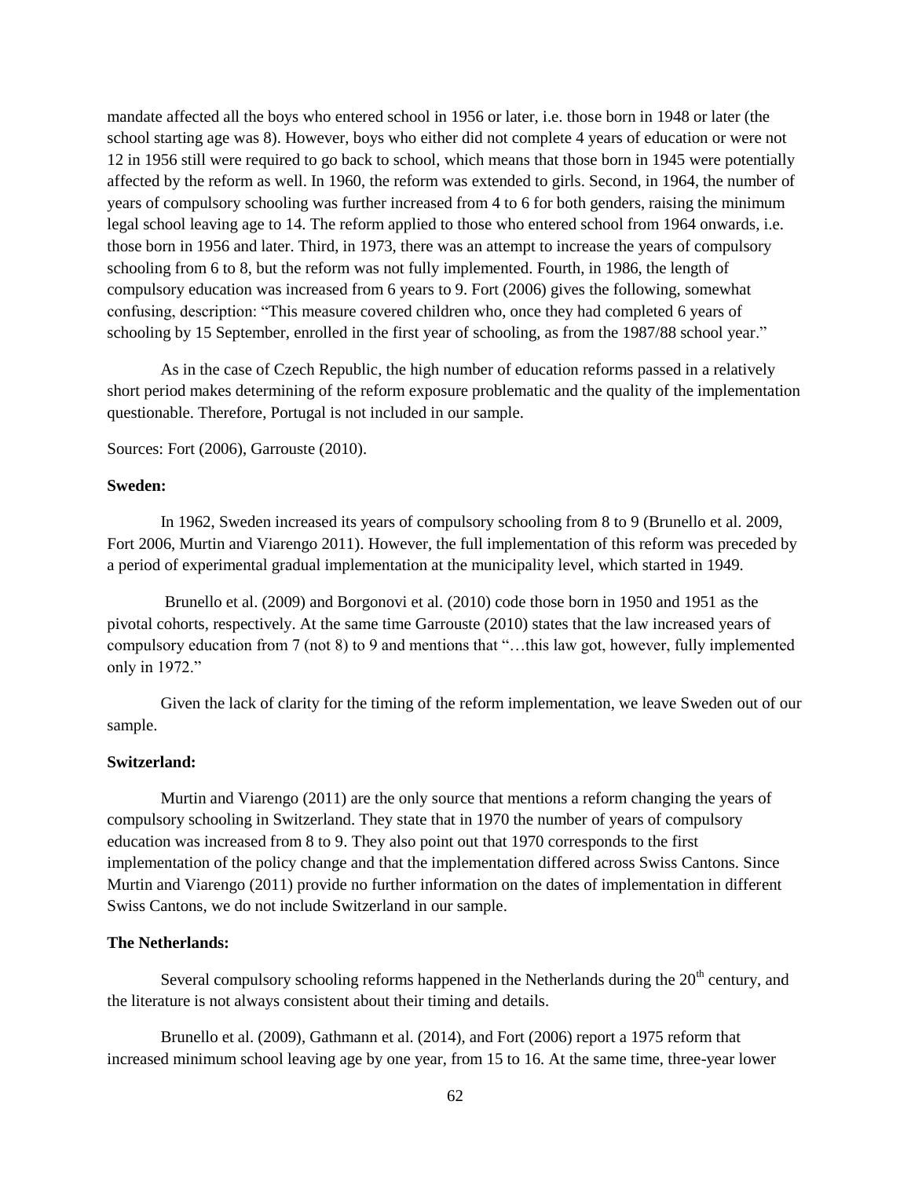mandate affected all the boys who entered school in 1956 or later, i.e. those born in 1948 or later (the school starting age was 8). However, boys who either did not complete 4 years of education or were not 12 in 1956 still were required to go back to school, which means that those born in 1945 were potentially affected by the reform as well. In 1960, the reform was extended to girls. Second, in 1964, the number of years of compulsory schooling was further increased from 4 to 6 for both genders, raising the minimum legal school leaving age to 14. The reform applied to those who entered school from 1964 onwards, i.e. those born in 1956 and later. Third, in 1973, there was an attempt to increase the years of compulsory schooling from 6 to 8, but the reform was not fully implemented. Fourth, in 1986, the length of compulsory education was increased from 6 years to 9. Fort (2006) gives the following, somewhat confusing, description: "This measure covered children who, once they had completed 6 years of schooling by 15 September, enrolled in the first year of schooling, as from the 1987/88 school year."

As in the case of Czech Republic, the high number of education reforms passed in a relatively short period makes determining of the reform exposure problematic and the quality of the implementation questionable. Therefore, Portugal is not included in our sample.

Sources: Fort (2006), Garrouste (2010).

**Sweden:**

In 1962, Sweden increased its years of compulsory schooling from 8 to 9 (Brunello et al. 2009, Fort 2006, Murtin and Viarengo 2011). However, the full implementation of this reform was preceded by a period of experimental gradual implementation at the municipality level, which started in 1949.

Brunello et al. (2009) and Borgonovi et al. (2010) code those born in 1950 and 1951 as the pivotal cohorts, respectively. At the same time Garrouste (2010) states that the law increased years of compulsory education from 7 (not 8) to 9 and mentions that "…this law got, however, fully implemented only in 1972."

Given the lack of clarity for the timing of the reform implementation, we leave Sweden out of our sample.

**Switzerland:**

Murtin and Viarengo (2011) are the only source that mentions a reform changing the years of compulsory schooling in Switzerland. They state that in 1970 the number of years of compulsory education was increased from 8 to 9. They also point out that 1970 corresponds to the first implementation of the policy change and that the implementation differed across Swiss Cantons. Since Murtin and Viarengo (2011) provide no further information on the dates of implementation in different Swiss Cantons, we do not include Switzerland in our sample.

**The Netherlands:**

Several compulsory schooling reforms happened in the Netherlands during the 20th century, and the literature is not always consistent about their timing and details.

Brunello et al. (2009), Gathmann et al. (2014), and Fort (2006) report a 1975 reform that increased minimum school leaving age by one year, from 15 to 16. At the same time, three-year lower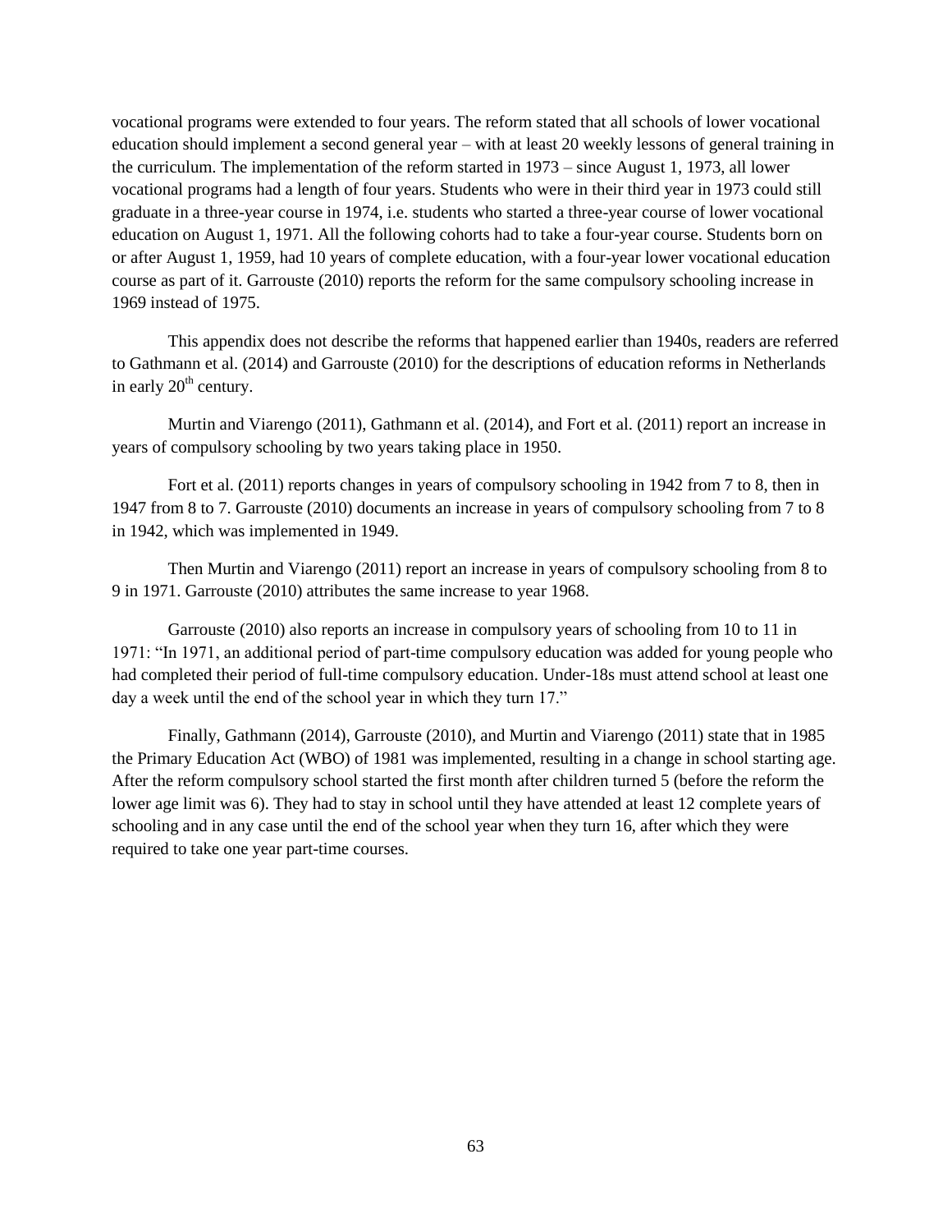vocational programs were extended to four years. The reform stated that all schools of lower vocational education should implement a second general year – with at least 20 weekly lessons of general training in the curriculum. The implementation of the reform started in 1973 – since August 1, 1973, all lower vocational programs had a length of four years. Students who were in their third year in 1973 could still graduate in a three-year course in 1974, i.e. students who started a three-year course of lower vocational education on August 1, 1971. All the following cohorts had to take a four-year course. Students born on or after August 1, 1959, had 10 years of complete education, with a four-year lower vocational education course as part of it. Garrouste (2010) reports the reform for the same compulsory schooling increase in 1969 instead of 1975.

This appendix does not describe the reforms that happened earlier than 1940s, readers are referred to Gathmann et al. (2014) and Garrouste (2010) for the descriptions of education reforms in Netherlands in early 20th century.

Murtin and Viarengo (2011), Gathmann et al. (2014), and Fort et al. (2011) report an increase in years of compulsory schooling by two years taking place in 1950.

Fort et al. (2011) reports changes in years of compulsory schooling in 1942 from 7 to 8, then in 1947 from 8 to 7. Garrouste (2010) documents an increase in years of compulsory schooling from 7 to 8 in 1942, which was implemented in 1949.

Then Murtin and Viarengo (2011) report an increase in years of compulsory schooling from 8 to 9 in 1971. Garrouste (2010) attributes the same increase to year 1968.

Garrouste (2010) also reports an increase in compulsory years of schooling from 10 to 11 in 1971: "In 1971, an additional period of part-time compulsory education was added for young people who had completed their period of full-time compulsory education. Under-18s must attend school at least one day a week until the end of the school year in which they turn 17."

Finally, Gathmann (2014), Garrouste (2010), and Murtin and Viarengo (2011) state that in 1985 the Primary Education Act (WBO) of 1981 was implemented, resulting in a change in school starting age. After the reform compulsory school started the first month after children turned 5 (before the reform the lower age limit was 6). They had to stay in school until they have attended at least 12 complete years of schooling and in any case until the end of the school year when they turn 16, after which they were required to take one year part-time courses.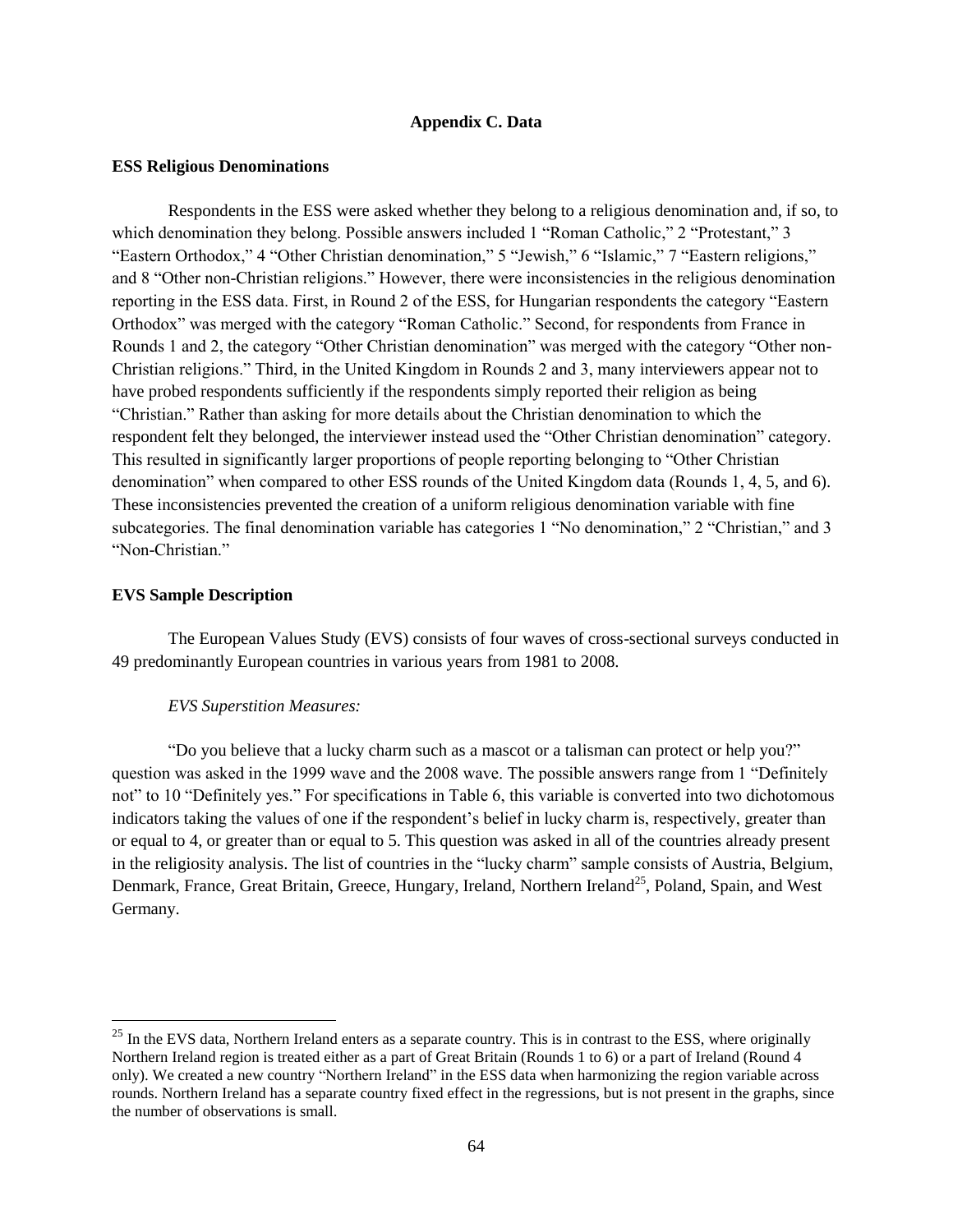# Appendix C. Data

**ESS Religious Denominations**

Respondents in the ESS were asked whether they belong to a religious denomination and, if so, to which denomination they belong. Possible answers included 1 "Roman Catholic," 2 "Protestant," 3 "Eastern Orthodox," 4 "Other Christian denomination," 5 "Jewish," 6 "Islamic," 7 "Eastern religions," and 8 "Other non-Christian religions." However, there were inconsistencies in the religious denomination reporting in the ESS data. First, in Round 2 of the ESS, for Hungarian respondents the category "Eastern Orthodox" was merged with the category "Roman Catholic." Second, for respondents from France in Rounds 1 and 2, the category "Other Christian denomination" was merged with the category "Other non-Christian religions." Third, in the United Kingdom in Rounds 2 and 3, many interviewers appear not to have probed respondents sufficiently if the respondents simply reported their religion as being "Christian." Rather than asking for more details about the Christian denomination to which the respondent felt they belonged, the interviewer instead used the "Other Christian denomination" category. This resulted in significantly larger proportions of people reporting belonging to "Other Christian denomination" when compared to other ESS rounds of the United Kingdom data (Rounds 1, 4, 5, and 6). These inconsistencies prevented the creation of a uniform religious denomination variable with fine subcategories. The final denomination variable has categories 1 "No denomination," 2 "Christian," and 3 "Non-Christian."

**EVS Sample Description**

The European Values Study (EVS) consists of four waves of cross-sectional surveys conducted in 49 predominantly European countries in various years from 1981 to 2008.

*EVS Superstition Measures:*

"Do you believe that a lucky charm such as a mascot or a talisman can protect or help you?" question was asked in the 1999 wave and the 2008 wave. The possible answers range from 1 "Definitely not" to 10 "Definitely yes." For specifications in Table 6, this variable is converted into two dichotomous indicators taking the values of one if the respondent's belief in lucky charm is, respectively, greater than or equal to 4, or greater than or equal to 5. This question was asked in all of the countries already present in the religiosity analysis. The list of countries in the "lucky charm" sample consists of Austria, Belgium, Denmark, France, Great Britain, Greece, Hungary, Ireland, Northern Ireland[25], Poland, Spain, and West Germany.

[25] In the EVS data, Northern Ireland enters as a separate country. This is in contrast to the ESS, where originally Northern Ireland region is treated either as a part of Great Britain (Rounds 1 to 6) or a part of Ireland (Round 4 only). We created a new country "Northern Ireland" in the ESS data when harmonizing the region variable across rounds. Northern Ireland has a separate country fixed effect in the regressions, but is not present in the graphs, since the number of observations is small.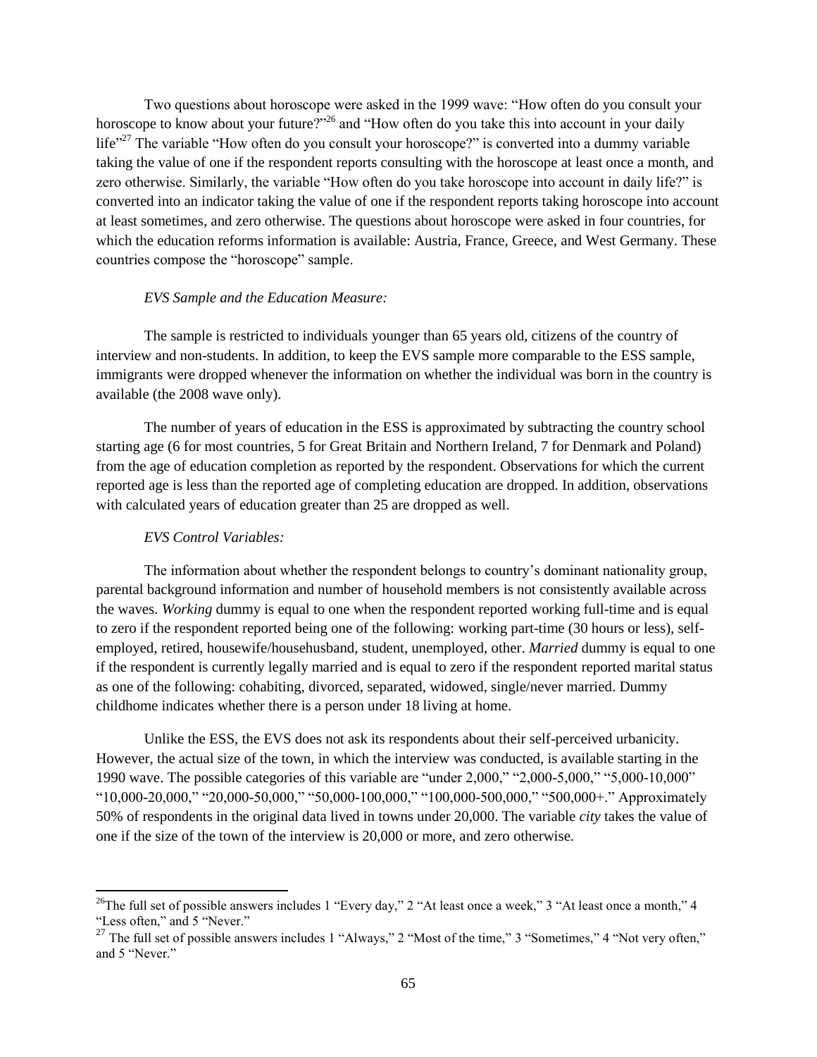Two questions about horoscope were asked in the 1999 wave: "How often do you consult your horoscope to know about your future?"[26] and "How often do you take this into account in your daily life"[27] The variable "How often do you consult your horoscope?" is converted into a dummy variable taking the value of one if the respondent reports consulting with the horoscope at least once a month, and zero otherwise. Similarly, the variable "How often do you take horoscope into account in daily life?" is converted into an indicator taking the value of one if the respondent reports taking horoscope into account at least sometimes, and zero otherwise. The questions about horoscope were asked in four countries, for which the education reforms information is available: Austria, France, Greece, and West Germany. These countries compose the "horoscope" sample.

*EVS Sample and the Education Measure:*

The sample is restricted to individuals younger than 65 years old, citizens of the country of interview and non-students. In addition, to keep the EVS sample more comparable to the ESS sample, immigrants were dropped whenever the information on whether the individual was born in the country is available (the 2008 wave only).

The number of years of education in the ESS is approximated by subtracting the country school starting age (6 for most countries, 5 for Great Britain and Northern Ireland, 7 for Denmark and Poland) from the age of education completion as reported by the respondent. Observations for which the current reported age is less than the reported age of completing education are dropped. In addition, observations with calculated years of education greater than 25 are dropped as well.

*EVS Control Variables:*

The information about whether the respondent belongs to country's dominant nationality group, parental background information and number of household members is not consistently available across the waves. *Working* dummy is equal to one when the respondent reported working full-time and is equal to zero if the respondent reported being one of the following: working part-time (30 hours or less), self-employed, retired, housewife/househusband, student, unemployed, other. *Married* dummy is equal to one if the respondent is currently legally married and is equal to zero if the respondent reported marital status as one of the following: cohabiting, divorced, separated, widowed, single/never married. Dummy childhome indicates whether there is a person under 18 living at home.

Unlike the ESS, the EVS does not ask its respondents about their self-perceived urbanicity. However, the actual size of the town, in which the interview was conducted, is available starting in the 1990 wave. The possible categories of this variable are "under 2,000," "2,000-5,000," "5,000-10,000" "10,000-20,000," "20,000-50,000," "50,000-100,000," "100,000-500,000," "500,000+." Approximately 50% of respondents in the original data lived in towns under 20,000. The variable *city* takes the value of one if the size of the town of the interview is 20,000 or more, and zero otherwise.

---

[26]The full set of possible answers includes 1 "Every day," 2 "At least once a week," 3 "At least once a month," 4 "Less often," and 5 "Never."

[27] The full set of possible answers includes 1 "Always," 2 "Most of the time," 3 "Sometimes," 4 "Not very often," and 5 "Never."